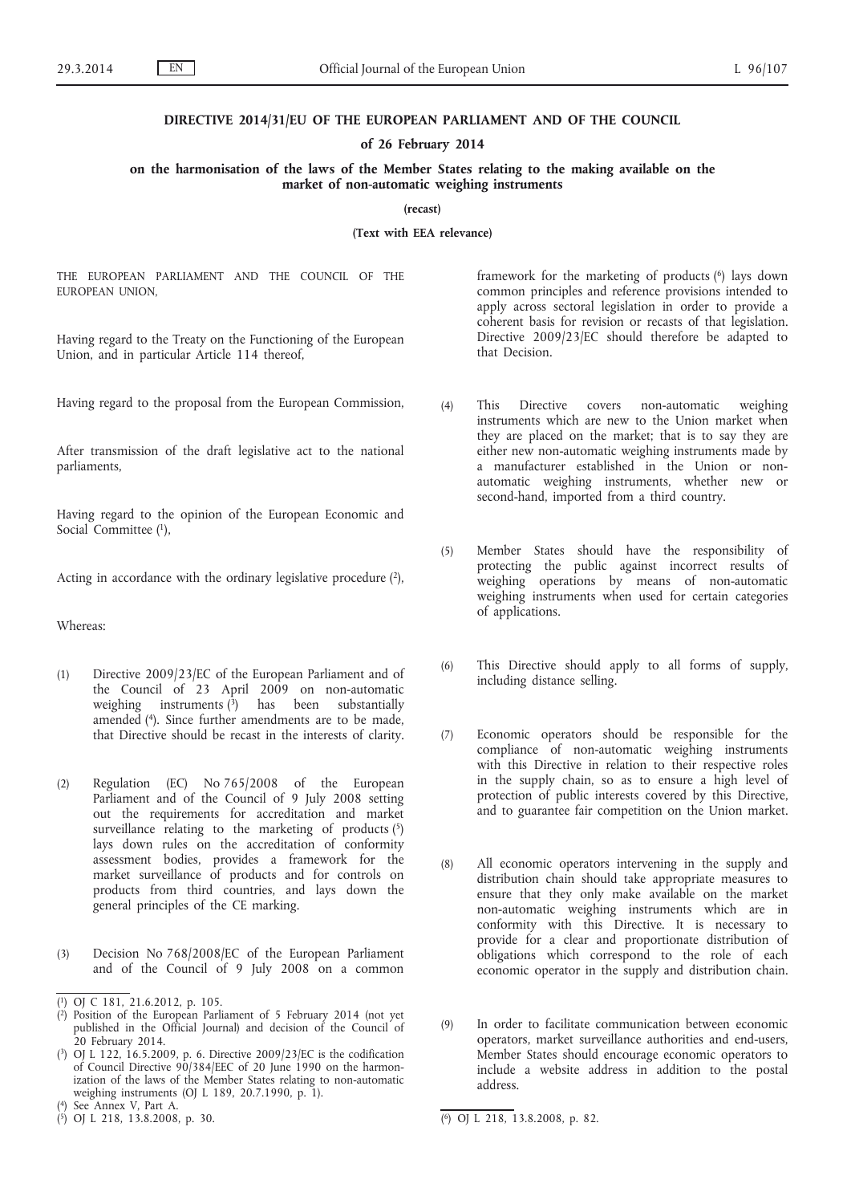# DIRECTIVE 2014/31/EU OF THE EUROPEAN PARLIAMENT AND OF THE COUNCIL

**of 26 February 2014**

**on the harmonisation of the laws of the Member States relating to the making available on the market of non-automatic weighing instruments**

**(recast)**

**(Text with EEA relevance)**

THE EUROPEAN PARLIAMENT AND THE COUNCIL OF THE EUROPEAN UNION,

Having regard to the Treaty on the Functioning of the European Union, and in particular Article 114 thereof,

Having regard to the proposal from the European Commission,

After transmission of the draft legislative act to the national parliaments,

Having regard to the opinion of the European Economic and Social Committee [1],

Acting in accordance with the ordinary legislative procedure [2],

Whereas:

(1) Directive 2009/23/EC of the European Parliament and of the Council of 23 April 2009 on non-automatic weighing instruments [3] has been substantially amended [4]. Since further amendments are to be made, that Directive should be recast in the interests of clarity.

(2) Regulation (EC) No 765/2008 of the European Parliament and of the Council of 9 July 2008 setting out the requirements for accreditation and market surveillance relating to the marketing of products [5] lays down rules on the accreditation of conformity assessment bodies, provides a framework for the market surveillance of products and for controls on products from third countries, and lays down the general principles of the CE marking.

(3) Decision No 768/2008/EC of the European Parliament and of the Council of 9 July 2008 on a common framework for the marketing of products [6] lays down common principles and reference provisions intended to apply across sectoral legislation in order to provide a coherent basis for revision or recasts of that legislation. Directive 2009/23/EC should therefore be adapted to that Decision.

(4) This Directive covers non-automatic weighing instruments which are new to the Union market when they are placed on the market; that is to say they are either new non-automatic weighing instruments made by a manufacturer established in the Union or non-automatic weighing instruments, whether new or second-hand, imported from a third country.

(5) Member States should have the responsibility of protecting the public against incorrect results of weighing operations by means of non-automatic weighing instruments when used for certain categories of applications.

(6) This Directive should apply to all forms of supply, including distance selling.

(7) Economic operators should be responsible for the compliance of non-automatic weighing instruments with this Directive in relation to their respective roles in the supply chain, so as to ensure a high level of protection of public interests covered by this Directive, and to guarantee fair competition on the Union market.

(8) All economic operators intervening in the supply and distribution chain should take appropriate measures to ensure that they only make available on the market non-automatic weighing instruments which are in conformity with this Directive. It is necessary to provide for a clear and proportionate distribution of obligations which correspond to the role of each economic operator in the supply and distribution chain.

(9) In order to facilitate communication between economic operators, market surveillance authorities and end-users, Member States should encourage economic operators to include a website address in addition to the postal address.

---

[1] OJ C 181, 21.6.2012, p. 105.

[2] Position of the European Parliament of 5 February 2014 (not yet published in the Official Journal) and decision of the Council of 20 February 2014.

[3] OJ L 122, 16.5.2009, p. 6. Directive 2009/23/EC is the codification of Council Directive 90/384/EEC of 20 June 1990 on the harmonization of the laws of the Member States relating to non-automatic weighing instruments (OJ L 189, 20.7.1990, p. 1).

[4] See Annex V, Part A.

[5] OJ L 218, 13.8.2008, p. 30.

[6] OJ L 218, 13.8.2008, p. 82.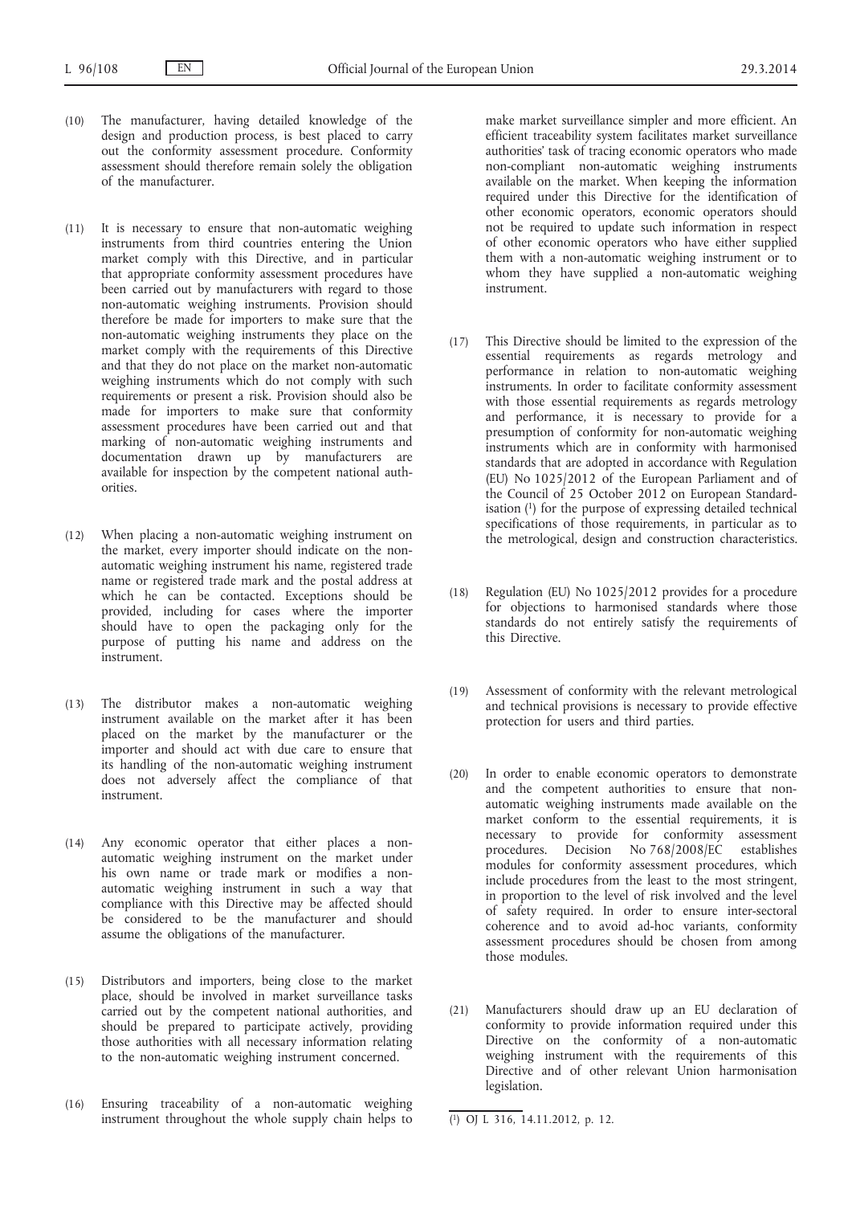(10) The manufacturer, having detailed knowledge of the design and production process, is best placed to carry out the conformity assessment procedure. Conformity assessment should therefore remain solely the obligation of the manufacturer.

(11) It is necessary to ensure that non-automatic weighing instruments from third countries entering the Union market comply with this Directive, and in particular that appropriate conformity assessment procedures have been carried out by manufacturers with regard to those non-automatic weighing instruments. Provision should therefore be made for importers to make sure that the non-automatic weighing instruments they place on the market comply with the requirements of this Directive and that they do not place on the market non-automatic weighing instruments which do not comply with such requirements or present a risk. Provision should also be made for importers to make sure that conformity assessment procedures have been carried out and that marking of non-automatic weighing instruments and documentation drawn up by manufacturers are available for inspection by the competent national authorities.

(12) When placing a non-automatic weighing instrument on the market, every importer should indicate on the non-automatic weighing instrument his name, registered trade name or registered trade mark and the postal address at which he can be contacted. Exceptions should be provided, including for cases where the importer should have to open the packaging only for the purpose of putting his name and address on the instrument.

(13) The distributor makes a non-automatic weighing instrument available on the market after it has been placed on the market by the manufacturer or the importer and should act with due care to ensure that its handling of the non-automatic weighing instrument does not adversely affect the compliance of that instrument.

(14) Any economic operator that either places a non-automatic weighing instrument on the market under his own name or trade mark or modifies a non-automatic weighing instrument in such a way that compliance with this Directive may be affected should be considered to be the manufacturer and should assume the obligations of the manufacturer.

(15) Distributors and importers, being close to the market place, should be involved in market surveillance tasks carried out by the competent national authorities, and should be prepared to participate actively, providing those authorities with all necessary information relating to the non-automatic weighing instrument concerned.

(16) Ensuring traceability of a non-automatic weighing instrument throughout the whole supply chain helps to make market surveillance simpler and more efficient. An efficient traceability system facilitates market surveillance authorities' task of tracing economic operators who made non-compliant non-automatic weighing instruments available on the market. When keeping the information required under this Directive for the identification of other economic operators, economic operators should not be required to update such information in respect of other economic operators who have either supplied them with a non-automatic weighing instrument or to whom they have supplied a non-automatic weighing instrument.

(17) This Directive should be limited to the expression of the essential requirements as regards metrology and performance in relation to non-automatic weighing instruments. In order to facilitate conformity assessment with those essential requirements as regards metrology and performance, it is necessary to provide for a presumption of conformity for non-automatic weighing instruments which are in conformity with harmonised standards that are adopted in accordance with Regulation (EU) No 1025/2012 of the European Parliament and of the Council of 25 October 2012 on European Standardisation [1] for the purpose of expressing detailed technical specifications of those requirements, in particular as to the metrological, design and construction characteristics.

(18) Regulation (EU) No 1025/2012 provides for a procedure for objections to harmonised standards where those standards do not entirely satisfy the requirements of this Directive.

(19) Assessment of conformity with the relevant metrological and technical provisions is necessary to provide effective protection for users and third parties.

(20) In order to enable economic operators to demonstrate and the competent authorities to ensure that non-automatic weighing instruments made available on the market conform to the essential requirements, it is necessary to provide for conformity assessment procedures. Decision No 768/2008/EC establishes modules for conformity assessment procedures, which include procedures from the least to the most stringent, in proportion to the level of risk involved and the level of safety required. In order to ensure inter-sectoral coherence and to avoid ad-hoc variants, conformity assessment procedures should be chosen from among those modules.

(21) Manufacturers should draw up an EU declaration of conformity to provide information required under this Directive on the conformity of a non-automatic weighing instrument with the requirements of this Directive and of other relevant Union harmonisation legislation.

---

[1] OJ L 316, 14.11.2012, p. 12.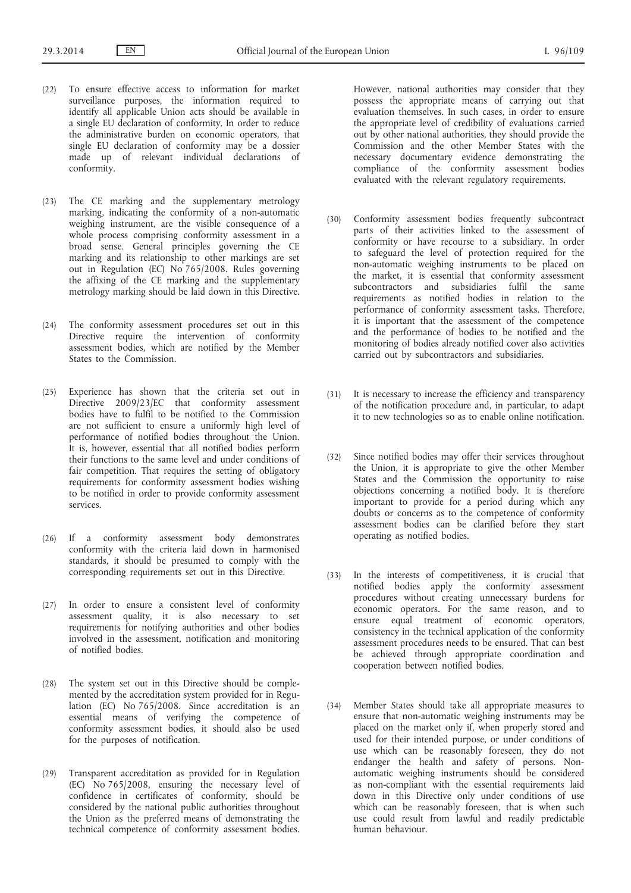(22) To ensure effective access to information for market surveillance purposes, the information required to identify all applicable Union acts should be available in a single EU declaration of conformity. In order to reduce the administrative burden on economic operators, that single EU declaration of conformity may be a dossier made up of relevant individual declarations of conformity.

(23) The CE marking and the supplementary metrology marking, indicating the conformity of a non-automatic weighing instrument, are the visible consequence of a whole process comprising conformity assessment in a broad sense. General principles governing the CE marking and its relationship to other markings are set out in Regulation (EC) No 765/2008. Rules governing the affixing of the CE marking and the supplementary metrology marking should be laid down in this Directive.

(24) The conformity assessment procedures set out in this Directive require the intervention of conformity assessment bodies, which are notified by the Member States to the Commission.

(25) Experience has shown that the criteria set out in Directive 2009/23/EC that conformity assessment bodies have to fulfil to be notified to the Commission are not sufficient to ensure a uniformly high level of performance of notified bodies throughout the Union. It is, however, essential that all notified bodies perform their functions to the same level and under conditions of fair competition. That requires the setting of obligatory requirements for conformity assessment bodies wishing to be notified in order to provide conformity assessment services.

(26) If a conformity assessment body demonstrates conformity with the criteria laid down in harmonised standards, it should be presumed to comply with the corresponding requirements set out in this Directive.

(27) In order to ensure a consistent level of conformity assessment quality, it is also necessary to set requirements for notifying authorities and other bodies involved in the assessment, notification and monitoring of notified bodies.

(28) The system set out in this Directive should be complemented by the accreditation system provided for in Regulation (EC) No 765/2008. Since accreditation is an essential means of verifying the competence of conformity assessment bodies, it should also be used for the purposes of notification.

(29) Transparent accreditation as provided for in Regulation (EC) No 765/2008, ensuring the necessary level of confidence in certificates of conformity, should be considered by the national public authorities throughout the Union as the preferred means of demonstrating the technical competence of conformity assessment bodies. However, national authorities may consider that they possess the appropriate means of carrying out that evaluation themselves. In such cases, in order to ensure the appropriate level of credibility of evaluations carried out by other national authorities, they should provide the Commission and the other Member States with the necessary documentary evidence demonstrating the compliance of the conformity assessment bodies evaluated with the relevant regulatory requirements.

(30) Conformity assessment bodies frequently subcontract parts of their activities linked to the assessment of conformity or have recourse to a subsidiary. In order to safeguard the level of protection required for the non-automatic weighing instruments to be placed on the market, it is essential that conformity assessment subcontractors and subsidiaries fulfil the same requirements as notified bodies in relation to the performance of conformity assessment tasks. Therefore, it is important that the assessment of the competence and the performance of bodies to be notified and the monitoring of bodies already notified cover also activities carried out by subcontractors and subsidiaries.

(31) It is necessary to increase the efficiency and transparency of the notification procedure and, in particular, to adapt it to new technologies so as to enable online notification.

(32) Since notified bodies may offer their services throughout the Union, it is appropriate to give the other Member States and the Commission the opportunity to raise objections concerning a notified body. It is therefore important to provide for a period during which any doubts or concerns as to the competence of conformity assessment bodies can be clarified before they start operating as notified bodies.

(33) In the interests of competitiveness, it is crucial that notified bodies apply the conformity assessment procedures without creating unnecessary burdens for economic operators. For the same reason, and to ensure equal treatment of economic operators, consistency in the technical application of the conformity assessment procedures needs to be ensured. That can best be achieved through appropriate coordination and cooperation between notified bodies.

(34) Member States should take all appropriate measures to ensure that non-automatic weighing instruments may be placed on the market only if, when properly stored and used for their intended purpose, or under conditions of use which can be reasonably foreseen, they do not endanger the health and safety of persons. Non-automatic weighing instruments should be considered as non-compliant with the essential requirements laid down in this Directive only under conditions of use which can be reasonably foreseen, that is when such use could result from lawful and readily predictable human behaviour.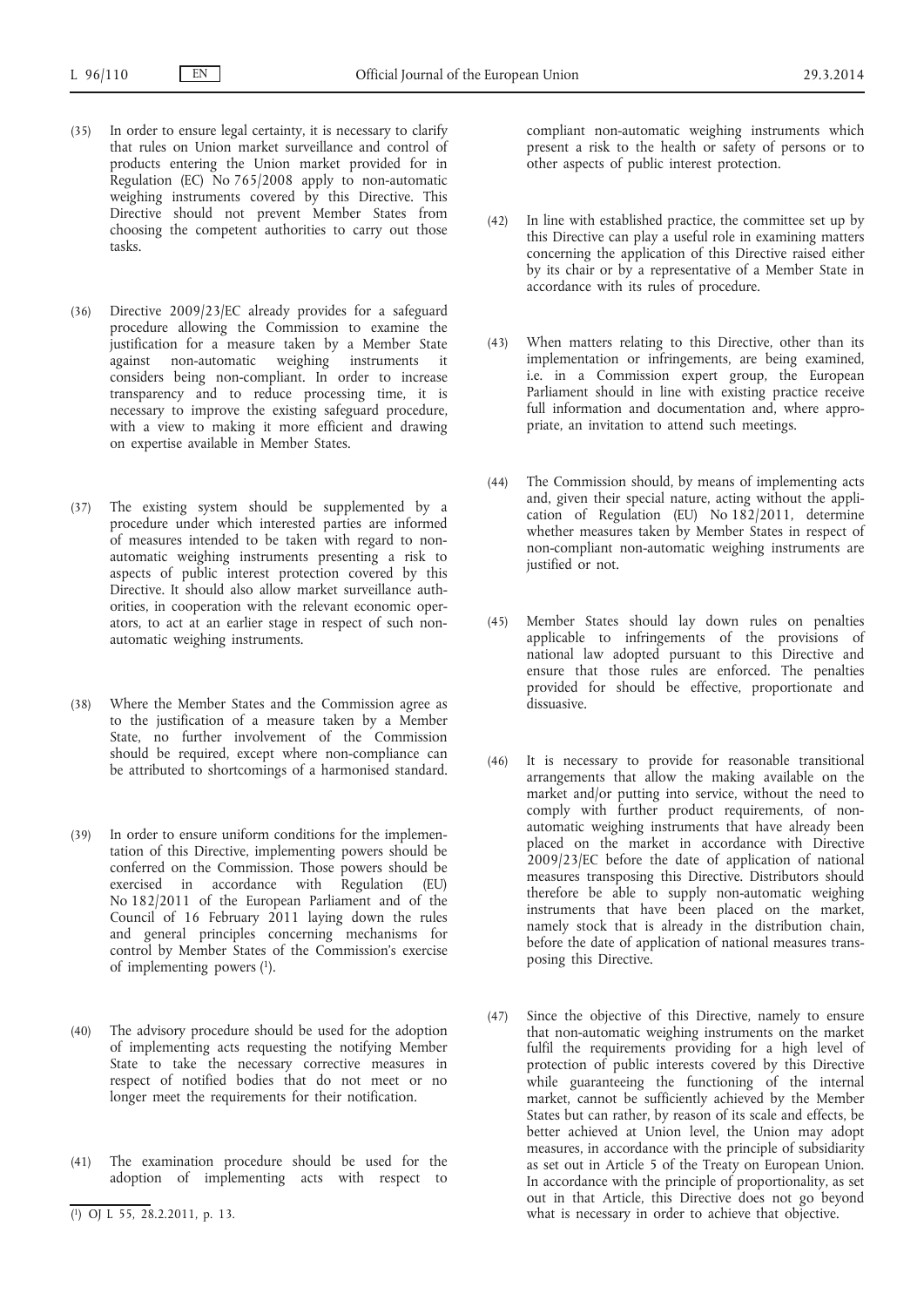(35) In order to ensure legal certainty, it is necessary to clarify that rules on Union market surveillance and control of products entering the Union market provided for in Regulation (EC) No 765/2008 apply to non-automatic weighing instruments covered by this Directive. This Directive should not prevent Member States from choosing the competent authorities to carry out those tasks.

(36) Directive 2009/23/EC already provides for a safeguard procedure allowing the Commission to examine the justification for a measure taken by a Member State against non-automatic weighing instruments it considers being non-compliant. In order to increase transparency and to reduce processing time, it is necessary to improve the existing safeguard procedure, with a view to making it more efficient and drawing on expertise available in Member States.

(37) The existing system should be supplemented by a procedure under which interested parties are informed of measures intended to be taken with regard to non-automatic weighing instruments presenting a risk to aspects of public interest protection covered by this Directive. It should also allow market surveillance authorities, in cooperation with the relevant economic operators, to act at an earlier stage in respect of such non-automatic weighing instruments.

(38) Where the Member States and the Commission agree as to the justification of a measure taken by a Member State, no further involvement of the Commission should be required, except where non-compliance can be attributed to shortcomings of a harmonised standard.

(39) In order to ensure uniform conditions for the implementation of this Directive, implementing powers should be conferred on the Commission. Those powers should be exercised in accordance with Regulation (EU) No 182/2011 of the European Parliament and of the Council of 16 February 2011 laying down the rules and general principles concerning mechanisms for control by Member States of the Commission's exercise of implementing powers [1].

(40) The advisory procedure should be used for the adoption of implementing acts requesting the notifying Member State to take the necessary corrective measures in respect of notified bodies that do not meet or no longer meet the requirements for their notification.

(41) The examination procedure should be used for the adoption of implementing acts with respect to compliant non-automatic weighing instruments which present a risk to the health or safety of persons or to other aspects of public interest protection.

(42) In line with established practice, the committee set up by this Directive can play a useful role in examining matters concerning the application of this Directive raised either by its chair or by a representative of a Member State in accordance with its rules of procedure.

(43) When matters relating to this Directive, other than its implementation or infringements, are being examined, i.e. in a Commission expert group, the European Parliament should in line with existing practice receive full information and documentation and, where appropriate, an invitation to attend such meetings.

(44) The Commission should, by means of implementing acts and, given their special nature, acting without the application of Regulation (EU) No 182/2011, determine whether measures taken by Member States in respect of non-compliant non-automatic weighing instruments are justified or not.

(45) Member States should lay down rules on penalties applicable to infringements of the provisions of national law adopted pursuant to this Directive and ensure that those rules are enforced. The penalties provided for should be effective, proportionate and dissuasive.

(46) It is necessary to provide for reasonable transitional arrangements that allow the making available on the market and/or putting into service, without the need to comply with further product requirements, of non-automatic weighing instruments that have already been placed on the market in accordance with Directive 2009/23/EC before the date of application of national measures transposing this Directive. Distributors should therefore be able to supply non-automatic weighing instruments that have been placed on the market, namely stock that is already in the distribution chain, before the date of application of national measures transposing this Directive.

(47) Since the objective of this Directive, namely to ensure that non-automatic weighing instruments on the market fulfil the requirements providing for a high level of protection of public interests covered by this Directive while guaranteeing the functioning of the internal market, cannot be sufficiently achieved by the Member States but can rather, by reason of its scale and effects, be better achieved at Union level, the Union may adopt measures, in accordance with the principle of subsidiarity as set out in Article 5 of the Treaty on European Union. In accordance with the principle of proportionality, as set out in that Article, this Directive does not go beyond what is necessary in order to achieve that objective.

---

[1] OJ L 55, 28.2.2011, p. 13.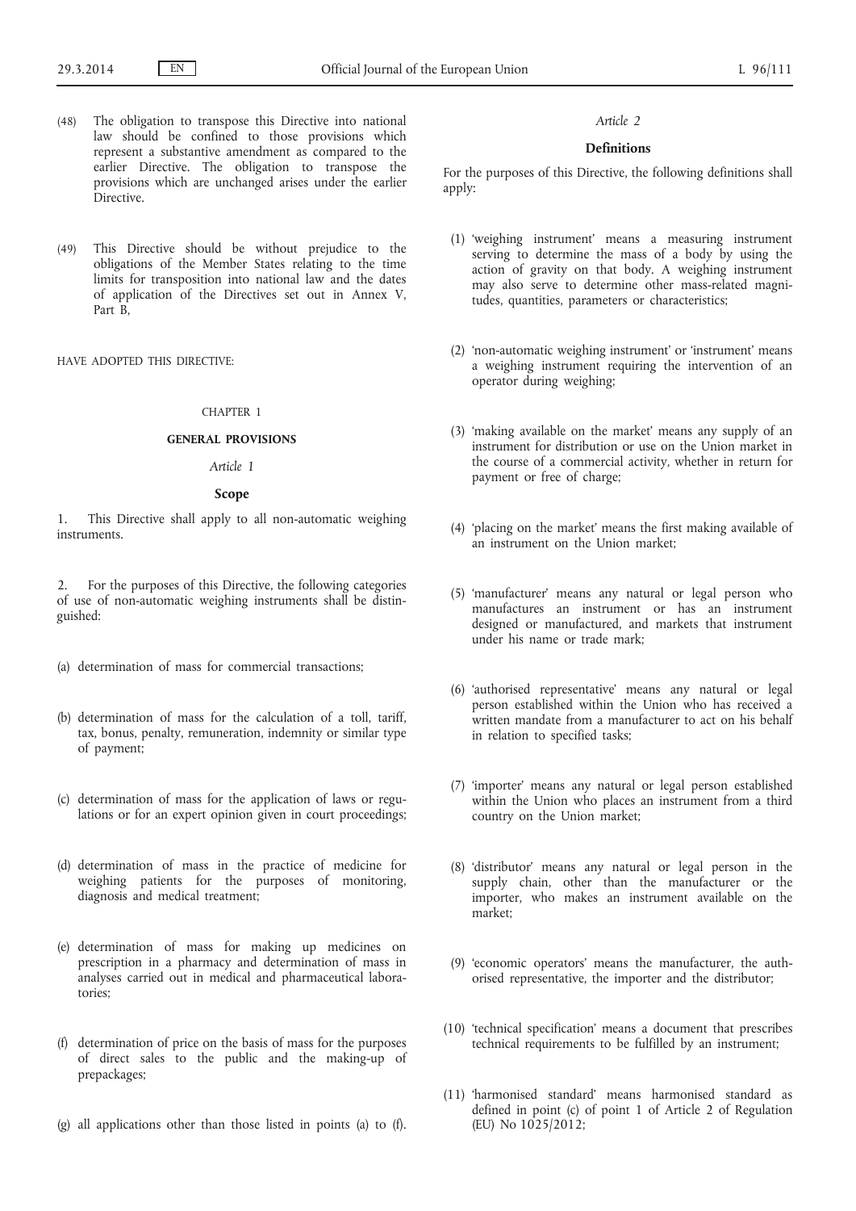(48) The obligation to transpose this Directive into national law should be confined to those provisions which represent a substantive amendment as compared to the earlier Directive. The obligation to transpose the provisions which are unchanged arises under the earlier Directive.

(49) This Directive should be without prejudice to the obligations of the Member States relating to the time limits for transposition into national law and the dates of application of the Directives set out in Annex V, Part B,

HAVE ADOPTED THIS DIRECTIVE:

CHAPTER 1

## GENERAL PROVISIONS

*Article 1*

### Scope

1. This Directive shall apply to all non-automatic weighing instruments.

2. For the purposes of this Directive, the following categories of use of non-automatic weighing instruments shall be distinguished:

(a) determination of mass for commercial transactions;

(b) determination of mass for the calculation of a toll, tariff, tax, bonus, penalty, remuneration, indemnity or similar type of payment;

(c) determination of mass for the application of laws or regulations or for an expert opinion given in court proceedings;

(d) determination of mass in the practice of medicine for weighing patients for the purposes of monitoring, diagnosis and medical treatment;

(e) determination of mass for making up medicines on prescription in a pharmacy and determination of mass in analyses carried out in medical and pharmaceutical laboratories;

(f) determination of price on the basis of mass for the purposes of direct sales to the public and the making-up of prepackages;

(g) all applications other than those listed in points (a) to (f).

*Article 2*

### Definitions

For the purposes of this Directive, the following definitions shall apply:

(1) 'weighing instrument' means a measuring instrument serving to determine the mass of a body by using the action of gravity on that body. A weighing instrument may also serve to determine other mass-related magnitudes, quantities, parameters or characteristics;

(2) 'non-automatic weighing instrument' or 'instrument' means a weighing instrument requiring the intervention of an operator during weighing;

(3) 'making available on the market' means any supply of an instrument for distribution or use on the Union market in the course of a commercial activity, whether in return for payment or free of charge;

(4) 'placing on the market' means the first making available of an instrument on the Union market;

(5) 'manufacturer' means any natural or legal person who manufactures an instrument or has an instrument designed or manufactured, and markets that instrument under his name or trade mark;

(6) 'authorised representative' means any natural or legal person established within the Union who has received a written mandate from a manufacturer to act on his behalf in relation to specified tasks;

(7) 'importer' means any natural or legal person established within the Union who places an instrument from a third country on the Union market;

(8) 'distributor' means any natural or legal person in the supply chain, other than the manufacturer or the importer, who makes an instrument available on the market;

(9) 'economic operators' means the manufacturer, the authorised representative, the importer and the distributor;

(10) 'technical specification' means a document that prescribes technical requirements to be fulfilled by an instrument;

(11) 'harmonised standard' means harmonised standard as defined in point (c) of point 1 of Article 2 of Regulation (EU) No 1025/2012;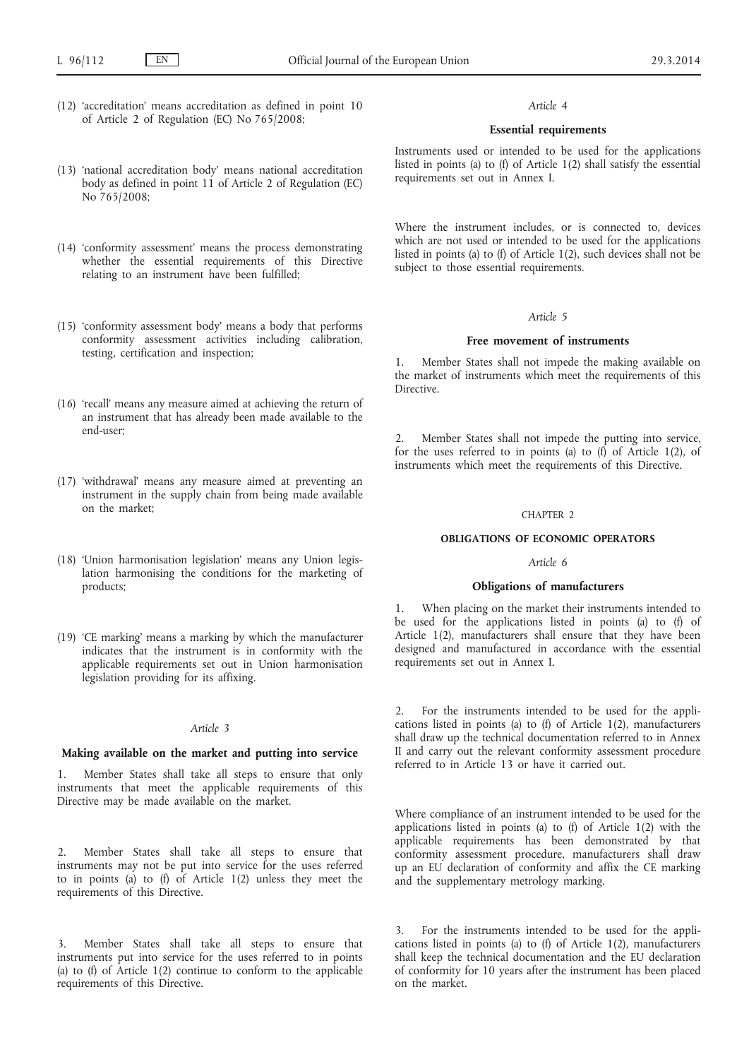(12) 'accreditation' means accreditation as defined in point 10 of Article 2 of Regulation (EC) No 765/2008;

(13) 'national accreditation body' means national accreditation body as defined in point 11 of Article 2 of Regulation (EC) No 765/2008;

(14) 'conformity assessment' means the process demonstrating whether the essential requirements of this Directive relating to an instrument have been fulfilled;

(15) 'conformity assessment body' means a body that performs conformity assessment activities including calibration, testing, certification and inspection;

(16) 'recall' means any measure aimed at achieving the return of an instrument that has already been made available to the end-user;

(17) 'withdrawal' means any measure aimed at preventing an instrument in the supply chain from being made available on the market;

(18) 'Union harmonisation legislation' means any Union legislation harmonising the conditions for the marketing of products;

(19) 'CE marking' means a marking by which the manufacturer indicates that the instrument is in conformity with the applicable requirements set out in Union harmonisation legislation providing for its affixing.

*Article 3*

**Making available on the market and putting into service**

1. Member States shall take all steps to ensure that only instruments that meet the applicable requirements of this Directive may be made available on the market.

2. Member States shall take all steps to ensure that instruments may not be put into service for the uses referred to in points (a) to (f) of Article 1(2) unless they meet the requirements of this Directive.

3. Member States shall take all steps to ensure that instruments put into service for the uses referred to in points (a) to (f) of Article 1(2) continue to conform to the applicable requirements of this Directive.

*Article 4*

**Essential requirements**

Instruments used or intended to be used for the applications listed in points (a) to (f) of Article 1(2) shall satisfy the essential requirements set out in Annex I.

Where the instrument includes, or is connected to, devices which are not used or intended to be used for the applications listed in points (a) to (f) of Article 1(2), such devices shall not be subject to those essential requirements.

*Article 5*

**Free movement of instruments**

1. Member States shall not impede the making available on the market of instruments which meet the requirements of this Directive.

2. Member States shall not impede the putting into service, for the uses referred to in points (a) to (f) of Article 1(2), of instruments which meet the requirements of this Directive.

CHAPTER 2

**OBLIGATIONS OF ECONOMIC OPERATORS**

*Article 6*

**Obligations of manufacturers**

1. When placing on the market their instruments intended to be used for the applications listed in points (a) to (f) of Article 1(2), manufacturers shall ensure that they have been designed and manufactured in accordance with the essential requirements set out in Annex I.

2. For the instruments intended to be used for the applications listed in points (a) to (f) of Article 1(2), manufacturers shall draw up the technical documentation referred to in Annex II and carry out the relevant conformity assessment procedure referred to in Article 13 or have it carried out.

Where compliance of an instrument intended to be used for the applications listed in points (a) to (f) of Article 1(2) with the applicable requirements has been demonstrated by that conformity assessment procedure, manufacturers shall draw up an EU declaration of conformity and affix the CE marking and the supplementary metrology marking.

3. For the instruments intended to be used for the applications listed in points (a) to (f) of Article 1(2), manufacturers shall keep the technical documentation and the EU declaration of conformity for 10 years after the instrument has been placed on the market.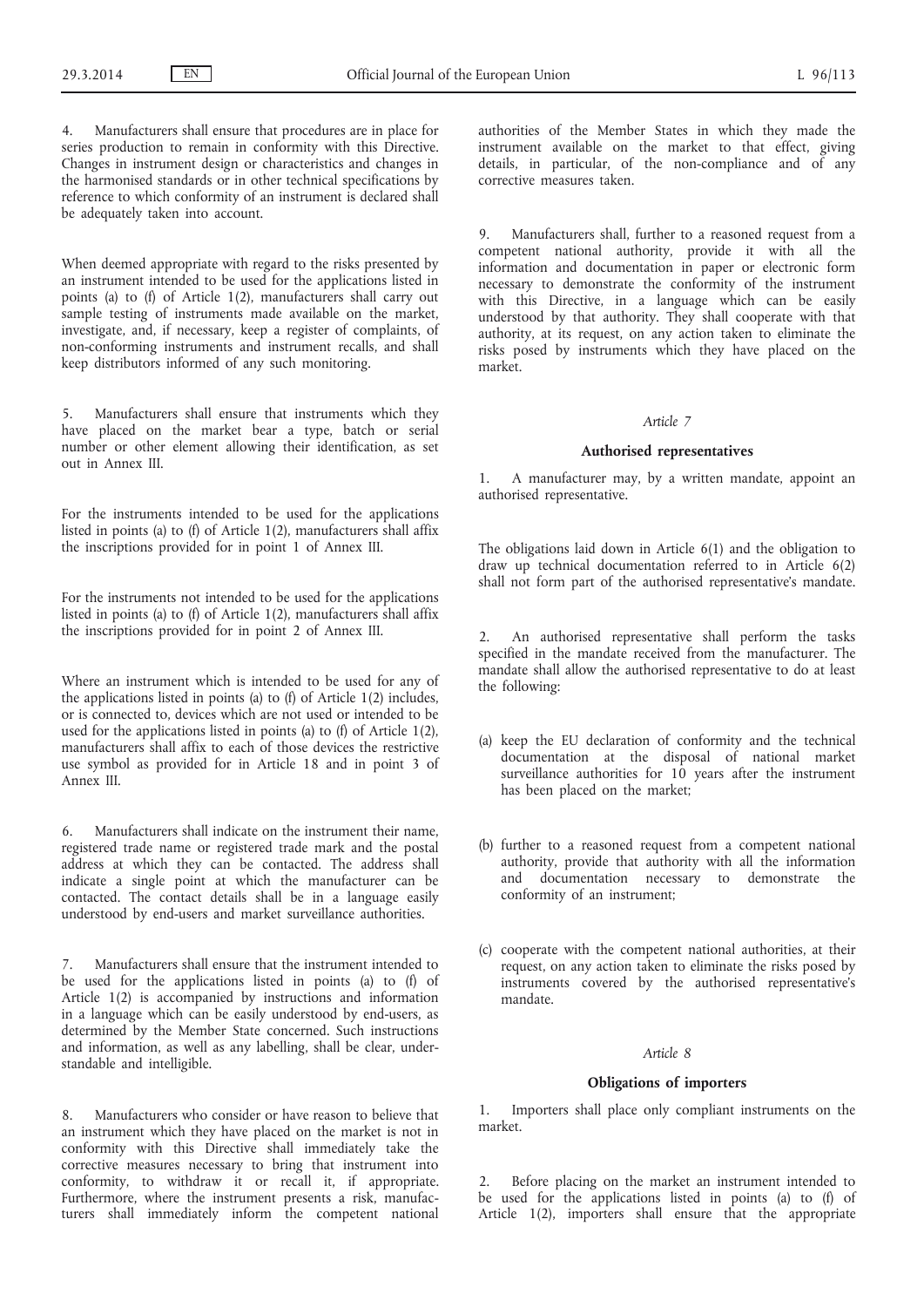4. Manufacturers shall ensure that procedures are in place for series production to remain in conformity with this Directive. Changes in instrument design or characteristics and changes in the harmonised standards or in other technical specifications by reference to which conformity of an instrument is declared shall be adequately taken into account.

When deemed appropriate with regard to the risks presented by an instrument intended to be used for the applications listed in points (a) to (f) of Article 1(2), manufacturers shall carry out sample testing of instruments made available on the market, investigate, and, if necessary, keep a register of complaints, of non-conforming instruments and instrument recalls, and shall keep distributors informed of any such monitoring.

5. Manufacturers shall ensure that instruments which they have placed on the market bear a type, batch or serial number or other element allowing their identification, as set out in Annex III.

For the instruments intended to be used for the applications listed in points (a) to (f) of Article 1(2), manufacturers shall affix the inscriptions provided for in point 1 of Annex III.

For the instruments not intended to be used for the applications listed in points (a) to (f) of Article 1(2), manufacturers shall affix the inscriptions provided for in point 2 of Annex III.

Where an instrument which is intended to be used for any of the applications listed in points (a) to (f) of Article 1(2) includes, or is connected to, devices which are not used or intended to be used for the applications listed in points (a) to (f) of Article 1(2), manufacturers shall affix to each of those devices the restrictive use symbol as provided for in Article 18 and in point 3 of Annex III.

6. Manufacturers shall indicate on the instrument their name, registered trade name or registered trade mark and the postal address at which they can be contacted. The address shall indicate a single point at which the manufacturer can be contacted. The contact details shall be in a language easily understood by end-users and market surveillance authorities.

7. Manufacturers shall ensure that the instrument intended to be used for the applications listed in points (a) to (f) of Article 1(2) is accompanied by instructions and information in a language which can be easily understood by end-users, as determined by the Member State concerned. Such instructions and information, as well as any labelling, shall be clear, understandable and intelligible.

8. Manufacturers who consider or have reason to believe that an instrument which they have placed on the market is not in conformity with this Directive shall immediately take the corrective measures necessary to bring that instrument into conformity, to withdraw it or recall it, if appropriate. Furthermore, where the instrument presents a risk, manufacturers shall immediately inform the competent national authorities of the Member States in which they made the instrument available on the market to that effect, giving details, in particular, of the non-compliance and of any corrective measures taken.

9. Manufacturers shall, further to a reasoned request from a competent national authority, provide it with all the information and documentation in paper or electronic form necessary to demonstrate the conformity of the instrument with this Directive, in a language which can be easily understood by that authority. They shall cooperate with that authority, at its request, on any action taken to eliminate the risks posed by instruments which they have placed on the market.

*Article 7*

**Authorised representatives**

1. A manufacturer may, by a written mandate, appoint an authorised representative.

The obligations laid down in Article 6(1) and the obligation to draw up technical documentation referred to in Article 6(2) shall not form part of the authorised representative's mandate.

2. An authorised representative shall perform the tasks specified in the mandate received from the manufacturer. The mandate shall allow the authorised representative to do at least the following:

(a) keep the EU declaration of conformity and the technical documentation at the disposal of national market surveillance authorities for 10 years after the instrument has been placed on the market;

(b) further to a reasoned request from a competent national authority, provide that authority with all the information and documentation necessary to demonstrate the conformity of an instrument;

(c) cooperate with the competent national authorities, at their request, on any action taken to eliminate the risks posed by instruments covered by the authorised representative's mandate.

*Article 8*

**Obligations of importers**

1. Importers shall place only compliant instruments on the market.

2. Before placing on the market an instrument intended to be used for the applications listed in points (a) to (f) of Article 1(2), importers shall ensure that the appropriate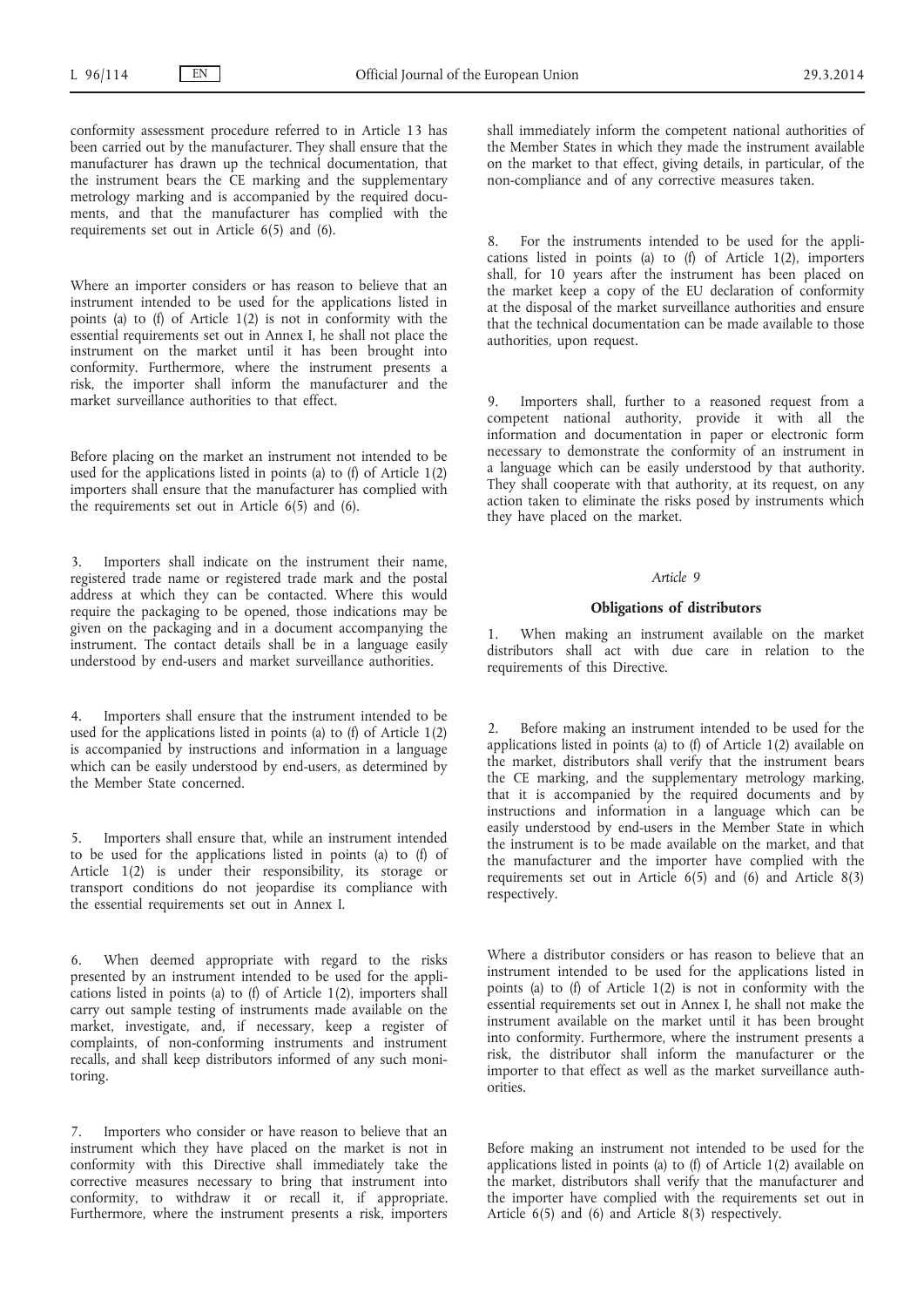conformity assessment procedure referred to in Article 13 has been carried out by the manufacturer. They shall ensure that the manufacturer has drawn up the technical documentation, that the instrument bears the CE marking and the supplementary metrology marking and is accompanied by the required documents, and that the manufacturer has complied with the requirements set out in Article 6(5) and (6).

Where an importer considers or has reason to believe that an instrument intended to be used for the applications listed in points (a) to (f) of Article 1(2) is not in conformity with the essential requirements set out in Annex I, he shall not place the instrument on the market until it has been brought into conformity. Furthermore, where the instrument presents a risk, the importer shall inform the manufacturer and the market surveillance authorities to that effect.

Before placing on the market an instrument not intended to be used for the applications listed in points (a) to (f) of Article 1(2) importers shall ensure that the manufacturer has complied with the requirements set out in Article 6(5) and (6).

3. Importers shall indicate on the instrument their name, registered trade name or registered trade mark and the postal address at which they can be contacted. Where this would require the packaging to be opened, those indications may be given on the packaging and in a document accompanying the instrument. The contact details shall be in a language easily understood by end-users and market surveillance authorities.

4. Importers shall ensure that the instrument intended to be used for the applications listed in points (a) to (f) of Article 1(2) is accompanied by instructions and information in a language which can be easily understood by end-users, as determined by the Member State concerned.

5. Importers shall ensure that, while an instrument intended to be used for the applications listed in points (a) to (f) of Article 1(2) is under their responsibility, its storage or transport conditions do not jeopardise its compliance with the essential requirements set out in Annex I.

6. When deemed appropriate with regard to the risks presented by an instrument intended to be used for the applications listed in points (a) to (f) of Article 1(2), importers shall carry out sample testing of instruments made available on the market, investigate, and, if necessary, keep a register of complaints, of non-conforming instruments and instrument recalls, and shall keep distributors informed of any such monitoring.

7. Importers who consider or have reason to believe that an instrument which they have placed on the market is not in conformity with this Directive shall immediately take the corrective measures necessary to bring that instrument into conformity, to withdraw it or recall it, if appropriate. Furthermore, where the instrument presents a risk, importers shall immediately inform the competent national authorities of the Member States in which they made the instrument available on the market to that effect, giving details, in particular, of the non-compliance and of any corrective measures taken.

8. For the instruments intended to be used for the applications listed in points (a) to (f) of Article 1(2), importers shall, for 10 years after the instrument has been placed on the market keep a copy of the EU declaration of conformity at the disposal of the market surveillance authorities and ensure that the technical documentation can be made available to those authorities, upon request.

9. Importers shall, further to a reasoned request from a competent national authority, provide it with all the information and documentation in paper or electronic form necessary to demonstrate the conformity of an instrument in a language which can be easily understood by that authority. They shall cooperate with that authority, at its request, on any action taken to eliminate the risks posed by instruments which they have placed on the market.

*Article 9*

**Obligations of distributors**

1. When making an instrument available on the market distributors shall act with due care in relation to the requirements of this Directive.

2. Before making an instrument intended to be used for the applications listed in points (a) to (f) of Article 1(2) available on the market, distributors shall verify that the instrument bears the CE marking, and the supplementary metrology marking, that it is accompanied by the required documents and by instructions and information in a language which can be easily understood by end-users in the Member State in which the instrument is to be made available on the market, and that the manufacturer and the importer have complied with the requirements set out in Article 6(5) and (6) and Article 8(3) respectively.

Where a distributor considers or has reason to believe that an instrument intended to be used for the applications listed in points (a) to (f) of Article 1(2) is not in conformity with the essential requirements set out in Annex I, he shall not make the instrument available on the market until it has been brought into conformity. Furthermore, where the instrument presents a risk, the distributor shall inform the manufacturer or the importer to that effect as well as the market surveillance authorities.

Before making an instrument not intended to be used for the applications listed in points (a) to (f) of Article 1(2) available on the market, distributors shall verify that the manufacturer and the importer have complied with the requirements set out in Article 6(5) and (6) and Article 8(3) respectively.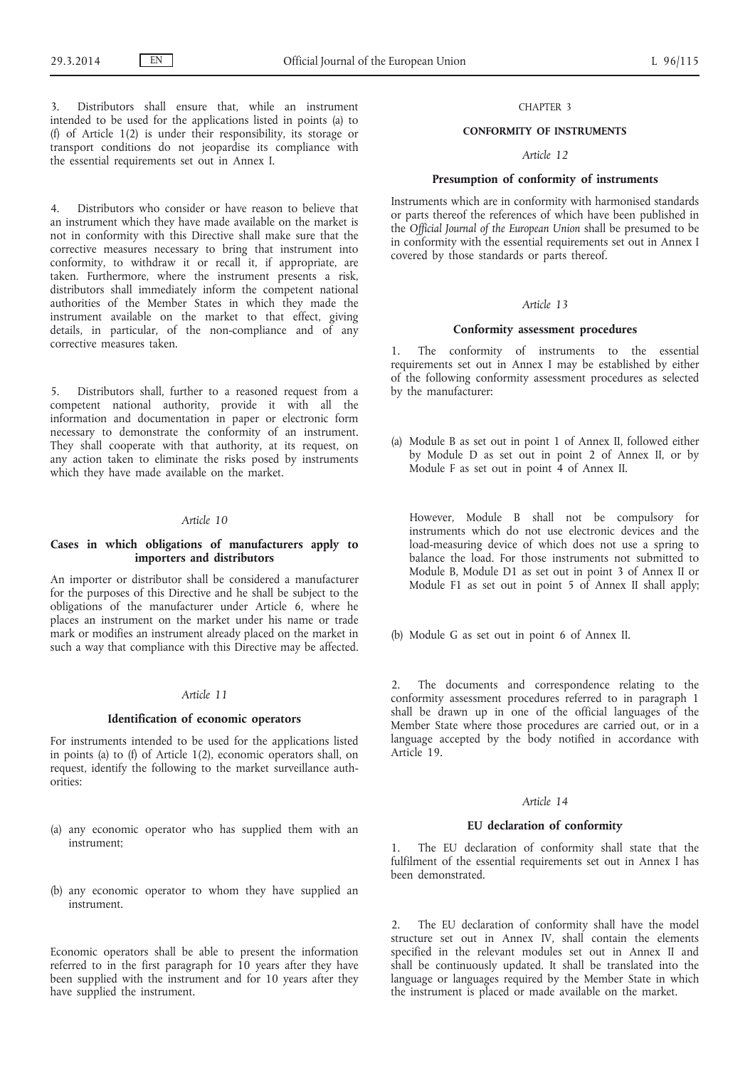3. Distributors shall ensure that, while an instrument intended to be used for the applications listed in points (a) to (f) of Article 1(2) is under their responsibility, its storage or transport conditions do not jeopardise its compliance with the essential requirements set out in Annex I.

4. Distributors who consider or have reason to believe that an instrument which they have made available on the market is not in conformity with this Directive shall make sure that the corrective measures necessary to bring that instrument into conformity, to withdraw it or recall it, if appropriate, are taken. Furthermore, where the instrument presents a risk, distributors shall immediately inform the competent national authorities of the Member States in which they made the instrument available on the market to that effect, giving details, in particular, of the non-compliance and of any corrective measures taken.

5. Distributors shall, further to a reasoned request from a competent national authority, provide it with all the information and documentation in paper or electronic form necessary to demonstrate the conformity of an instrument. They shall cooperate with that authority, at its request, on any action taken to eliminate the risks posed by instruments which they have made available on the market.

*Article 10*

**Cases in which obligations of manufacturers apply to importers and distributors**

An importer or distributor shall be considered a manufacturer for the purposes of this Directive and he shall be subject to the obligations of the manufacturer under Article 6, where he places an instrument on the market under his name or trade mark or modifies an instrument already placed on the market in such a way that compliance with this Directive may be affected.

*Article 11*

**Identification of economic operators**

For instruments intended to be used for the applications listed in points (a) to (f) of Article 1(2), economic operators shall, on request, identify the following to the market surveillance authorities:

(a) any economic operator who has supplied them with an instrument;

(b) any economic operator to whom they have supplied an instrument.

Economic operators shall be able to present the information referred to in the first paragraph for 10 years after they have been supplied with the instrument and for 10 years after they have supplied the instrument.

CHAPTER 3

**CONFORMITY OF INSTRUMENTS**

*Article 12*

**Presumption of conformity of instruments**

Instruments which are in conformity with harmonised standards or parts thereof the references of which have been published in the *Official Journal of the European Union* shall be presumed to be in conformity with the essential requirements set out in Annex I covered by those standards or parts thereof.

*Article 13*

**Conformity assessment procedures**

1. The conformity of instruments to the essential requirements set out in Annex I may be established by either of the following conformity assessment procedures as selected by the manufacturer:

(a) Module B as set out in point 1 of Annex II, followed either by Module D as set out in point 2 of Annex II, or by Module F as set out in point 4 of Annex II.

However, Module B shall not be compulsory for instruments which do not use electronic devices and the load-measuring device of which does not use a spring to balance the load. For those instruments not submitted to Module B, Module D1 as set out in point 3 of Annex II or Module F1 as set out in point 5 of Annex II shall apply;

(b) Module G as set out in point 6 of Annex II.

2. The documents and correspondence relating to the conformity assessment procedures referred to in paragraph 1 shall be drawn up in one of the official languages of the Member State where those procedures are carried out, or in a language accepted by the body notified in accordance with Article 19.

*Article 14*

**EU declaration of conformity**

1. The EU declaration of conformity shall state that the fulfilment of the essential requirements set out in Annex I has been demonstrated.

2. The EU declaration of conformity shall have the model structure set out in Annex IV, shall contain the elements specified in the relevant modules set out in Annex II and shall be continuously updated. It shall be translated into the language or languages required by the Member State in which the instrument is placed or made available on the market.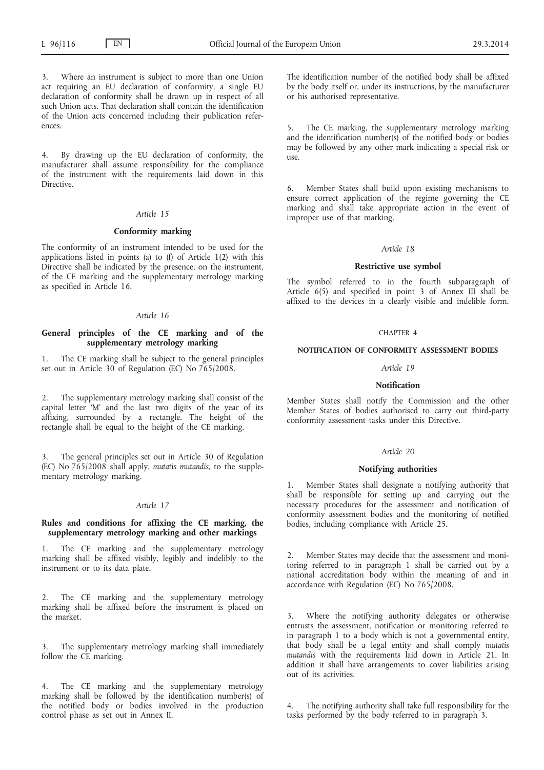3. Where an instrument is subject to more than one Union act requiring an EU declaration of conformity, a single EU declaration of conformity shall be drawn up in respect of all such Union acts. That declaration shall contain the identification of the Union acts concerned including their publication references.

4. By drawing up the EU declaration of conformity, the manufacturer shall assume responsibility for the compliance of the instrument with the requirements laid down in this Directive.

### *Article 15*

### Conformity marking

The conformity of an instrument intended to be used for the applications listed in points (a) to (f) of Article 1(2) with this Directive shall be indicated by the presence, on the instrument, of the CE marking and the supplementary metrology marking as specified in Article 16.

### *Article 16*

### General principles of the CE marking and of the supplementary metrology marking

1. The CE marking shall be subject to the general principles set out in Article 30 of Regulation (EC) No 765/2008.

2. The supplementary metrology marking shall consist of the capital letter 'M' and the last two digits of the year of its affixing, surrounded by a rectangle. The height of the rectangle shall be equal to the height of the CE marking.

3. The general principles set out in Article 30 of Regulation (EC) No 765/2008 shall apply, *mutatis mutandis*, to the supplementary metrology marking.

### *Article 17*

### Rules and conditions for affixing the CE marking, the supplementary metrology marking and other markings

1. The CE marking and the supplementary metrology marking shall be affixed visibly, legibly and indelibly to the instrument or to its data plate.

2. The CE marking and the supplementary metrology marking shall be affixed before the instrument is placed on the market.

3. The supplementary metrology marking shall immediately follow the CE marking.

4. The CE marking and the supplementary metrology marking shall be followed by the identification number(s) of the notified body or bodies involved in the production control phase as set out in Annex II.

The identification number of the notified body shall be affixed by the body itself or, under its instructions, by the manufacturer or his authorised representative.

5. The CE marking, the supplementary metrology marking and the identification number(s) of the notified body or bodies may be followed by any other mark indicating a special risk or use.

6. Member States shall build upon existing mechanisms to ensure correct application of the regime governing the CE marking and shall take appropriate action in the event of improper use of that marking.

### *Article 18*

### Restrictive use symbol

The symbol referred to in the fourth subparagraph of Article 6(5) and specified in point 3 of Annex III shall be affixed to the devices in a clearly visible and indelible form.

## CHAPTER 4

## NOTIFICATION OF CONFORMITY ASSESSMENT BODIES

### *Article 19*

### Notification

Member States shall notify the Commission and the other Member States of bodies authorised to carry out third-party conformity assessment tasks under this Directive.

### *Article 20*

### Notifying authorities

1. Member States shall designate a notifying authority that shall be responsible for setting up and carrying out the necessary procedures for the assessment and notification of conformity assessment bodies and the monitoring of notified bodies, including compliance with Article 25.

2. Member States may decide that the assessment and monitoring referred to in paragraph 1 shall be carried out by a national accreditation body within the meaning of and in accordance with Regulation (EC) No 765/2008.

3. Where the notifying authority delegates or otherwise entrusts the assessment, notification or monitoring referred to in paragraph 1 to a body which is not a governmental entity, that body shall be a legal entity and shall comply *mutatis mutandis* with the requirements laid down in Article 21. In addition it shall have arrangements to cover liabilities arising out of its activities.

4. The notifying authority shall take full responsibility for the tasks performed by the body referred to in paragraph 3.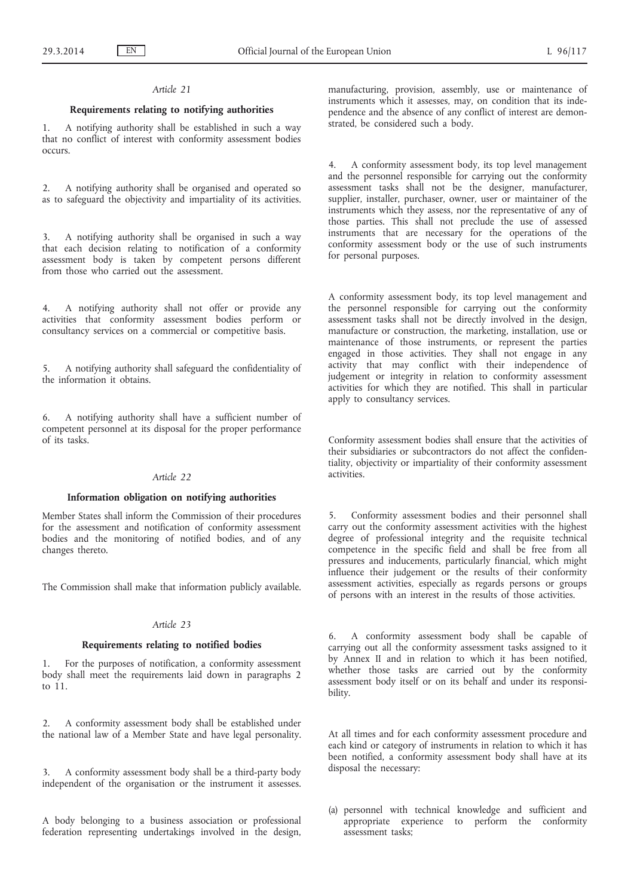*Article 21*

**Requirements relating to notifying authorities**

1. A notifying authority shall be established in such a way that no conflict of interest with conformity assessment bodies occurs.

2. A notifying authority shall be organised and operated so as to safeguard the objectivity and impartiality of its activities.

3. A notifying authority shall be organised in such a way that each decision relating to notification of a conformity assessment body is taken by competent persons different from those who carried out the assessment.

4. A notifying authority shall not offer or provide any activities that conformity assessment bodies perform or consultancy services on a commercial or competitive basis.

5. A notifying authority shall safeguard the confidentiality of the information it obtains.

6. A notifying authority shall have a sufficient number of competent personnel at its disposal for the proper performance of its tasks.

*Article 22*

**Information obligation on notifying authorities**

Member States shall inform the Commission of their procedures for the assessment and notification of conformity assessment bodies and the monitoring of notified bodies, and of any changes thereto.

The Commission shall make that information publicly available.

*Article 23*

**Requirements relating to notified bodies**

1. For the purposes of notification, a conformity assessment body shall meet the requirements laid down in paragraphs 2 to 11.

2. A conformity assessment body shall be established under the national law of a Member State and have legal personality.

3. A conformity assessment body shall be a third-party body independent of the organisation or the instrument it assesses.

A body belonging to a business association or professional federation representing undertakings involved in the design, manufacturing, provision, assembly, use or maintenance of instruments which it assesses, may, on condition that its independence and the absence of any conflict of interest are demonstrated, be considered such a body.

4. A conformity assessment body, its top level management and the personnel responsible for carrying out the conformity assessment tasks shall not be the designer, manufacturer, supplier, installer, purchaser, owner, user or maintainer of the instruments which they assess, nor the representative of any of those parties. This shall not preclude the use of assessed instruments that are necessary for the operations of the conformity assessment body or the use of such instruments for personal purposes.

A conformity assessment body, its top level management and the personnel responsible for carrying out the conformity assessment tasks shall not be directly involved in the design, manufacture or construction, the marketing, installation, use or maintenance of those instruments, or represent the parties engaged in those activities. They shall not engage in any activity that may conflict with their independence of judgement or integrity in relation to conformity assessment activities for which they are notified. This shall in particular apply to consultancy services.

Conformity assessment bodies shall ensure that the activities of their subsidiaries or subcontractors do not affect the confidentiality, objectivity or impartiality of their conformity assessment activities.

5. Conformity assessment bodies and their personnel shall carry out the conformity assessment activities with the highest degree of professional integrity and the requisite technical competence in the specific field and shall be free from all pressures and inducements, particularly financial, which might influence their judgement or the results of their conformity assessment activities, especially as regards persons or groups of persons with an interest in the results of those activities.

6. A conformity assessment body shall be capable of carrying out all the conformity assessment tasks assigned to it by Annex II and in relation to which it has been notified, whether those tasks are carried out by the conformity assessment body itself or on its behalf and under its responsibility.

At all times and for each conformity assessment procedure and each kind or category of instruments in relation to which it has been notified, a conformity assessment body shall have at its disposal the necessary:

(a) personnel with technical knowledge and sufficient and appropriate experience to perform the conformity assessment tasks;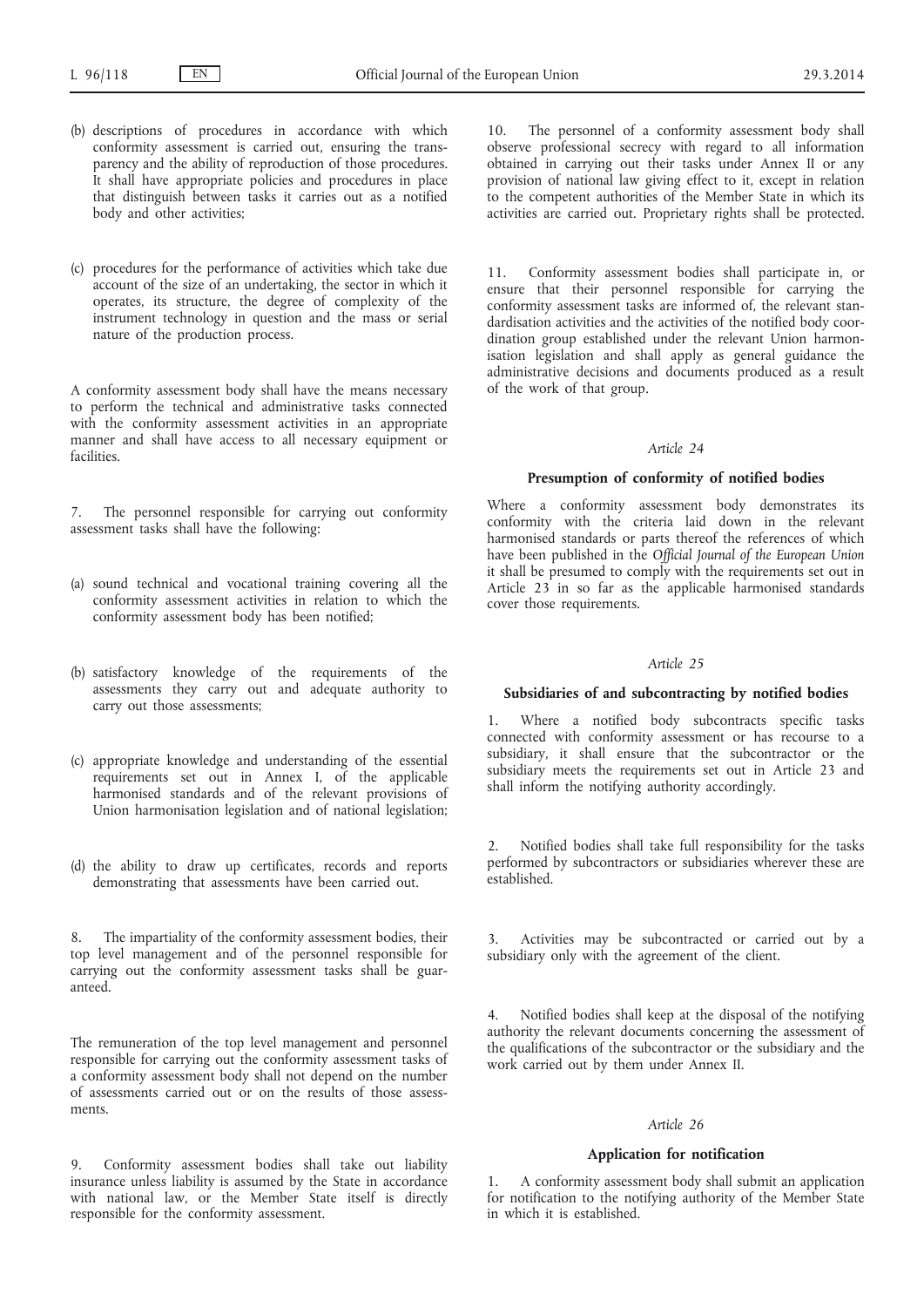(b) descriptions of procedures in accordance with which conformity assessment is carried out, ensuring the transparency and the ability of reproduction of those procedures. It shall have appropriate policies and procedures in place that distinguish between tasks it carries out as a notified body and other activities;

(c) procedures for the performance of activities which take due account of the size of an undertaking, the sector in which it operates, its structure, the degree of complexity of the instrument technology in question and the mass or serial nature of the production process.

A conformity assessment body shall have the means necessary to perform the technical and administrative tasks connected with the conformity assessment activities in an appropriate manner and shall have access to all necessary equipment or facilities.

7. The personnel responsible for carrying out conformity assessment tasks shall have the following:

(a) sound technical and vocational training covering all the conformity assessment activities in relation to which the conformity assessment body has been notified;

(b) satisfactory knowledge of the requirements of the assessments they carry out and adequate authority to carry out those assessments;

(c) appropriate knowledge and understanding of the essential requirements set out in Annex I, of the applicable harmonised standards and of the relevant provisions of Union harmonisation legislation and of national legislation;

(d) the ability to draw up certificates, records and reports demonstrating that assessments have been carried out.

8. The impartiality of the conformity assessment bodies, their top level management and of the personnel responsible for carrying out the conformity assessment tasks shall be guaranteed.

The remuneration of the top level management and personnel responsible for carrying out the conformity assessment tasks of a conformity assessment body shall not depend on the number of assessments carried out or on the results of those assessments.

9. Conformity assessment bodies shall take out liability insurance unless liability is assumed by the State in accordance with national law, or the Member State itself is directly responsible for the conformity assessment.

10. The personnel of a conformity assessment body shall observe professional secrecy with regard to all information obtained in carrying out their tasks under Annex II or any provision of national law giving effect to it, except in relation to the competent authorities of the Member State in which its activities are carried out. Proprietary rights shall be protected.

11. Conformity assessment bodies shall participate in, or ensure that their personnel responsible for carrying the conformity assessment tasks are informed of, the relevant standardisation activities and the activities of the notified body coordination group established under the relevant Union harmonisation legislation and shall apply as general guidance the administrative decisions and documents produced as a result of the work of that group.

*Article 24*

**Presumption of conformity of notified bodies**

Where a conformity assessment body demonstrates its conformity with the criteria laid down in the relevant harmonised standards or parts thereof the references of which have been published in the *Official Journal of the European Union* it shall be presumed to comply with the requirements set out in Article 23 in so far as the applicable harmonised standards cover those requirements.

*Article 25*

**Subsidiaries of and subcontracting by notified bodies**

1. Where a notified body subcontracts specific tasks connected with conformity assessment or has recourse to a subsidiary, it shall ensure that the subcontractor or the subsidiary meets the requirements set out in Article 23 and shall inform the notifying authority accordingly.

2. Notified bodies shall take full responsibility for the tasks performed by subcontractors or subsidiaries wherever these are established.

3. Activities may be subcontracted or carried out by a subsidiary only with the agreement of the client.

4. Notified bodies shall keep at the disposal of the notifying authority the relevant documents concerning the assessment of the qualifications of the subcontractor or the subsidiary and the work carried out by them under Annex II.

*Article 26*

**Application for notification**

1. A conformity assessment body shall submit an application for notification to the notifying authority of the Member State in which it is established.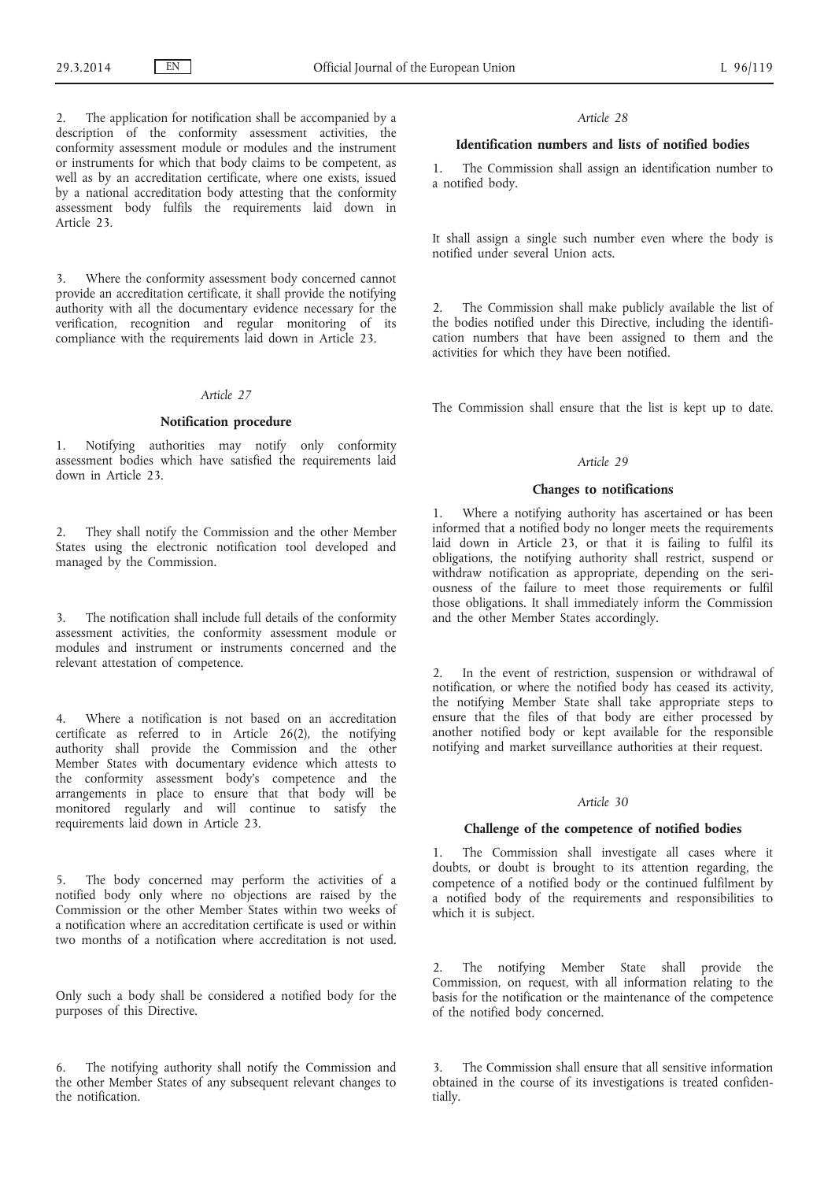2. The application for notification shall be accompanied by a description of the conformity assessment activities, the conformity assessment module or modules and the instrument or instruments for which that body claims to be competent, as well as by an accreditation certificate, where one exists, issued by a national accreditation body attesting that the conformity assessment body fulfils the requirements laid down in Article 23.

3. Where the conformity assessment body concerned cannot provide an accreditation certificate, it shall provide the notifying authority with all the documentary evidence necessary for the verification, recognition and regular monitoring of its compliance with the requirements laid down in Article 23.

*Article 27*

**Notification procedure**

1. Notifying authorities may notify only conformity assessment bodies which have satisfied the requirements laid down in Article 23.

2. They shall notify the Commission and the other Member States using the electronic notification tool developed and managed by the Commission.

3. The notification shall include full details of the conformity assessment activities, the conformity assessment module or modules and instrument or instruments concerned and the relevant attestation of competence.

4. Where a notification is not based on an accreditation certificate as referred to in Article 26(2), the notifying authority shall provide the Commission and the other Member States with documentary evidence which attests to the conformity assessment body's competence and the arrangements in place to ensure that that body will be monitored regularly and will continue to satisfy the requirements laid down in Article 23.

5. The body concerned may perform the activities of a notified body only where no objections are raised by the Commission or the other Member States within two weeks of a notification where an accreditation certificate is used or within two months of a notification where accreditation is not used.

Only such a body shall be considered a notified body for the purposes of this Directive.

6. The notifying authority shall notify the Commission and the other Member States of any subsequent relevant changes to the notification.

*Article 28*

**Identification numbers and lists of notified bodies**

1. The Commission shall assign an identification number to a notified body.

It shall assign a single such number even where the body is notified under several Union acts.

2. The Commission shall make publicly available the list of the bodies notified under this Directive, including the identification numbers that have been assigned to them and the activities for which they have been notified.

The Commission shall ensure that the list is kept up to date.

*Article 29*

**Changes to notifications**

1. Where a notifying authority has ascertained or has been informed that a notified body no longer meets the requirements laid down in Article 23, or that it is failing to fulfil its obligations, the notifying authority shall restrict, suspend or withdraw notification as appropriate, depending on the seriousness of the failure to meet those requirements or fulfil those obligations. It shall immediately inform the Commission and the other Member States accordingly.

2. In the event of restriction, suspension or withdrawal of notification, or where the notified body has ceased its activity, the notifying Member State shall take appropriate steps to ensure that the files of that body are either processed by another notified body or kept available for the responsible notifying and market surveillance authorities at their request.

*Article 30*

**Challenge of the competence of notified bodies**

1. The Commission shall investigate all cases where it doubts, or doubt is brought to its attention regarding, the competence of a notified body or the continued fulfilment by a notified body of the requirements and responsibilities to which it is subject.

2. The notifying Member State shall provide the Commission, on request, with all information relating to the basis for the notification or the maintenance of the competence of the notified body concerned.

3. The Commission shall ensure that all sensitive information obtained in the course of its investigations is treated confidentially.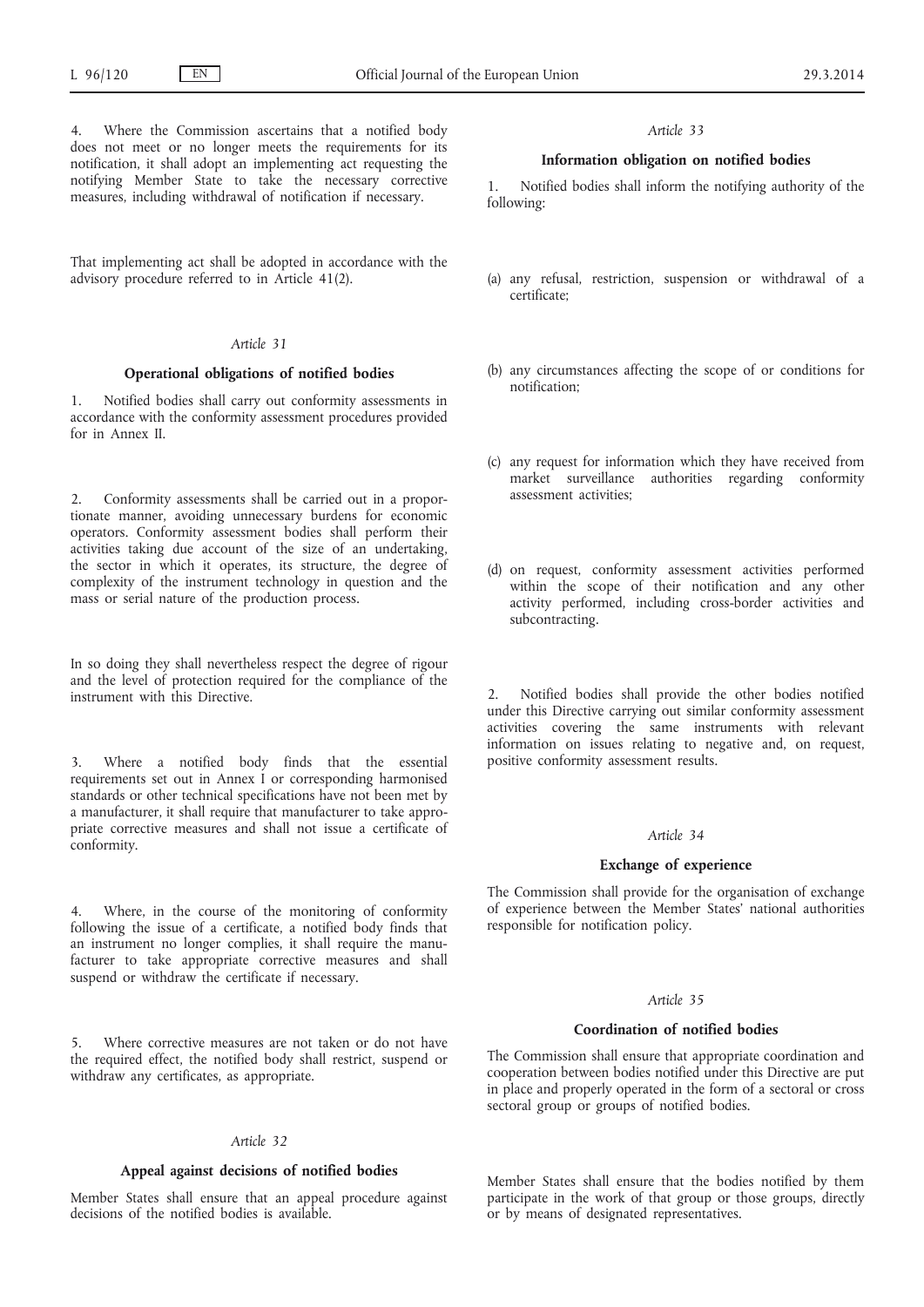4. Where the Commission ascertains that a notified body does not meet or no longer meets the requirements for its notification, it shall adopt an implementing act requesting the notifying Member State to take the necessary corrective measures, including withdrawal of notification if necessary.

That implementing act shall be adopted in accordance with the advisory procedure referred to in Article 41(2).

*Article 31*

**Operational obligations of notified bodies**

1. Notified bodies shall carry out conformity assessments in accordance with the conformity assessment procedures provided for in Annex II.

2. Conformity assessments shall be carried out in a proportionate manner, avoiding unnecessary burdens for economic operators. Conformity assessment bodies shall perform their activities taking due account of the size of an undertaking, the sector in which it operates, its structure, the degree of complexity of the instrument technology in question and the mass or serial nature of the production process.

In so doing they shall nevertheless respect the degree of rigour and the level of protection required for the compliance of the instrument with this Directive.

3. Where a notified body finds that the essential requirements set out in Annex I or corresponding harmonised standards or other technical specifications have not been met by a manufacturer, it shall require that manufacturer to take appropriate corrective measures and shall not issue a certificate of conformity.

4. Where, in the course of the monitoring of conformity following the issue of a certificate, a notified body finds that an instrument no longer complies, it shall require the manufacturer to take appropriate corrective measures and shall suspend or withdraw the certificate if necessary.

5. Where corrective measures are not taken or do not have the required effect, the notified body shall restrict, suspend or withdraw any certificates, as appropriate.

*Article 32*

**Appeal against decisions of notified bodies**

Member States shall ensure that an appeal procedure against decisions of the notified bodies is available.

*Article 33*

**Information obligation on notified bodies**

1. Notified bodies shall inform the notifying authority of the following:

(a) any refusal, restriction, suspension or withdrawal of a certificate;

(b) any circumstances affecting the scope of or conditions for notification;

(c) any request for information which they have received from market surveillance authorities regarding conformity assessment activities;

(d) on request, conformity assessment activities performed within the scope of their notification and any other activity performed, including cross-border activities and subcontracting.

2. Notified bodies shall provide the other bodies notified under this Directive carrying out similar conformity assessment activities covering the same instruments with relevant information on issues relating to negative and, on request, positive conformity assessment results.

*Article 34*

**Exchange of experience**

The Commission shall provide for the organisation of exchange of experience between the Member States' national authorities responsible for notification policy.

*Article 35*

**Coordination of notified bodies**

The Commission shall ensure that appropriate coordination and cooperation between bodies notified under this Directive are put in place and properly operated in the form of a sectoral or cross sectoral group or groups of notified bodies.

Member States shall ensure that the bodies notified by them participate in the work of that group or those groups, directly or by means of designated representatives.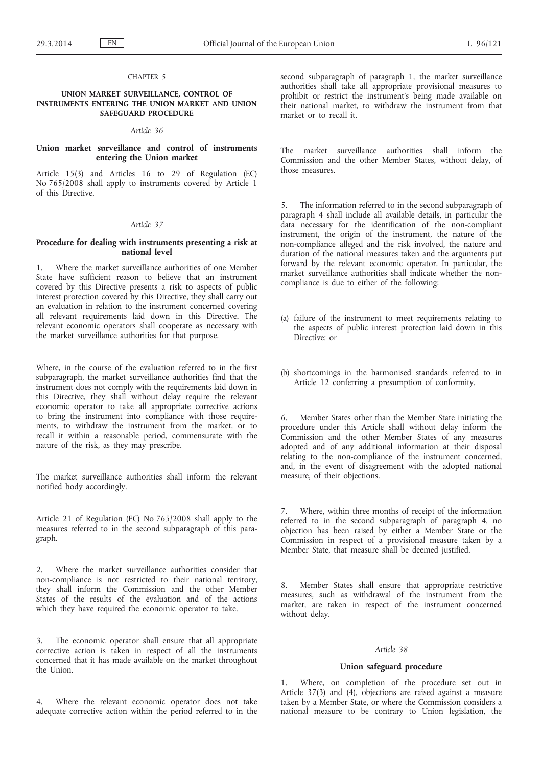## CHAPTER 5

## UNION MARKET SURVEILLANCE, CONTROL OF INSTRUMENTS ENTERING THE UNION MARKET AND UNION SAFEGUARD PROCEDURE

### *Article 36*

### Union market surveillance and control of instruments entering the Union market

Article 15(3) and Articles 16 to 29 of Regulation (EC) No 765/2008 shall apply to instruments covered by Article 1 of this Directive.

### *Article 37*

### Procedure for dealing with instruments presenting a risk at national level

1. Where the market surveillance authorities of one Member State have sufficient reason to believe that an instrument covered by this Directive presents a risk to aspects of public interest protection covered by this Directive, they shall carry out an evaluation in relation to the instrument concerned covering all relevant requirements laid down in this Directive. The relevant economic operators shall cooperate as necessary with the market surveillance authorities for that purpose.

Where, in the course of the evaluation referred to in the first subparagraph, the market surveillance authorities find that the instrument does not comply with the requirements laid down in this Directive, they shall without delay require the relevant economic operator to take all appropriate corrective actions to bring the instrument into compliance with those requirements, to withdraw the instrument from the market, or to recall it within a reasonable period, commensurate with the nature of the risk, as they may prescribe.

The market surveillance authorities shall inform the relevant notified body accordingly.

Article 21 of Regulation (EC) No 765/2008 shall apply to the measures referred to in the second subparagraph of this paragraph.

2. Where the market surveillance authorities consider that non-compliance is not restricted to their national territory, they shall inform the Commission and the other Member States of the results of the evaluation and of the actions which they have required the economic operator to take.

3. The economic operator shall ensure that all appropriate corrective action is taken in respect of all the instruments concerned that it has made available on the market throughout the Union.

4. Where the relevant economic operator does not take adequate corrective action within the period referred to in the second subparagraph of paragraph 1, the market surveillance authorities shall take all appropriate provisional measures to prohibit or restrict the instrument's being made available on their national market, to withdraw the instrument from that market or to recall it.

The market surveillance authorities shall inform the Commission and the other Member States, without delay, of those measures.

5. The information referred to in the second subparagraph of paragraph 4 shall include all available details, in particular the data necessary for the identification of the non-compliant instrument, the origin of the instrument, the nature of the non-compliance alleged and the risk involved, the nature and duration of the national measures taken and the arguments put forward by the relevant economic operator. In particular, the market surveillance authorities shall indicate whether the non-compliance is due to either of the following:

(a) failure of the instrument to meet requirements relating to the aspects of public interest protection laid down in this Directive; or

(b) shortcomings in the harmonised standards referred to in Article 12 conferring a presumption of conformity.

6. Member States other than the Member State initiating the procedure under this Article shall without delay inform the Commission and the other Member States of any measures adopted and of any additional information at their disposal relating to the non-compliance of the instrument concerned, and, in the event of disagreement with the adopted national measure, of their objections.

7. Where, within three months of receipt of the information referred to in the second subparagraph of paragraph 4, no objection has been raised by either a Member State or the Commission in respect of a provisional measure taken by a Member State, that measure shall be deemed justified.

8. Member States shall ensure that appropriate restrictive measures, such as withdrawal of the instrument from the market, are taken in respect of the instrument concerned without delay.

### *Article 38*

### Union safeguard procedure

1. Where, on completion of the procedure set out in Article 37(3) and (4), objections are raised against a measure taken by a Member State, or where the Commission considers a national measure to be contrary to Union legislation, the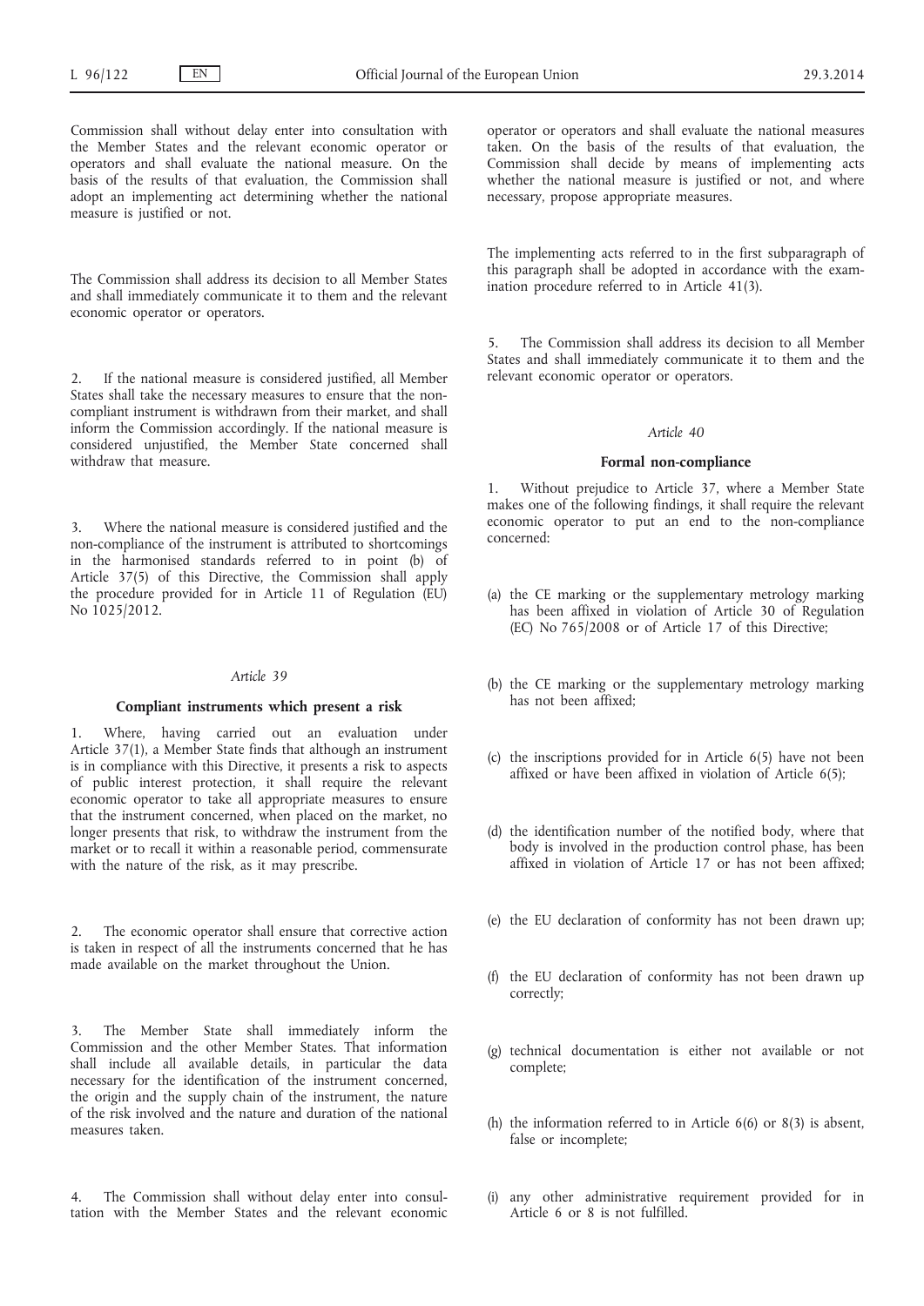Commission shall without delay enter into consultation with the Member States and the relevant economic operator or operators and shall evaluate the national measure. On the basis of the results of that evaluation, the Commission shall adopt an implementing act determining whether the national measure is justified or not.

The Commission shall address its decision to all Member States and shall immediately communicate it to them and the relevant economic operator or operators.

2. If the national measure is considered justified, all Member States shall take the necessary measures to ensure that the non-compliant instrument is withdrawn from their market, and shall inform the Commission accordingly. If the national measure is considered unjustified, the Member State concerned shall withdraw that measure.

3. Where the national measure is considered justified and the non-compliance of the instrument is attributed to shortcomings in the harmonised standards referred to in point (b) of Article 37(5) of this Directive, the Commission shall apply the procedure provided for in Article 11 of Regulation (EU) No 1025/2012.

*Article 39*

### Compliant instruments which present a risk

1. Where, having carried out an evaluation under Article 37(1), a Member State finds that although an instrument is in compliance with this Directive, it presents a risk to aspects of public interest protection, it shall require the relevant economic operator to take all appropriate measures to ensure that the instrument concerned, when placed on the market, no longer presents that risk, to withdraw the instrument from the market or to recall it within a reasonable period, commensurate with the nature of the risk, as it may prescribe.

2. The economic operator shall ensure that corrective action is taken in respect of all the instruments concerned that he has made available on the market throughout the Union.

3. The Member State shall immediately inform the Commission and the other Member States. That information shall include all available details, in particular the data necessary for the identification of the instrument concerned, the origin and the supply chain of the instrument, the nature of the risk involved and the nature and duration of the national measures taken.

4. The Commission shall without delay enter into consultation with the Member States and the relevant economic operator or operators and shall evaluate the national measures taken. On the basis of the results of that evaluation, the Commission shall decide by means of implementing acts whether the national measure is justified or not, and where necessary, propose appropriate measures.

The implementing acts referred to in the first subparagraph of this paragraph shall be adopted in accordance with the examination procedure referred to in Article 41(3).

5. The Commission shall address its decision to all Member States and shall immediately communicate it to them and the relevant economic operator or operators.

*Article 40*

### Formal non-compliance

1. Without prejudice to Article 37, where a Member State makes one of the following findings, it shall require the relevant economic operator to put an end to the non-compliance concerned:

(a) the CE marking or the supplementary metrology marking has been affixed in violation of Article 30 of Regulation (EC) No 765/2008 or of Article 17 of this Directive;

(b) the CE marking or the supplementary metrology marking has not been affixed;

(c) the inscriptions provided for in Article 6(5) have not been affixed or have been affixed in violation of Article 6(5);

(d) the identification number of the notified body, where that body is involved in the production control phase, has been affixed in violation of Article 17 or has not been affixed;

(e) the EU declaration of conformity has not been drawn up;

(f) the EU declaration of conformity has not been drawn up correctly;

(g) technical documentation is either not available or not complete;

(h) the information referred to in Article 6(6) or 8(3) is absent, false or incomplete;

(i) any other administrative requirement provided for in Article 6 or 8 is not fulfilled.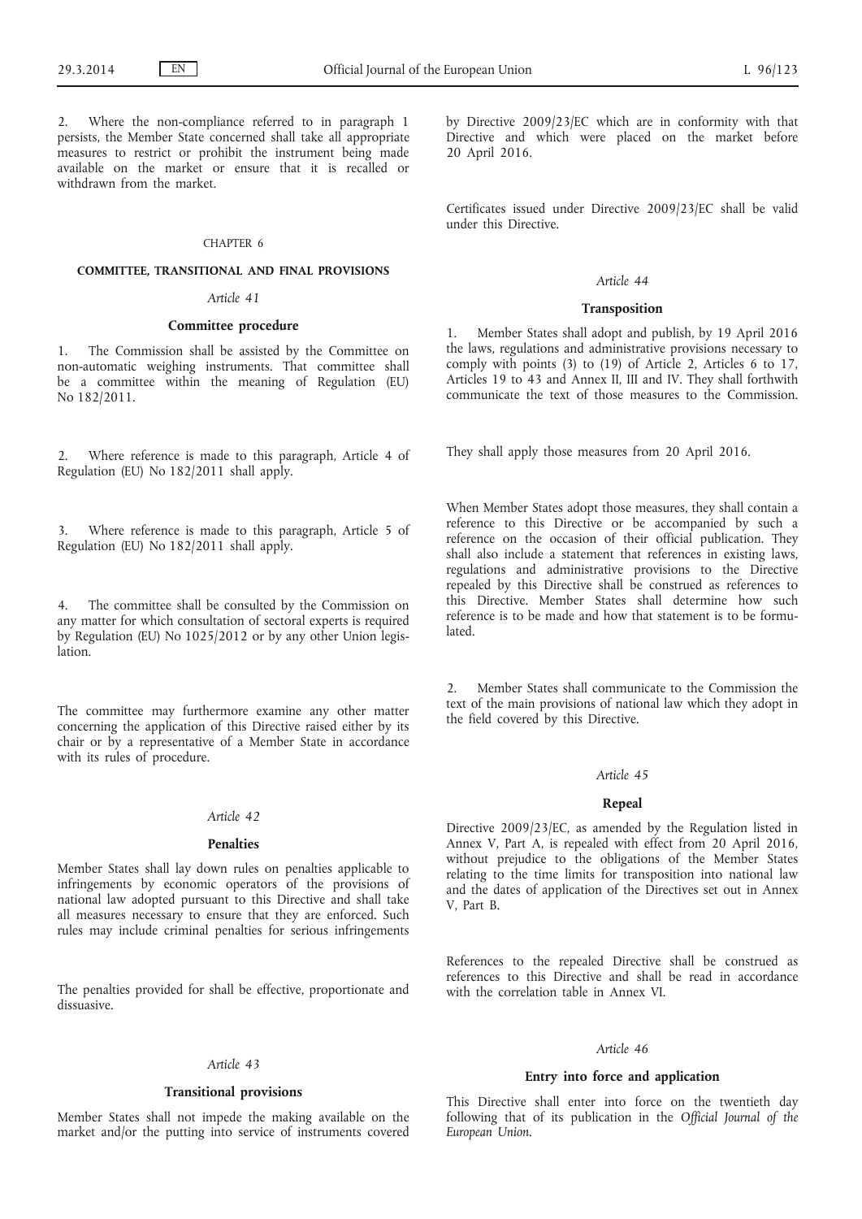2. Where the non-compliance referred to in paragraph 1 persists, the Member State concerned shall take all appropriate measures to restrict or prohibit the instrument being made available on the market or ensure that it is recalled or withdrawn from the market.

CHAPTER 6

**COMMITTEE, TRANSITIONAL AND FINAL PROVISIONS**

*Article 41*

**Committee procedure**

1. The Commission shall be assisted by the Committee on non-automatic weighing instruments. That committee shall be a committee within the meaning of Regulation (EU) No 182/2011.

2. Where reference is made to this paragraph, Article 4 of Regulation (EU) No 182/2011 shall apply.

3. Where reference is made to this paragraph, Article 5 of Regulation (EU) No 182/2011 shall apply.

4. The committee shall be consulted by the Commission on any matter for which consultation of sectoral experts is required by Regulation (EU) No 1025/2012 or by any other Union legislation.

The committee may furthermore examine any other matter concerning the application of this Directive raised either by its chair or by a representative of a Member State in accordance with its rules of procedure.

*Article 42*

**Penalties**

Member States shall lay down rules on penalties applicable to infringements by economic operators of the provisions of national law adopted pursuant to this Directive and shall take all measures necessary to ensure that they are enforced. Such rules may include criminal penalties for serious infringements

The penalties provided for shall be effective, proportionate and dissuasive.

*Article 43*

**Transitional provisions**

Member States shall not impede the making available on the market and/or the putting into service of instruments covered by Directive 2009/23/EC which are in conformity with that Directive and which were placed on the market before 20 April 2016.

Certificates issued under Directive 2009/23/EC shall be valid under this Directive.

*Article 44*

**Transposition**

1. Member States shall adopt and publish, by 19 April 2016 the laws, regulations and administrative provisions necessary to comply with points (3) to (19) of Article 2, Articles 6 to 17, Articles 19 to 43 and Annex II, III and IV. They shall forthwith communicate the text of those measures to the Commission.

They shall apply those measures from 20 April 2016.

When Member States adopt those measures, they shall contain a reference to this Directive or be accompanied by such a reference on the occasion of their official publication. They shall also include a statement that references in existing laws, regulations and administrative provisions to the Directive repealed by this Directive shall be construed as references to this Directive. Member States shall determine how such reference is to be made and how that statement is to be formulated.

2. Member States shall communicate to the Commission the text of the main provisions of national law which they adopt in the field covered by this Directive.

*Article 45*

**Repeal**

Directive 2009/23/EC, as amended by the Regulation listed in Annex V, Part A, is repealed with effect from 20 April 2016, without prejudice to the obligations of the Member States relating to the time limits for transposition into national law and the dates of application of the Directives set out in Annex V, Part B.

References to the repealed Directive shall be construed as references to this Directive and shall be read in accordance with the correlation table in Annex VI.

*Article 46*

**Entry into force and application**

This Directive shall enter into force on the twentieth day following that of its publication in the *Official Journal of the European Union*.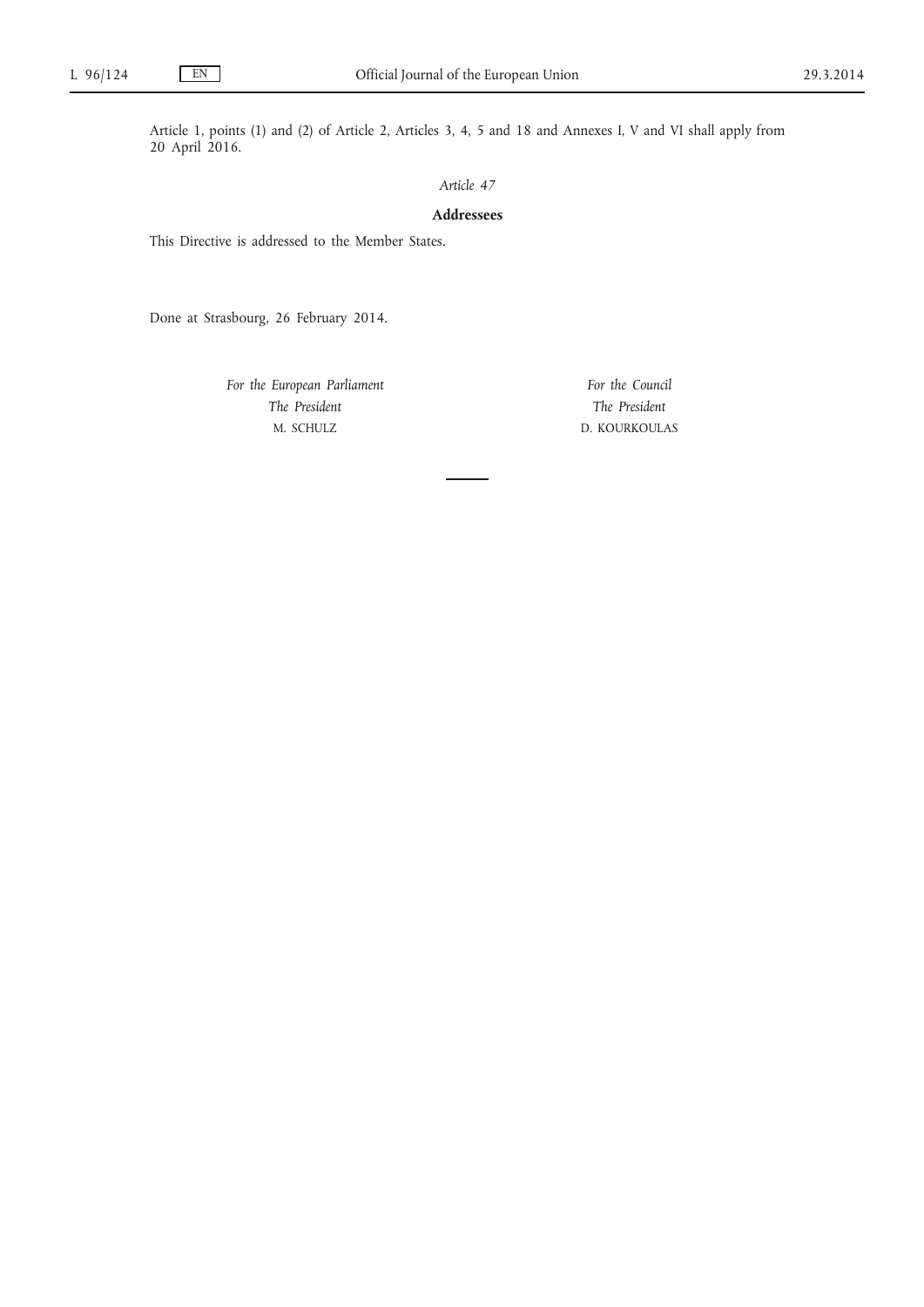Article 1, points (1) and (2) of Article 2, Articles 3, 4, 5 and 18 and Annexes I, V and VI shall apply from 20 April 2016.

*Article 47*

**Addressees**

This Directive is addressed to the Member States.

Done at Strasbourg, 26 February 2014.

*For the European Parliament*
*The President*
M. SCHULZ

*For the Council*
*The President*
D. KOURKOULAS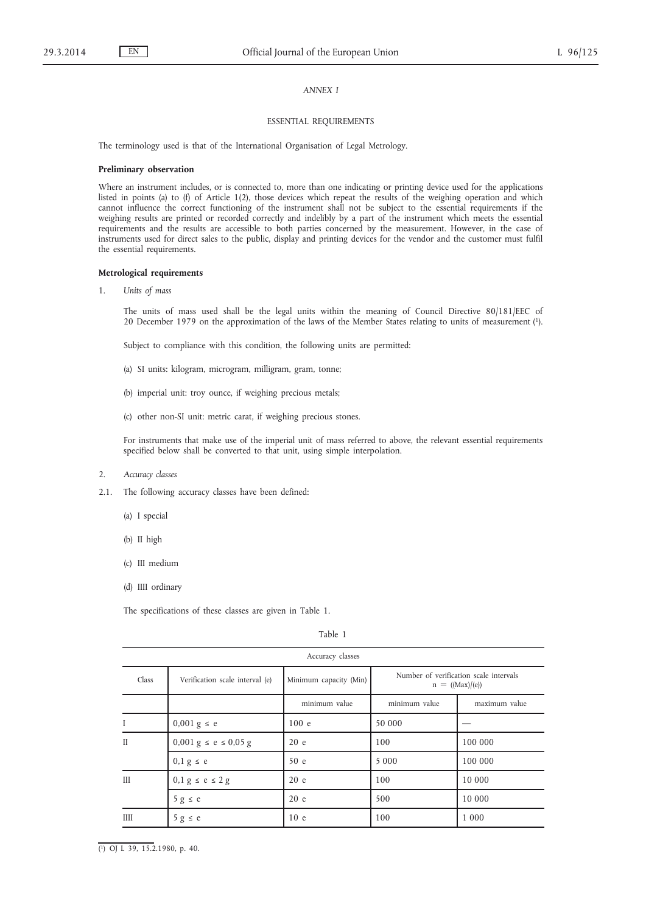*ANNEX I*

ESSENTIAL REQUIREMENTS

The terminology used is that of the International Organisation of Legal Metrology.

**Preliminary observation**

Where an instrument includes, or is connected to, more than one indicating or printing device used for the applications listed in points (a) to (f) of Article 1(2), those devices which repeat the results of the weighing operation and which cannot influence the correct functioning of the instrument shall not be subject to the essential requirements if the weighing results are printed or recorded correctly and indelibly by a part of the instrument which meets the essential requirements and the results are accessible to both parties concerned by the measurement. However, in the case of instruments used for direct sales to the public, display and printing devices for the vendor and the customer must fulfil the essential requirements.

**Metrological requirements**

1. *Units of mass*

The units of mass used shall be the legal units within the meaning of Council Directive 80/181/EEC of 20 December 1979 on the approximation of the laws of the Member States relating to units of measurement [1].

Subject to compliance with this condition, the following units are permitted:

(a) SI units: kilogram, microgram, milligram, gram, tonne;

(b) imperial unit: troy ounce, if weighing precious metals;

(c) other non-SI unit: metric carat, if weighing precious stones.

For instruments that make use of the imperial unit of mass referred to above, the relevant essential requirements specified below shall be converted to that unit, using simple interpolation.

2. *Accuracy classes*

2.1. The following accuracy classes have been defined:

(a) I special

(b) II high

(c) III medium

(d) IIII ordinary

The specifications of these classes are given in Table 1.

Table 1

| Accuracy classes | | | | |
|---|---|---|---|---|
| Class | Verification scale interval (e) | Minimum capacity (Min) | Number of verification scale intervals $n = ((Max)/(e))$ | |
| | | minimum value | minimum value | maximum value |
| I | 0,001 g ≤ e | 100 e | 50 000 | — |
| II | 0,001 g ≤ e ≤ 0,05 g | 20 e | 100 | 100 000 |
| | 0,1 g ≤ e | 50 e | 5 000 | 100 000 |
| III | 0,1 g ≤ e ≤ 2 g | 20 e | 100 | 10 000 |
| | 5 g ≤ e | 20 e | 500 | 10 000 |
| IIII | 5 g ≤ e | 10 e | 100 | 1 000 |

[1] OJ L 39, 15.2.1980, p. 40.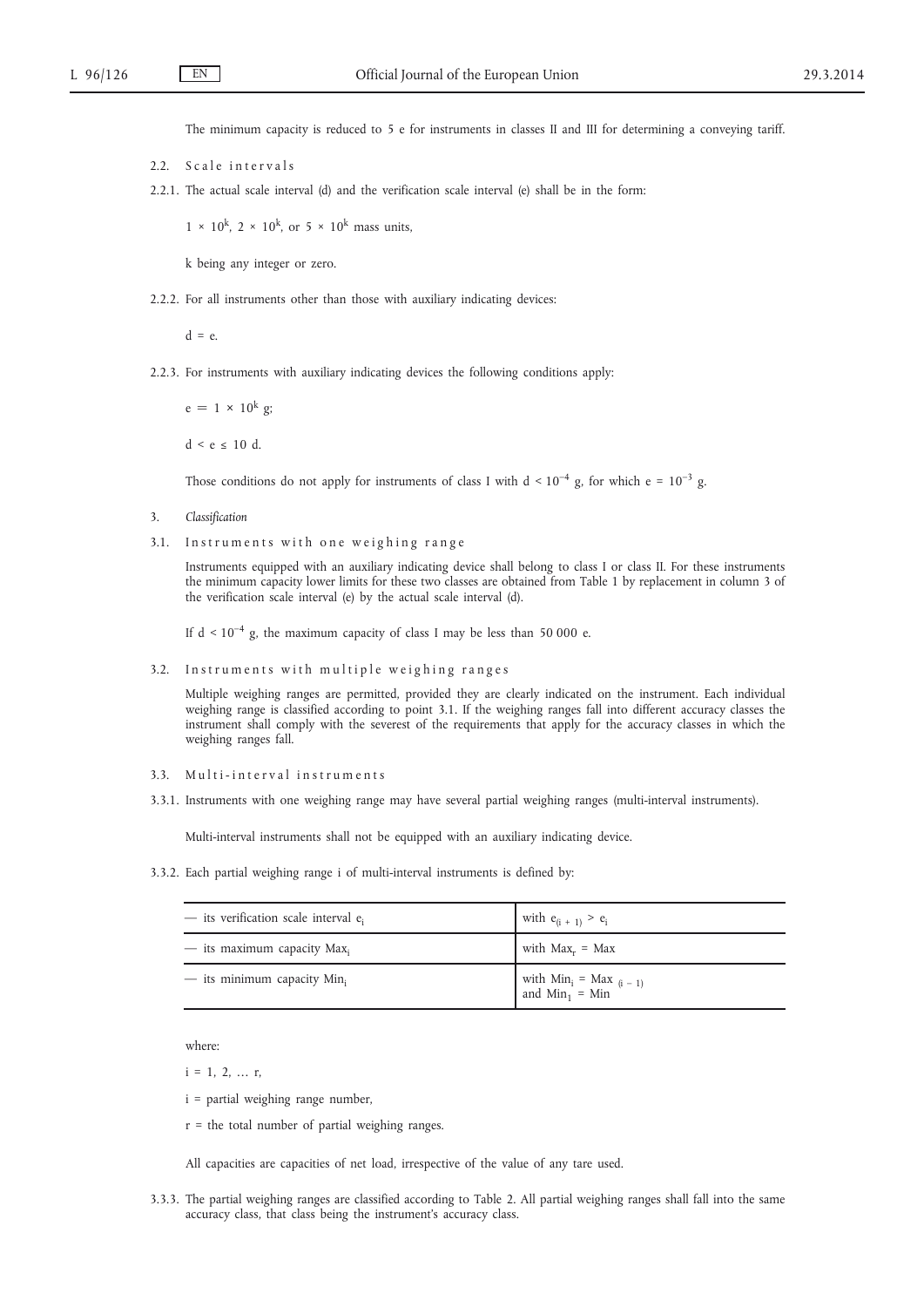The minimum capacity is reduced to 5 e for instruments in classes II and III for determining a conveying tariff.

2.2. Scale intervals

2.2.1. The actual scale interval (d) and the verification scale interval (e) shall be in the form:

$1 \times 10^k$, $2 \times 10^k$, or $5 \times 10^k$ mass units,

k being any integer or zero.

2.2.2. For all instruments other than those with auxiliary indicating devices:

$d = e$.

2.2.3. For instruments with auxiliary indicating devices the following conditions apply:

$e = 1 \times 10^k$ g;

$d < e \leq 10$ d.

Those conditions do not apply for instruments of class I with $d < 10^{-4}$ g, for which $e = 10^{-3}$ g.

3. *Classification*

3.1. Instruments with one weighing range

Instruments equipped with an auxiliary indicating device shall belong to class I or class II. For these instruments the minimum capacity lower limits for these two classes are obtained from Table 1 by replacement in column 3 of the verification scale interval (e) by the actual scale interval (d).

If $d < 10^{-4}$ g, the maximum capacity of class I may be less than 50 000 e.

3.2. Instruments with multiple weighing ranges

Multiple weighing ranges are permitted, provided they are clearly indicated on the instrument. Each individual weighing range is classified according to point 3.1. If the weighing ranges fall into different accuracy classes the instrument shall comply with the severest of the requirements that apply for the accuracy classes in which the weighing ranges fall.

3.3. Multi-interval instruments

3.3.1. Instruments with one weighing range may have several partial weighing ranges (multi-interval instruments).

Multi-interval instruments shall not be equipped with an auxiliary indicating device.

3.3.2. Each partial weighing range i of multi-interval instruments is defined by:

| | |
|---|---|
| — its verification scale interval $e_i$ | with $e_{(i+1)} > e_i$ |
| — its maximum capacity $Max_i$ | with $Max_r = Max$ |
| — its minimum capacity $Min_i$ | with $Min_i = Max_{(i-1)}$ and $Min_1 = Min$ |

where:

$i = 1, 2, \ldots r$,

i = partial weighing range number,

r = the total number of partial weighing ranges.

All capacities are capacities of net load, irrespective of the value of any tare used.

3.3.3. The partial weighing ranges are classified according to Table 2. All partial weighing ranges shall fall into the same accuracy class, that class being the instrument's accuracy class.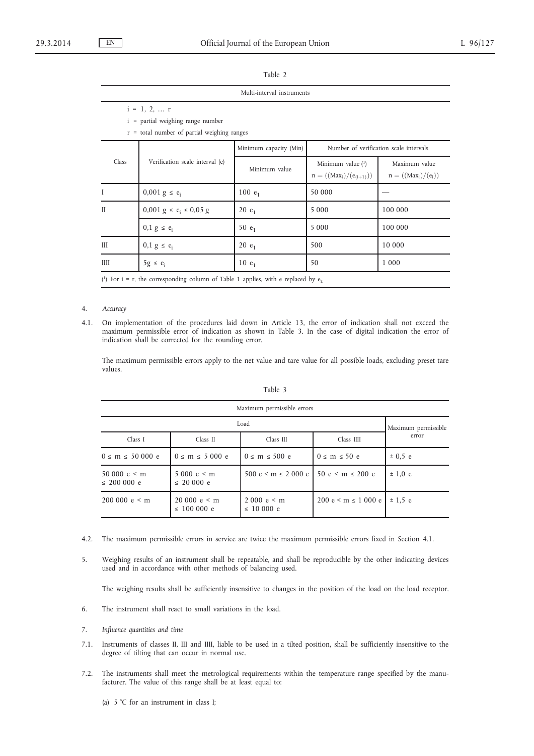Table 2

| Multi-interval instruments | | | | |
|---|---|---|---|---|
| $i = 1, 2, \ldots r$ <br> i = partial weighing range number <br> r = total number of partial weighing ranges | | | | |
| Class | Verification scale interval (e) | Minimum capacity (Min) | Number of verification scale intervals | |
| | | Minimum value | Minimum value [1] $n = ((Max_i)/(e_{(i+1)}))$ | Maximum value $n = ((Max_i)/(e_i))$ |
| I | $0{,}001\ g \le e_i$ | $100\ e_1$ | 50 000 | — |
| II | $0{,}001\ g \le e_i \le 0{,}05\ g$ | $20\ e_1$ | 5 000 | 100 000 |
| | $0{,}1\ g \le e_i$ | $50\ e_1$ | 5 000 | 100 000 |
| III | $0{,}1\ g \le e_i$ | $20\ e_1$ | 500 | 10 000 |
| IIII | $5g \le e_i$ | $10\ e_1$ | 50 | 1 000 |

[1] For i = r, the corresponding column of Table 1 applies, with e replaced by $e_r$.

4. *Accuracy*

4.1. On implementation of the procedures laid down in Article 13, the error of indication shall not exceed the maximum permissible error of indication as shown in Table 3. In the case of digital indication the error of indication shall be corrected for the rounding error.

The maximum permissible errors apply to the net value and tare value for all possible loads, excluding preset tare values.

Table 3

| Maximum permissible errors | | | | |
|---|---|---|---|---|
| Load | | | | Maximum permissible error |
| Class I | Class II | Class III | Class IIII | |
| $0 \le m \le 50\,000$ e | $0 \le m \le 5\,000$ e | $0 \le m \le 500$ e | $0 \le m \le 50$ e | ± 0,5 e |
| $50\,000$ e $< m \le 200\,000$ e | $5\,000$ e $< m \le 20\,000$ e | $500$ e $< m \le 2\,000$ e | $50$ e $< m \le 200$ e | ± 1,0 e |
| $200\,000$ e $< m$ | $20\,000$ e $< m \le 100\,000$ e | $2\,000$ e $< m \le 10\,000$ e | $200$ e $< m \le 1\,000$ e | ± 1,5 e |

4.2. The maximum permissible errors in service are twice the maximum permissible errors fixed in Section 4.1.

5. Weighing results of an instrument shall be repeatable, and shall be reproducible by the other indicating devices used and in accordance with other methods of balancing used.

The weighing results shall be sufficiently insensitive to changes in the position of the load on the load receptor.

6. The instrument shall react to small variations in the load.

7. *Influence quantities and time*

7.1. Instruments of classes II, III and IIII, liable to be used in a tilted position, shall be sufficiently insensitive to the degree of tilting that can occur in normal use.

7.2. The instruments shall meet the metrological requirements within the temperature range specified by the manufacturer. The value of this range shall be at least equal to:

(a) 5 °C for an instrument in class I;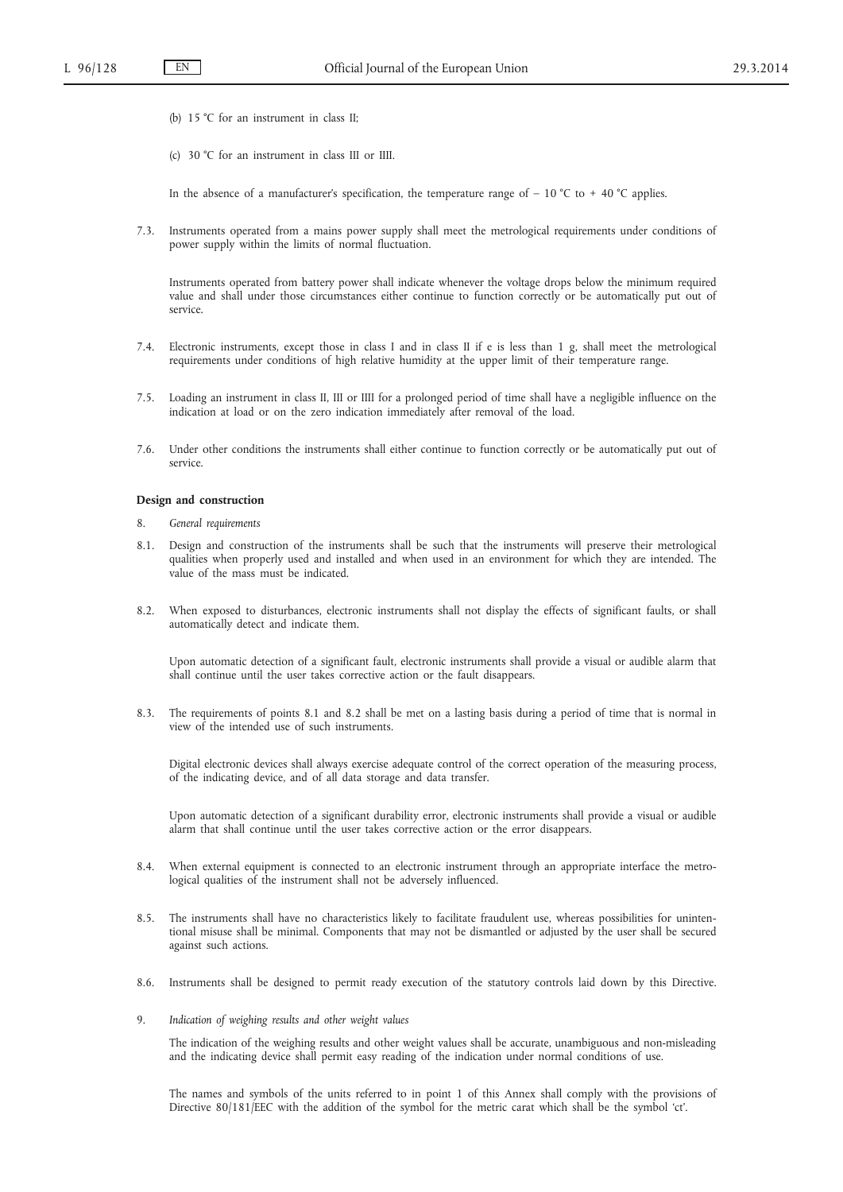(b) 15 °C for an instrument in class II;

(c) 30 °C for an instrument in class III or IIII.

In the absence of a manufacturer's specification, the temperature range of − 10 °C to + 40 °C applies.

7.3. Instruments operated from a mains power supply shall meet the metrological requirements under conditions of power supply within the limits of normal fluctuation.

Instruments operated from battery power shall indicate whenever the voltage drops below the minimum required value and shall under those circumstances either continue to function correctly or be automatically put out of service.

7.4. Electronic instruments, except those in class I and in class II if e is less than 1 g, shall meet the metrological requirements under conditions of high relative humidity at the upper limit of their temperature range.

7.5. Loading an instrument in class II, III or IIII for a prolonged period of time shall have a negligible influence on the indication at load or on the zero indication immediately after removal of the load.

7.6. Under other conditions the instruments shall either continue to function correctly or be automatically put out of service.

**Design and construction**

8. *General requirements*

8.1. Design and construction of the instruments shall be such that the instruments will preserve their metrological qualities when properly used and installed and when used in an environment for which they are intended. The value of the mass must be indicated.

8.2. When exposed to disturbances, electronic instruments shall not display the effects of significant faults, or shall automatically detect and indicate them.

Upon automatic detection of a significant fault, electronic instruments shall provide a visual or audible alarm that shall continue until the user takes corrective action or the fault disappears.

8.3. The requirements of points 8.1 and 8.2 shall be met on a lasting basis during a period of time that is normal in view of the intended use of such instruments.

Digital electronic devices shall always exercise adequate control of the correct operation of the measuring process, of the indicating device, and of all data storage and data transfer.

Upon automatic detection of a significant durability error, electronic instruments shall provide a visual or audible alarm that shall continue until the user takes corrective action or the error disappears.

8.4. When external equipment is connected to an electronic instrument through an appropriate interface the metrological qualities of the instrument shall not be adversely influenced.

8.5. The instruments shall have no characteristics likely to facilitate fraudulent use, whereas possibilities for unintentional misuse shall be minimal. Components that may not be dismantled or adjusted by the user shall be secured against such actions.

8.6. Instruments shall be designed to permit ready execution of the statutory controls laid down by this Directive.

9. *Indication of weighing results and other weight values*

The indication of the weighing results and other weight values shall be accurate, unambiguous and non-misleading and the indicating device shall permit easy reading of the indication under normal conditions of use.

The names and symbols of the units referred to in point 1 of this Annex shall comply with the provisions of Directive 80/181/EEC with the addition of the symbol for the metric carat which shall be the symbol 'ct'.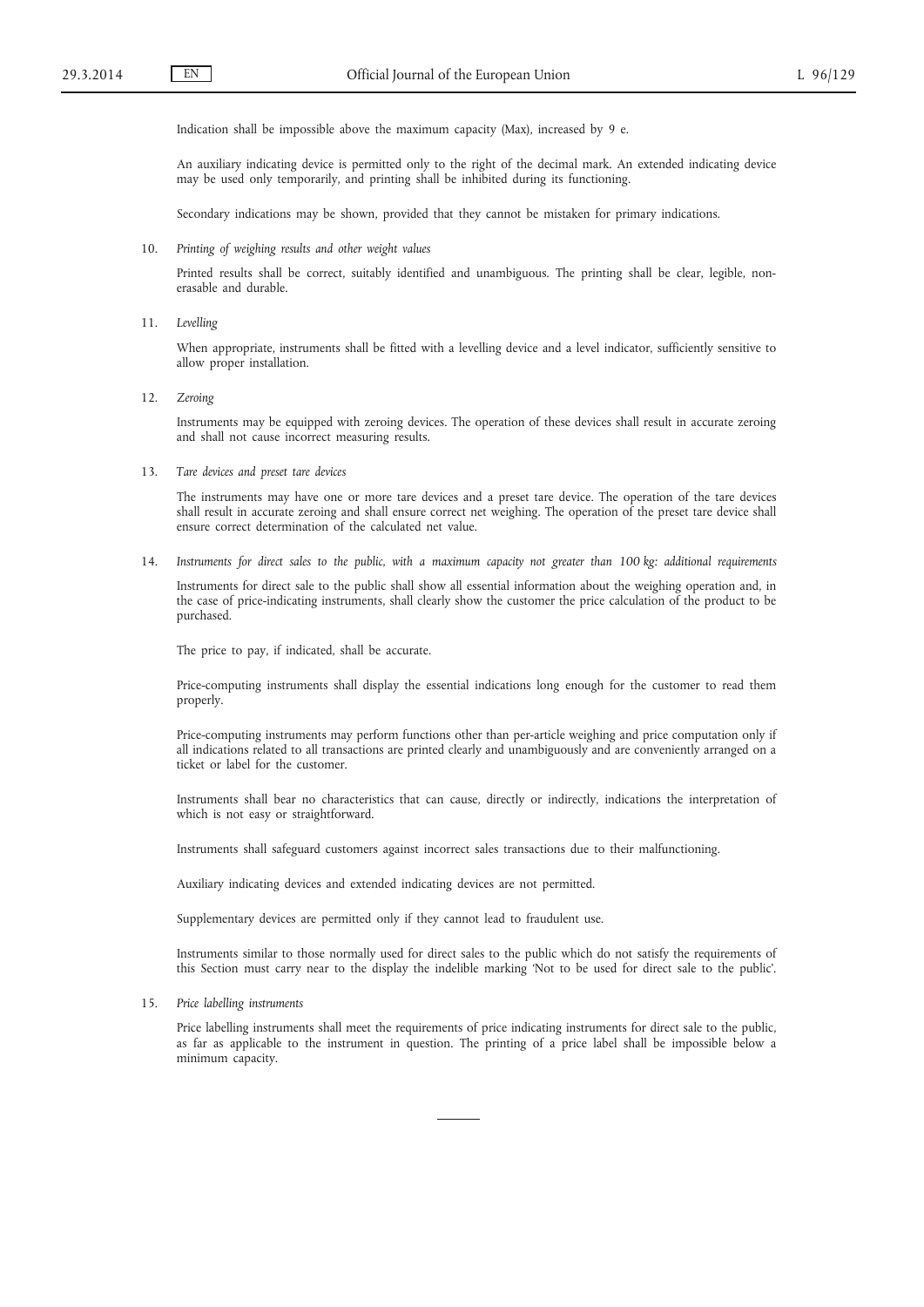Indication shall be impossible above the maximum capacity (Max), increased by 9 e.

An auxiliary indicating device is permitted only to the right of the decimal mark. An extended indicating device may be used only temporarily, and printing shall be inhibited during its functioning.

Secondary indications may be shown, provided that they cannot be mistaken for primary indications.

10. *Printing of weighing results and other weight values*

Printed results shall be correct, suitably identified and unambiguous. The printing shall be clear, legible, non-erasable and durable.

11. *Levelling*

When appropriate, instruments shall be fitted with a levelling device and a level indicator, sufficiently sensitive to allow proper installation.

12. *Zeroing*

Instruments may be equipped with zeroing devices. The operation of these devices shall result in accurate zeroing and shall not cause incorrect measuring results.

13. *Tare devices and preset tare devices*

The instruments may have one or more tare devices and a preset tare device. The operation of the tare devices shall result in accurate zeroing and shall ensure correct net weighing. The operation of the preset tare device shall ensure correct determination of the calculated net value.

14. *Instruments for direct sales to the public, with a maximum capacity not greater than 100 kg: additional requirements*

Instruments for direct sale to the public shall show all essential information about the weighing operation and, in the case of price-indicating instruments, shall clearly show the customer the price calculation of the product to be purchased.

The price to pay, if indicated, shall be accurate.

Price-computing instruments shall display the essential indications long enough for the customer to read them properly.

Price-computing instruments may perform functions other than per-article weighing and price computation only if all indications related to all transactions are printed clearly and unambiguously and are conveniently arranged on a ticket or label for the customer.

Instruments shall bear no characteristics that can cause, directly or indirectly, indications the interpretation of which is not easy or straightforward.

Instruments shall safeguard customers against incorrect sales transactions due to their malfunctioning.

Auxiliary indicating devices and extended indicating devices are not permitted.

Supplementary devices are permitted only if they cannot lead to fraudulent use.

Instruments similar to those normally used for direct sales to the public which do not satisfy the requirements of this Section must carry near to the display the indelible marking 'Not to be used for direct sale to the public'.

15. *Price labelling instruments*

Price labelling instruments shall meet the requirements of price indicating instruments for direct sale to the public, as far as applicable to the instrument in question. The printing of a price label shall be impossible below a minimum capacity.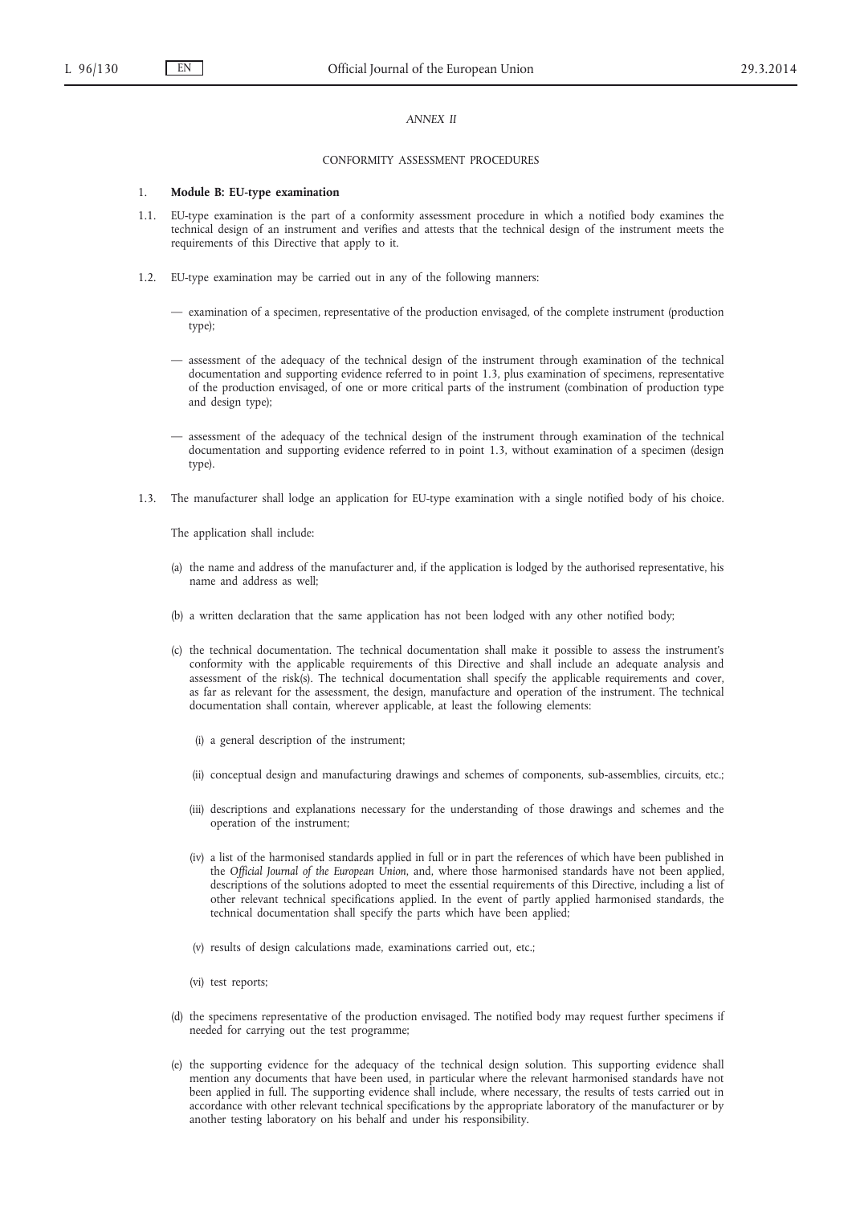*ANNEX II*

CONFORMITY ASSESSMENT PROCEDURES

1. **Module B: EU-type examination**

1.1. EU-type examination is the part of a conformity assessment procedure in which a notified body examines the technical design of an instrument and verifies and attests that the technical design of the instrument meets the requirements of this Directive that apply to it.

1.2. EU-type examination may be carried out in any of the following manners:

— examination of a specimen, representative of the production envisaged, of the complete instrument (production type);

— assessment of the adequacy of the technical design of the instrument through examination of the technical documentation and supporting evidence referred to in point 1.3, plus examination of specimens, representative of the production envisaged, of one or more critical parts of the instrument (combination of production type and design type);

— assessment of the adequacy of the technical design of the instrument through examination of the technical documentation and supporting evidence referred to in point 1.3, without examination of a specimen (design type).

1.3. The manufacturer shall lodge an application for EU-type examination with a single notified body of his choice.

The application shall include:

(a) the name and address of the manufacturer and, if the application is lodged by the authorised representative, his name and address as well;

(b) a written declaration that the same application has not been lodged with any other notified body;

(c) the technical documentation. The technical documentation shall make it possible to assess the instrument's conformity with the applicable requirements of this Directive and shall include an adequate analysis and assessment of the risk(s). The technical documentation shall specify the applicable requirements and cover, as far as relevant for the assessment, the design, manufacture and operation of the instrument. The technical documentation shall contain, wherever applicable, at least the following elements:

(i) a general description of the instrument;

(ii) conceptual design and manufacturing drawings and schemes of components, sub-assemblies, circuits, etc.;

(iii) descriptions and explanations necessary for the understanding of those drawings and schemes and the operation of the instrument;

(iv) a list of the harmonised standards applied in full or in part the references of which have been published in the *Official Journal of the European Union*, and, where those harmonised standards have not been applied, descriptions of the solutions adopted to meet the essential requirements of this Directive, including a list of other relevant technical specifications applied. In the event of partly applied harmonised standards, the technical documentation shall specify the parts which have been applied;

(v) results of design calculations made, examinations carried out, etc.;

(vi) test reports;

(d) the specimens representative of the production envisaged. The notified body may request further specimens if needed for carrying out the test programme;

(e) the supporting evidence for the adequacy of the technical design solution. This supporting evidence shall mention any documents that have been used, in particular where the relevant harmonised standards have not been applied in full. The supporting evidence shall include, where necessary, the results of tests carried out in accordance with other relevant technical specifications by the appropriate laboratory of the manufacturer or by another testing laboratory on his behalf and under his responsibility.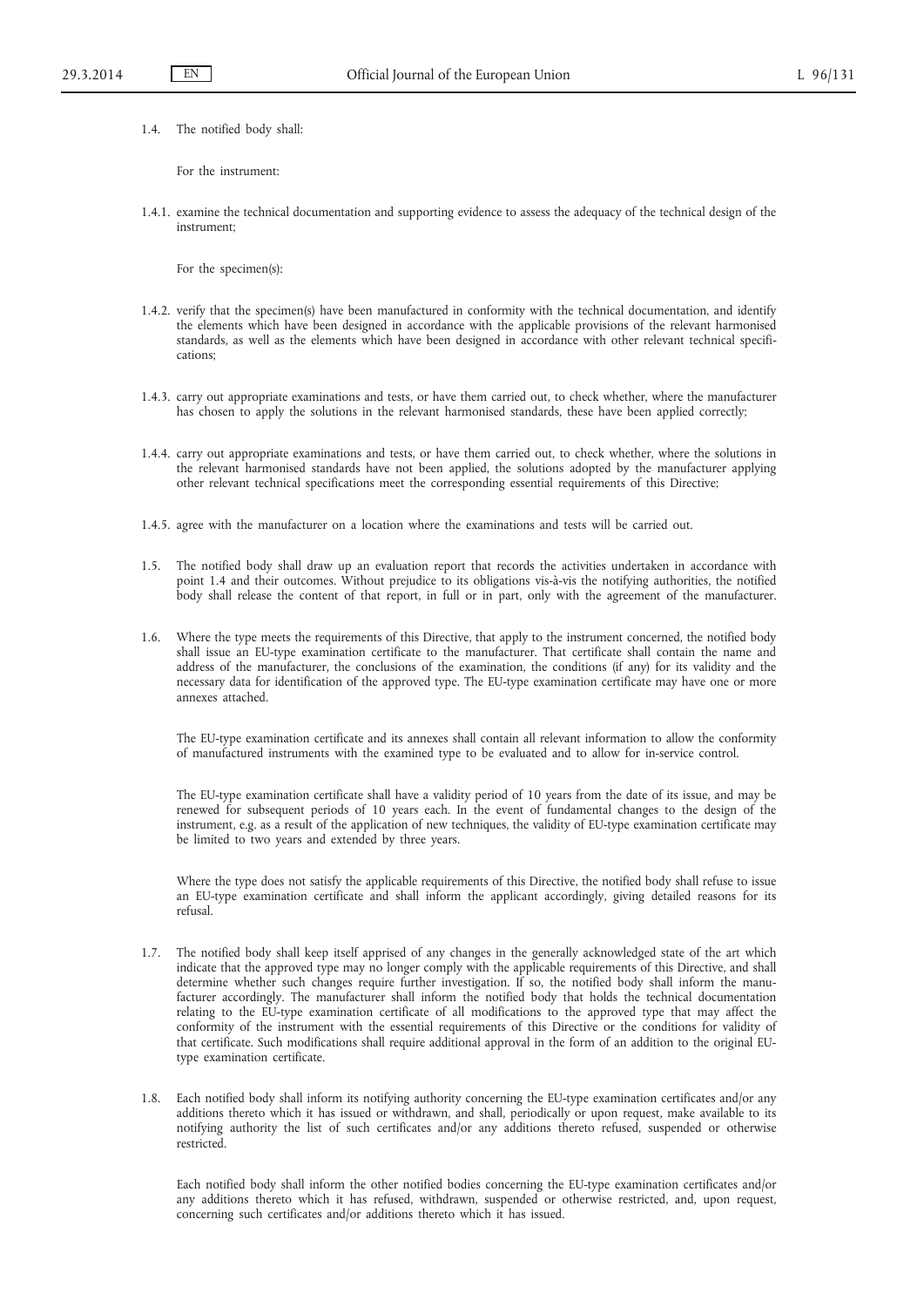1.4. The notified body shall:

For the instrument:

1.4.1. examine the technical documentation and supporting evidence to assess the adequacy of the technical design of the instrument;

For the specimen(s):

1.4.2. verify that the specimen(s) have been manufactured in conformity with the technical documentation, and identify the elements which have been designed in accordance with the applicable provisions of the relevant harmonised standards, as well as the elements which have been designed in accordance with other relevant technical specifications;

1.4.3. carry out appropriate examinations and tests, or have them carried out, to check whether, where the manufacturer has chosen to apply the solutions in the relevant harmonised standards, these have been applied correctly;

1.4.4. carry out appropriate examinations and tests, or have them carried out, to check whether, where the solutions in the relevant harmonised standards have not been applied, the solutions adopted by the manufacturer applying other relevant technical specifications meet the corresponding essential requirements of this Directive;

1.4.5. agree with the manufacturer on a location where the examinations and tests will be carried out.

1.5. The notified body shall draw up an evaluation report that records the activities undertaken in accordance with point 1.4 and their outcomes. Without prejudice to its obligations vis-à-vis the notifying authorities, the notified body shall release the content of that report, in full or in part, only with the agreement of the manufacturer.

1.6. Where the type meets the requirements of this Directive, that apply to the instrument concerned, the notified body shall issue an EU-type examination certificate to the manufacturer. That certificate shall contain the name and address of the manufacturer, the conclusions of the examination, the conditions (if any) for its validity and the necessary data for identification of the approved type. The EU-type examination certificate may have one or more annexes attached.

The EU-type examination certificate and its annexes shall contain all relevant information to allow the conformity of manufactured instruments with the examined type to be evaluated and to allow for in-service control.

The EU-type examination certificate shall have a validity period of 10 years from the date of its issue, and may be renewed for subsequent periods of 10 years each. In the event of fundamental changes to the design of the instrument, e.g. as a result of the application of new techniques, the validity of EU-type examination certificate may be limited to two years and extended by three years.

Where the type does not satisfy the applicable requirements of this Directive, the notified body shall refuse to issue an EU-type examination certificate and shall inform the applicant accordingly, giving detailed reasons for its refusal.

1.7. The notified body shall keep itself apprised of any changes in the generally acknowledged state of the art which indicate that the approved type may no longer comply with the applicable requirements of this Directive, and shall determine whether such changes require further investigation. If so, the notified body shall inform the manufacturer accordingly. The manufacturer shall inform the notified body that holds the technical documentation relating to the EU-type examination certificate of all modifications to the approved type that may affect the conformity of the instrument with the essential requirements of this Directive or the conditions for validity of that certificate. Such modifications shall require additional approval in the form of an addition to the original EU-type examination certificate.

1.8. Each notified body shall inform its notifying authority concerning the EU-type examination certificates and/or any additions thereto which it has issued or withdrawn, and shall, periodically or upon request, make available to its notifying authority the list of such certificates and/or any additions thereto refused, suspended or otherwise restricted.

Each notified body shall inform the other notified bodies concerning the EU-type examination certificates and/or any additions thereto which it has refused, withdrawn, suspended or otherwise restricted, and, upon request, concerning such certificates and/or additions thereto which it has issued.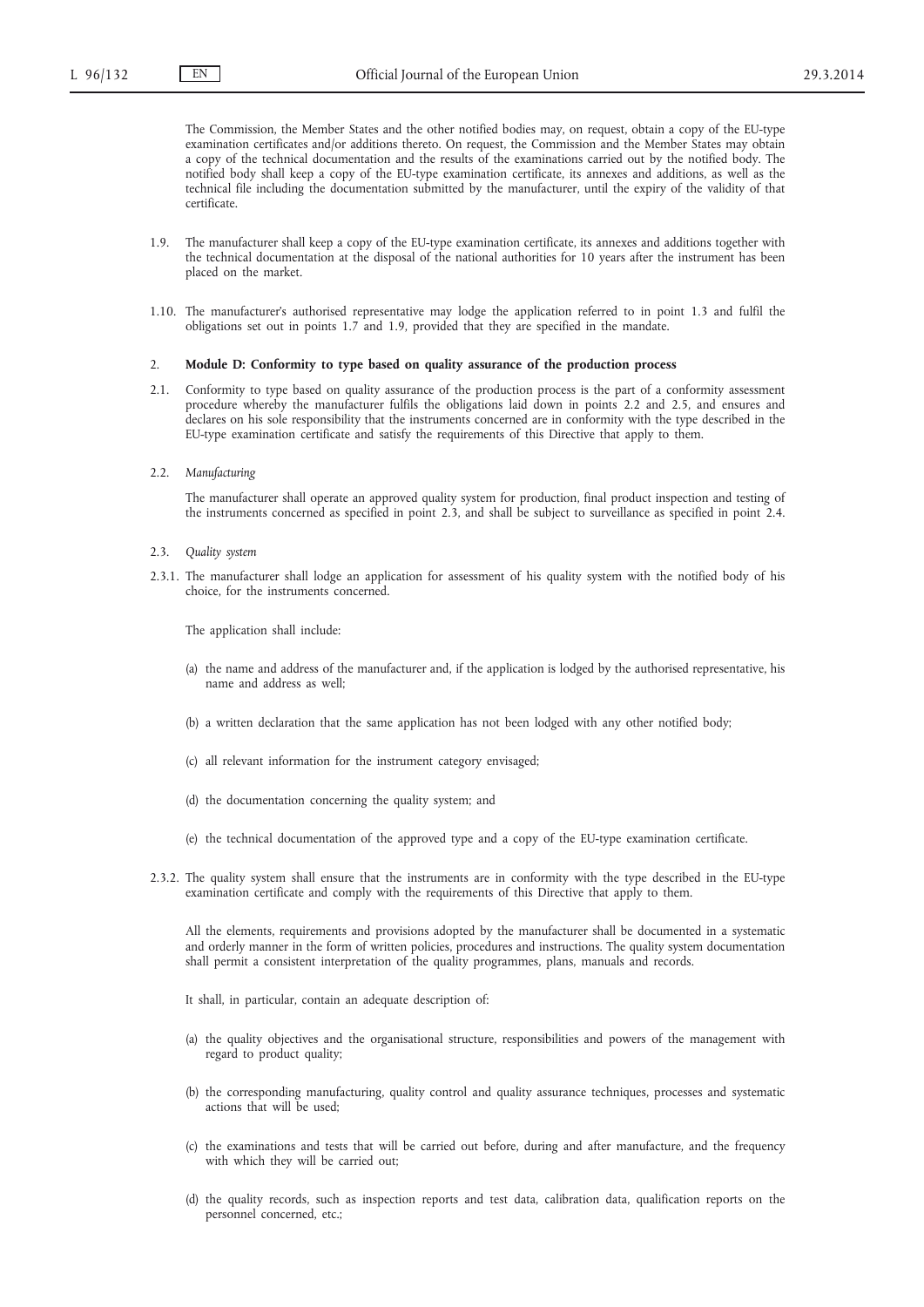The Commission, the Member States and the other notified bodies may, on request, obtain a copy of the EU-type examination certificates and/or additions thereto. On request, the Commission and the Member States may obtain a copy of the technical documentation and the results of the examinations carried out by the notified body. The notified body shall keep a copy of the EU-type examination certificate, its annexes and additions, as well as the technical file including the documentation submitted by the manufacturer, until the expiry of the validity of that certificate.

1.9. The manufacturer shall keep a copy of the EU-type examination certificate, its annexes and additions together with the technical documentation at the disposal of the national authorities for 10 years after the instrument has been placed on the market.

1.10. The manufacturer's authorised representative may lodge the application referred to in point 1.3 and fulfil the obligations set out in points 1.7 and 1.9, provided that they are specified in the mandate.

2. **Module D: Conformity to type based on quality assurance of the production process**

2.1. Conformity to type based on quality assurance of the production process is the part of a conformity assessment procedure whereby the manufacturer fulfils the obligations laid down in points 2.2 and 2.5, and ensures and declares on his sole responsibility that the instruments concerned are in conformity with the type described in the EU-type examination certificate and satisfy the requirements of this Directive that apply to them.

2.2. *Manufacturing*

The manufacturer shall operate an approved quality system for production, final product inspection and testing of the instruments concerned as specified in point 2.3, and shall be subject to surveillance as specified in point 2.4.

2.3. *Quality system*

2.3.1. The manufacturer shall lodge an application for assessment of his quality system with the notified body of his choice, for the instruments concerned.

The application shall include:

(a) the name and address of the manufacturer and, if the application is lodged by the authorised representative, his name and address as well;

(b) a written declaration that the same application has not been lodged with any other notified body;

(c) all relevant information for the instrument category envisaged;

(d) the documentation concerning the quality system; and

(e) the technical documentation of the approved type and a copy of the EU-type examination certificate.

2.3.2. The quality system shall ensure that the instruments are in conformity with the type described in the EU-type examination certificate and comply with the requirements of this Directive that apply to them.

All the elements, requirements and provisions adopted by the manufacturer shall be documented in a systematic and orderly manner in the form of written policies, procedures and instructions. The quality system documentation shall permit a consistent interpretation of the quality programmes, plans, manuals and records.

It shall, in particular, contain an adequate description of:

(a) the quality objectives and the organisational structure, responsibilities and powers of the management with regard to product quality;

(b) the corresponding manufacturing, quality control and quality assurance techniques, processes and systematic actions that will be used;

(c) the examinations and tests that will be carried out before, during and after manufacture, and the frequency with which they will be carried out;

(d) the quality records, such as inspection reports and test data, calibration data, qualification reports on the personnel concerned, etc.;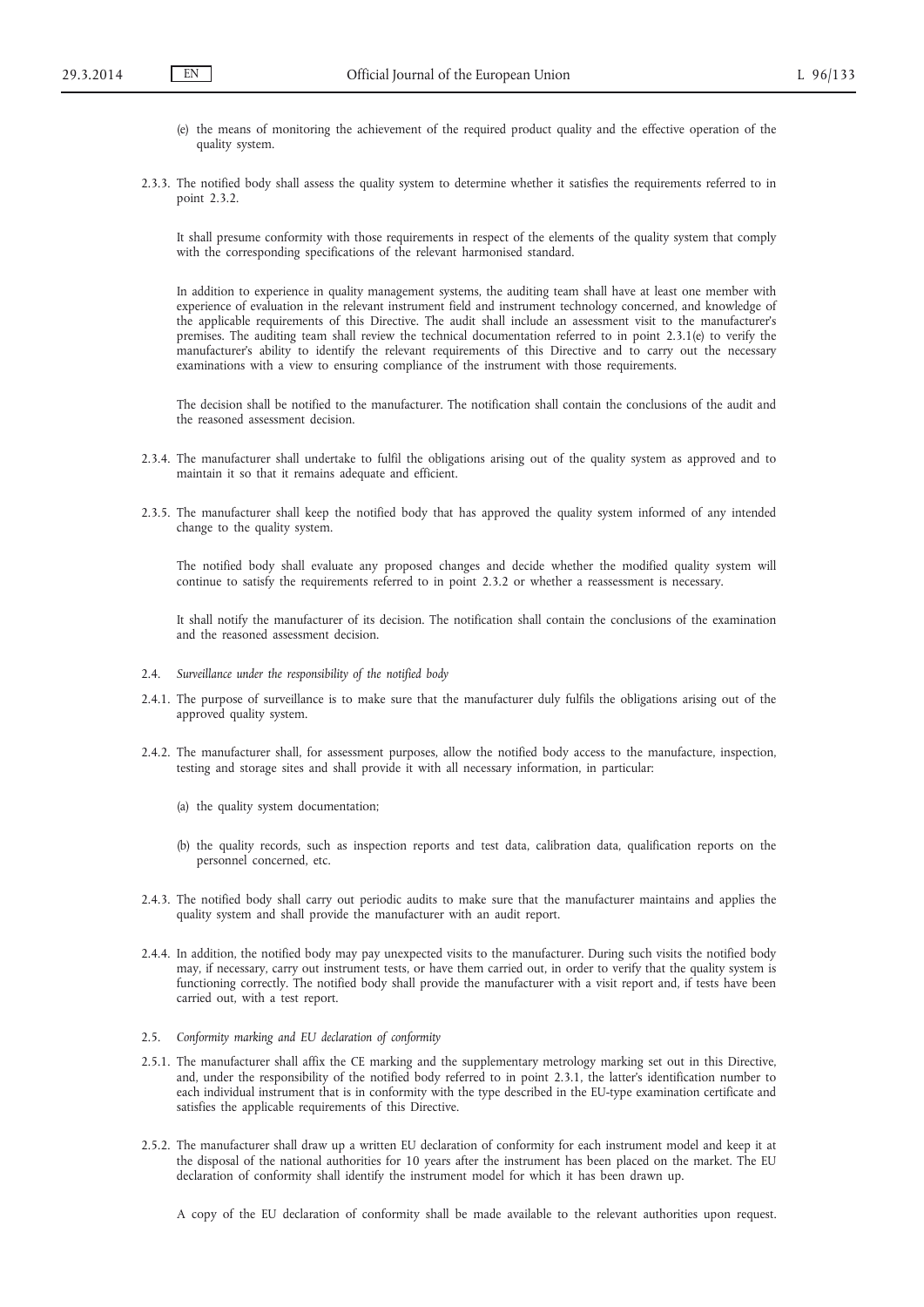(e) the means of monitoring the achievement of the required product quality and the effective operation of the quality system.

2.3.3. The notified body shall assess the quality system to determine whether it satisfies the requirements referred to in point 2.3.2.

It shall presume conformity with those requirements in respect of the elements of the quality system that comply with the corresponding specifications of the relevant harmonised standard.

In addition to experience in quality management systems, the auditing team shall have at least one member with experience of evaluation in the relevant instrument field and instrument technology concerned, and knowledge of the applicable requirements of this Directive. The audit shall include an assessment visit to the manufacturer's premises. The auditing team shall review the technical documentation referred to in point 2.3.1(e) to verify the manufacturer's ability to identify the relevant requirements of this Directive and to carry out the necessary examinations with a view to ensuring compliance of the instrument with those requirements.

The decision shall be notified to the manufacturer. The notification shall contain the conclusions of the audit and the reasoned assessment decision.

2.3.4. The manufacturer shall undertake to fulfil the obligations arising out of the quality system as approved and to maintain it so that it remains adequate and efficient.

2.3.5. The manufacturer shall keep the notified body that has approved the quality system informed of any intended change to the quality system.

The notified body shall evaluate any proposed changes and decide whether the modified quality system will continue to satisfy the requirements referred to in point 2.3.2 or whether a reassessment is necessary.

It shall notify the manufacturer of its decision. The notification shall contain the conclusions of the examination and the reasoned assessment decision.

2.4. *Surveillance under the responsibility of the notified body*

2.4.1. The purpose of surveillance is to make sure that the manufacturer duly fulfils the obligations arising out of the approved quality system.

2.4.2. The manufacturer shall, for assessment purposes, allow the notified body access to the manufacture, inspection, testing and storage sites and shall provide it with all necessary information, in particular:

(a) the quality system documentation;

(b) the quality records, such as inspection reports and test data, calibration data, qualification reports on the personnel concerned, etc.

2.4.3. The notified body shall carry out periodic audits to make sure that the manufacturer maintains and applies the quality system and shall provide the manufacturer with an audit report.

2.4.4. In addition, the notified body may pay unexpected visits to the manufacturer. During such visits the notified body may, if necessary, carry out instrument tests, or have them carried out, in order to verify that the quality system is functioning correctly. The notified body shall provide the manufacturer with a visit report and, if tests have been carried out, with a test report.

2.5. *Conformity marking and EU declaration of conformity*

2.5.1. The manufacturer shall affix the CE marking and the supplementary metrology marking set out in this Directive, and, under the responsibility of the notified body referred to in point 2.3.1, the latter's identification number to each individual instrument that is in conformity with the type described in the EU-type examination certificate and satisfies the applicable requirements of this Directive.

2.5.2. The manufacturer shall draw up a written EU declaration of conformity for each instrument model and keep it at the disposal of the national authorities for 10 years after the instrument has been placed on the market. The EU declaration of conformity shall identify the instrument model for which it has been drawn up.

A copy of the EU declaration of conformity shall be made available to the relevant authorities upon request.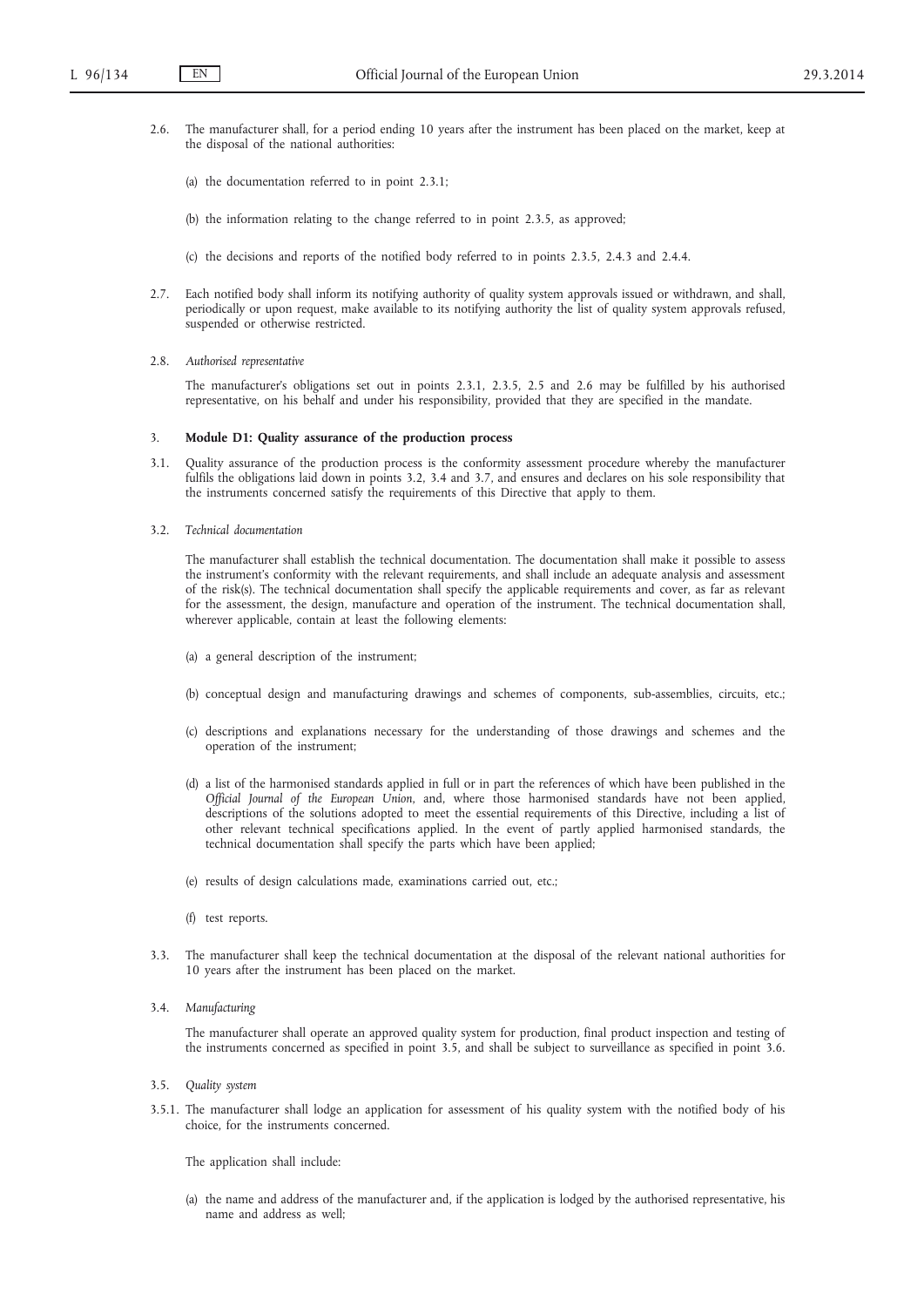2.6. The manufacturer shall, for a period ending 10 years after the instrument has been placed on the market, keep at the disposal of the national authorities:

(a) the documentation referred to in point 2.3.1;

(b) the information relating to the change referred to in point 2.3.5, as approved;

(c) the decisions and reports of the notified body referred to in points 2.3.5, 2.4.3 and 2.4.4.

2.7. Each notified body shall inform its notifying authority of quality system approvals issued or withdrawn, and shall, periodically or upon request, make available to its notifying authority the list of quality system approvals refused, suspended or otherwise restricted.

2.8. *Authorised representative*

The manufacturer's obligations set out in points 2.3.1, 2.3.5, 2.5 and 2.6 may be fulfilled by his authorised representative, on his behalf and under his responsibility, provided that they are specified in the mandate.

## 3. **Module D1: Quality assurance of the production process**

3.1. Quality assurance of the production process is the conformity assessment procedure whereby the manufacturer fulfils the obligations laid down in points 3.2, 3.4 and 3.7, and ensures and declares on his sole responsibility that the instruments concerned satisfy the requirements of this Directive that apply to them.

3.2. *Technical documentation*

The manufacturer shall establish the technical documentation. The documentation shall make it possible to assess the instrument's conformity with the relevant requirements, and shall include an adequate analysis and assessment of the risk(s). The technical documentation shall specify the applicable requirements and cover, as far as relevant for the assessment, the design, manufacture and operation of the instrument. The technical documentation shall, wherever applicable, contain at least the following elements:

(a) a general description of the instrument;

(b) conceptual design and manufacturing drawings and schemes of components, sub-assemblies, circuits, etc.;

(c) descriptions and explanations necessary for the understanding of those drawings and schemes and the operation of the instrument;

(d) a list of the harmonised standards applied in full or in part the references of which have been published in the *Official Journal of the European Union*, and, where those harmonised standards have not been applied, descriptions of the solutions adopted to meet the essential requirements of this Directive, including a list of other relevant technical specifications applied. In the event of partly applied harmonised standards, the technical documentation shall specify the parts which have been applied;

(e) results of design calculations made, examinations carried out, etc.;

(f) test reports.

3.3. The manufacturer shall keep the technical documentation at the disposal of the relevant national authorities for 10 years after the instrument has been placed on the market.

3.4. *Manufacturing*

The manufacturer shall operate an approved quality system for production, final product inspection and testing of the instruments concerned as specified in point 3.5, and shall be subject to surveillance as specified in point 3.6.

3.5. *Quality system*

3.5.1. The manufacturer shall lodge an application for assessment of his quality system with the notified body of his choice, for the instruments concerned.

The application shall include:

(a) the name and address of the manufacturer and, if the application is lodged by the authorised representative, his name and address as well;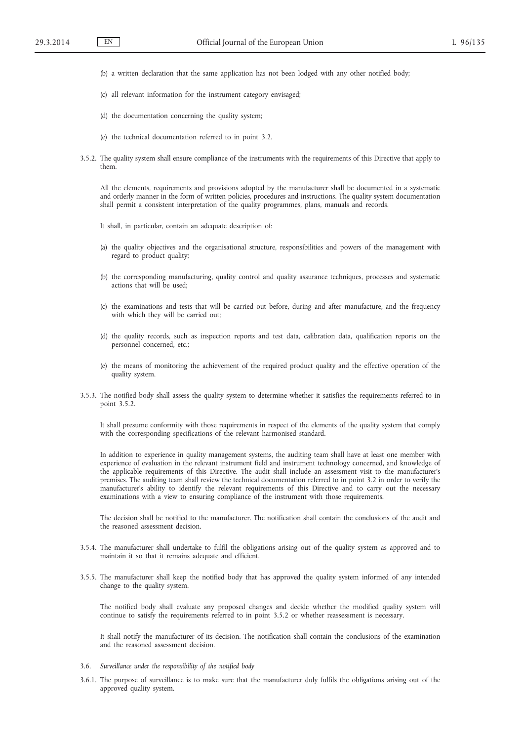(b) a written declaration that the same application has not been lodged with any other notified body;

(c) all relevant information for the instrument category envisaged;

(d) the documentation concerning the quality system;

(e) the technical documentation referred to in point 3.2.

3.5.2. The quality system shall ensure compliance of the instruments with the requirements of this Directive that apply to them.

All the elements, requirements and provisions adopted by the manufacturer shall be documented in a systematic and orderly manner in the form of written policies, procedures and instructions. The quality system documentation shall permit a consistent interpretation of the quality programmes, plans, manuals and records.

It shall, in particular, contain an adequate description of:

(a) the quality objectives and the organisational structure, responsibilities and powers of the management with regard to product quality;

(b) the corresponding manufacturing, quality control and quality assurance techniques, processes and systematic actions that will be used;

(c) the examinations and tests that will be carried out before, during and after manufacture, and the frequency with which they will be carried out;

(d) the quality records, such as inspection reports and test data, calibration data, qualification reports on the personnel concerned, etc.;

(e) the means of monitoring the achievement of the required product quality and the effective operation of the quality system.

3.5.3. The notified body shall assess the quality system to determine whether it satisfies the requirements referred to in point 3.5.2.

It shall presume conformity with those requirements in respect of the elements of the quality system that comply with the corresponding specifications of the relevant harmonised standard.

In addition to experience in quality management systems, the auditing team shall have at least one member with experience of evaluation in the relevant instrument field and instrument technology concerned, and knowledge of the applicable requirements of this Directive. The audit shall include an assessment visit to the manufacturer's premises. The auditing team shall review the technical documentation referred to in point 3.2 in order to verify the manufacturer's ability to identify the relevant requirements of this Directive and to carry out the necessary examinations with a view to ensuring compliance of the instrument with those requirements.

The decision shall be notified to the manufacturer. The notification shall contain the conclusions of the audit and the reasoned assessment decision.

3.5.4. The manufacturer shall undertake to fulfil the obligations arising out of the quality system as approved and to maintain it so that it remains adequate and efficient.

3.5.5. The manufacturer shall keep the notified body that has approved the quality system informed of any intended change to the quality system.

The notified body shall evaluate any proposed changes and decide whether the modified quality system will continue to satisfy the requirements referred to in point 3.5.2 or whether reassessment is necessary.

It shall notify the manufacturer of its decision. The notification shall contain the conclusions of the examination and the reasoned assessment decision.

3.6. *Surveillance under the responsibility of the notified body*

3.6.1. The purpose of surveillance is to make sure that the manufacturer duly fulfils the obligations arising out of the approved quality system.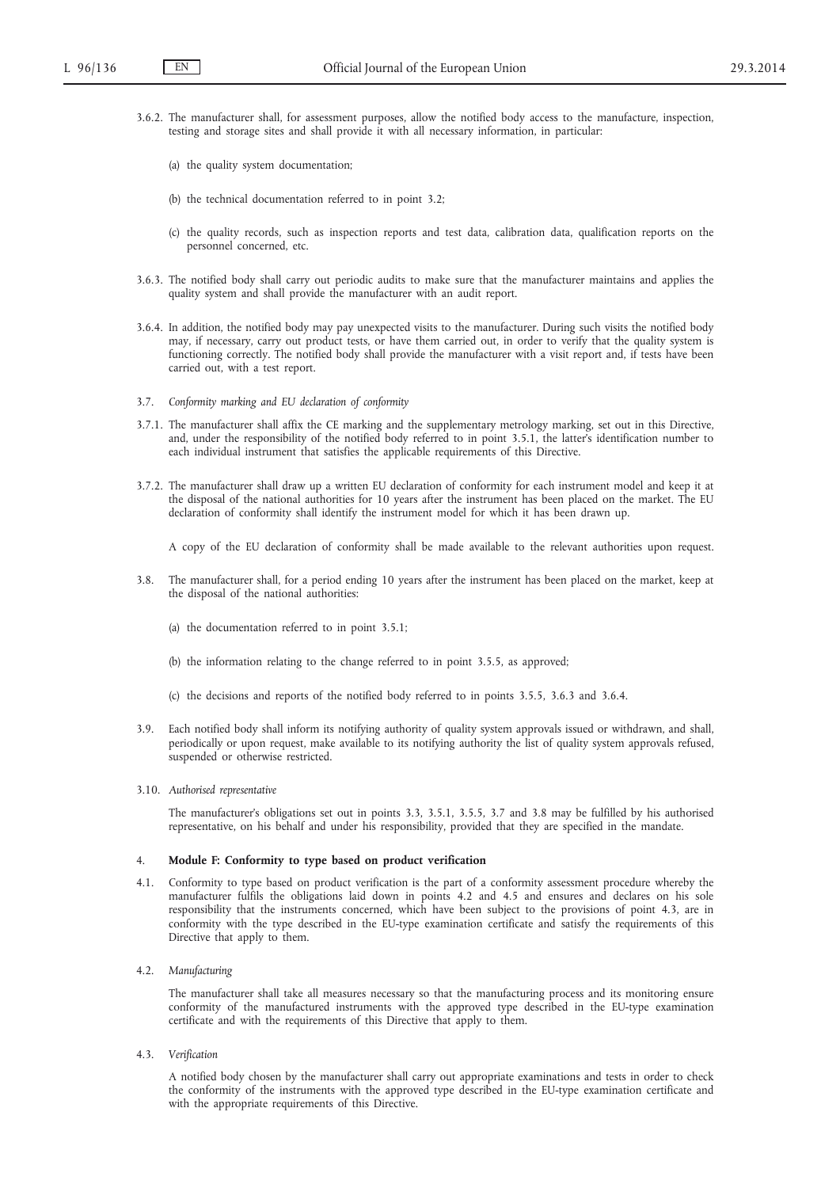3.6.2. The manufacturer shall, for assessment purposes, allow the notified body access to the manufacture, inspection, testing and storage sites and shall provide it with all necessary information, in particular:

(a) the quality system documentation;

(b) the technical documentation referred to in point 3.2;

(c) the quality records, such as inspection reports and test data, calibration data, qualification reports on the personnel concerned, etc.

3.6.3. The notified body shall carry out periodic audits to make sure that the manufacturer maintains and applies the quality system and shall provide the manufacturer with an audit report.

3.6.4. In addition, the notified body may pay unexpected visits to the manufacturer. During such visits the notified body may, if necessary, carry out product tests, or have them carried out, in order to verify that the quality system is functioning correctly. The notified body shall provide the manufacturer with a visit report and, if tests have been carried out, with a test report.

3.7. *Conformity marking and EU declaration of conformity*

3.7.1. The manufacturer shall affix the CE marking and the supplementary metrology marking, set out in this Directive, and, under the responsibility of the notified body referred to in point 3.5.1, the latter's identification number to each individual instrument that satisfies the applicable requirements of this Directive.

3.7.2. The manufacturer shall draw up a written EU declaration of conformity for each instrument model and keep it at the disposal of the national authorities for 10 years after the instrument has been placed on the market. The EU declaration of conformity shall identify the instrument model for which it has been drawn up.

A copy of the EU declaration of conformity shall be made available to the relevant authorities upon request.

3.8. The manufacturer shall, for a period ending 10 years after the instrument has been placed on the market, keep at the disposal of the national authorities:

(a) the documentation referred to in point 3.5.1;

(b) the information relating to the change referred to in point 3.5.5, as approved;

(c) the decisions and reports of the notified body referred to in points 3.5.5, 3.6.3 and 3.6.4.

3.9. Each notified body shall inform its notifying authority of quality system approvals issued or withdrawn, and shall, periodically or upon request, make available to its notifying authority the list of quality system approvals refused, suspended or otherwise restricted.

3.10. *Authorised representative*

The manufacturer's obligations set out in points 3.3, 3.5.1, 3.5.5, 3.7 and 3.8 may be fulfilled by his authorised representative, on his behalf and under his responsibility, provided that they are specified in the mandate.

## 4. **Module F: Conformity to type based on product verification**

4.1. Conformity to type based on product verification is the part of a conformity assessment procedure whereby the manufacturer fulfils the obligations laid down in points 4.2 and 4.5 and ensures and declares on his sole responsibility that the instruments concerned, which have been subject to the provisions of point 4.3, are in conformity with the type described in the EU-type examination certificate and satisfy the requirements of this Directive that apply to them.

4.2. *Manufacturing*

The manufacturer shall take all measures necessary so that the manufacturing process and its monitoring ensure conformity of the manufactured instruments with the approved type described in the EU-type examination certificate and with the requirements of this Directive that apply to them.

4.3. *Verification*

A notified body chosen by the manufacturer shall carry out appropriate examinations and tests in order to check the conformity of the instruments with the approved type described in the EU-type examination certificate and with the appropriate requirements of this Directive.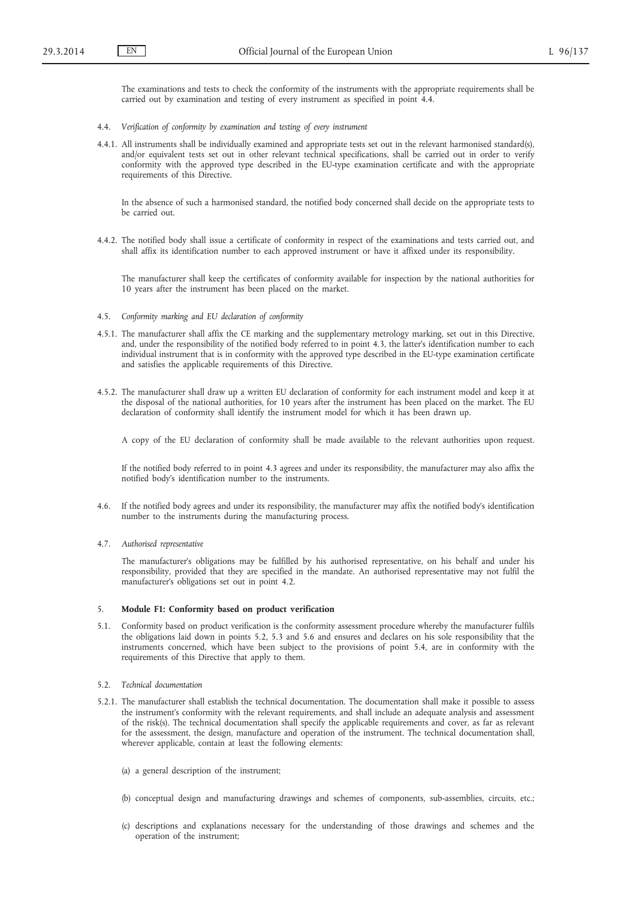The examinations and tests to check the conformity of the instruments with the appropriate requirements shall be carried out by examination and testing of every instrument as specified in point 4.4.

4.4. *Verification of conformity by examination and testing of every instrument*

4.4.1. All instruments shall be individually examined and appropriate tests set out in the relevant harmonised standard(s), and/or equivalent tests set out in other relevant technical specifications, shall be carried out in order to verify conformity with the approved type described in the EU-type examination certificate and with the appropriate requirements of this Directive.

In the absence of such a harmonised standard, the notified body concerned shall decide on the appropriate tests to be carried out.

4.4.2. The notified body shall issue a certificate of conformity in respect of the examinations and tests carried out, and shall affix its identification number to each approved instrument or have it affixed under its responsibility.

The manufacturer shall keep the certificates of conformity available for inspection by the national authorities for 10 years after the instrument has been placed on the market.

4.5. *Conformity marking and EU declaration of conformity*

4.5.1. The manufacturer shall affix the CE marking and the supplementary metrology marking, set out in this Directive, and, under the responsibility of the notified body referred to in point 4.3, the latter's identification number to each individual instrument that is in conformity with the approved type described in the EU-type examination certificate and satisfies the applicable requirements of this Directive.

4.5.2. The manufacturer shall draw up a written EU declaration of conformity for each instrument model and keep it at the disposal of the national authorities, for 10 years after the instrument has been placed on the market. The EU declaration of conformity shall identify the instrument model for which it has been drawn up.

A copy of the EU declaration of conformity shall be made available to the relevant authorities upon request.

If the notified body referred to in point 4.3 agrees and under its responsibility, the manufacturer may also affix the notified body's identification number to the instruments.

4.6. If the notified body agrees and under its responsibility, the manufacturer may affix the notified body's identification number to the instruments during the manufacturing process.

4.7. *Authorised representative*

The manufacturer's obligations may be fulfilled by his authorised representative, on his behalf and under his responsibility, provided that they are specified in the mandate. An authorised representative may not fulfil the manufacturer's obligations set out in point 4.2.

## 5. **Module F1: Conformity based on product verification**

5.1. Conformity based on product verification is the conformity assessment procedure whereby the manufacturer fulfils the obligations laid down in points 5.2, 5.3 and 5.6 and ensures and declares on his sole responsibility that the instruments concerned, which have been subject to the provisions of point 5.4, are in conformity with the requirements of this Directive that apply to them.

5.2. *Technical documentation*

5.2.1. The manufacturer shall establish the technical documentation. The documentation shall make it possible to assess the instrument's conformity with the relevant requirements, and shall include an adequate analysis and assessment of the risk(s). The technical documentation shall specify the applicable requirements and cover, as far as relevant for the assessment, the design, manufacture and operation of the instrument. The technical documentation shall, wherever applicable, contain at least the following elements:

(a) a general description of the instrument;

(b) conceptual design and manufacturing drawings and schemes of components, sub-assemblies, circuits, etc.;

(c) descriptions and explanations necessary for the understanding of those drawings and schemes and the operation of the instrument;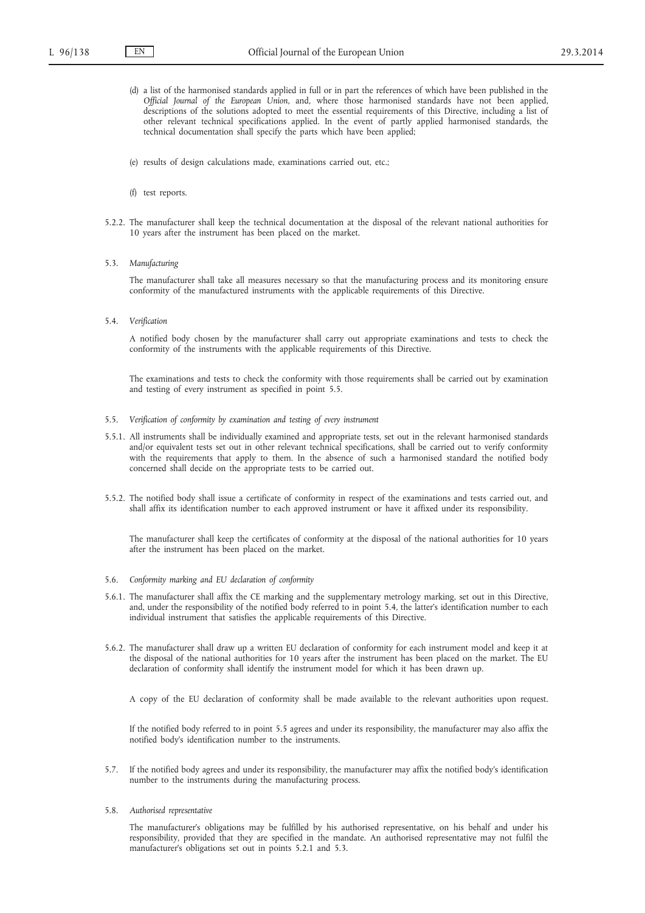(d) a list of the harmonised standards applied in full or in part the references of which have been published in the *Official Journal of the European Union*, and, where those harmonised standards have not been applied, descriptions of the solutions adopted to meet the essential requirements of this Directive, including a list of other relevant technical specifications applied. In the event of partly applied harmonised standards, the technical documentation shall specify the parts which have been applied;

(e) results of design calculations made, examinations carried out, etc.;

(f) test reports.

5.2.2. The manufacturer shall keep the technical documentation at the disposal of the relevant national authorities for 10 years after the instrument has been placed on the market.

5.3. *Manufacturing*

The manufacturer shall take all measures necessary so that the manufacturing process and its monitoring ensure conformity of the manufactured instruments with the applicable requirements of this Directive.

5.4. *Verification*

A notified body chosen by the manufacturer shall carry out appropriate examinations and tests to check the conformity of the instruments with the applicable requirements of this Directive.

The examinations and tests to check the conformity with those requirements shall be carried out by examination and testing of every instrument as specified in point 5.5.

5.5. *Verification of conformity by examination and testing of every instrument*

5.5.1. All instruments shall be individually examined and appropriate tests, set out in the relevant harmonised standards and/or equivalent tests set out in other relevant technical specifications, shall be carried out to verify conformity with the requirements that apply to them. In the absence of such a harmonised standard the notified body concerned shall decide on the appropriate tests to be carried out.

5.5.2. The notified body shall issue a certificate of conformity in respect of the examinations and tests carried out, and shall affix its identification number to each approved instrument or have it affixed under its responsibility.

The manufacturer shall keep the certificates of conformity at the disposal of the national authorities for 10 years after the instrument has been placed on the market.

5.6. *Conformity marking and EU declaration of conformity*

5.6.1. The manufacturer shall affix the CE marking and the supplementary metrology marking, set out in this Directive, and, under the responsibility of the notified body referred to in point 5.4, the latter's identification number to each individual instrument that satisfies the applicable requirements of this Directive.

5.6.2. The manufacturer shall draw up a written EU declaration of conformity for each instrument model and keep it at the disposal of the national authorities for 10 years after the instrument has been placed on the market. The EU declaration of conformity shall identify the instrument model for which it has been drawn up.

A copy of the EU declaration of conformity shall be made available to the relevant authorities upon request.

If the notified body referred to in point 5.5 agrees and under its responsibility, the manufacturer may also affix the notified body's identification number to the instruments.

5.7. If the notified body agrees and under its responsibility, the manufacturer may affix the notified body's identification number to the instruments during the manufacturing process.

5.8. *Authorised representative*

The manufacturer's obligations may be fulfilled by his authorised representative, on his behalf and under his responsibility, provided that they are specified in the mandate. An authorised representative may not fulfil the manufacturer's obligations set out in points 5.2.1 and 5.3.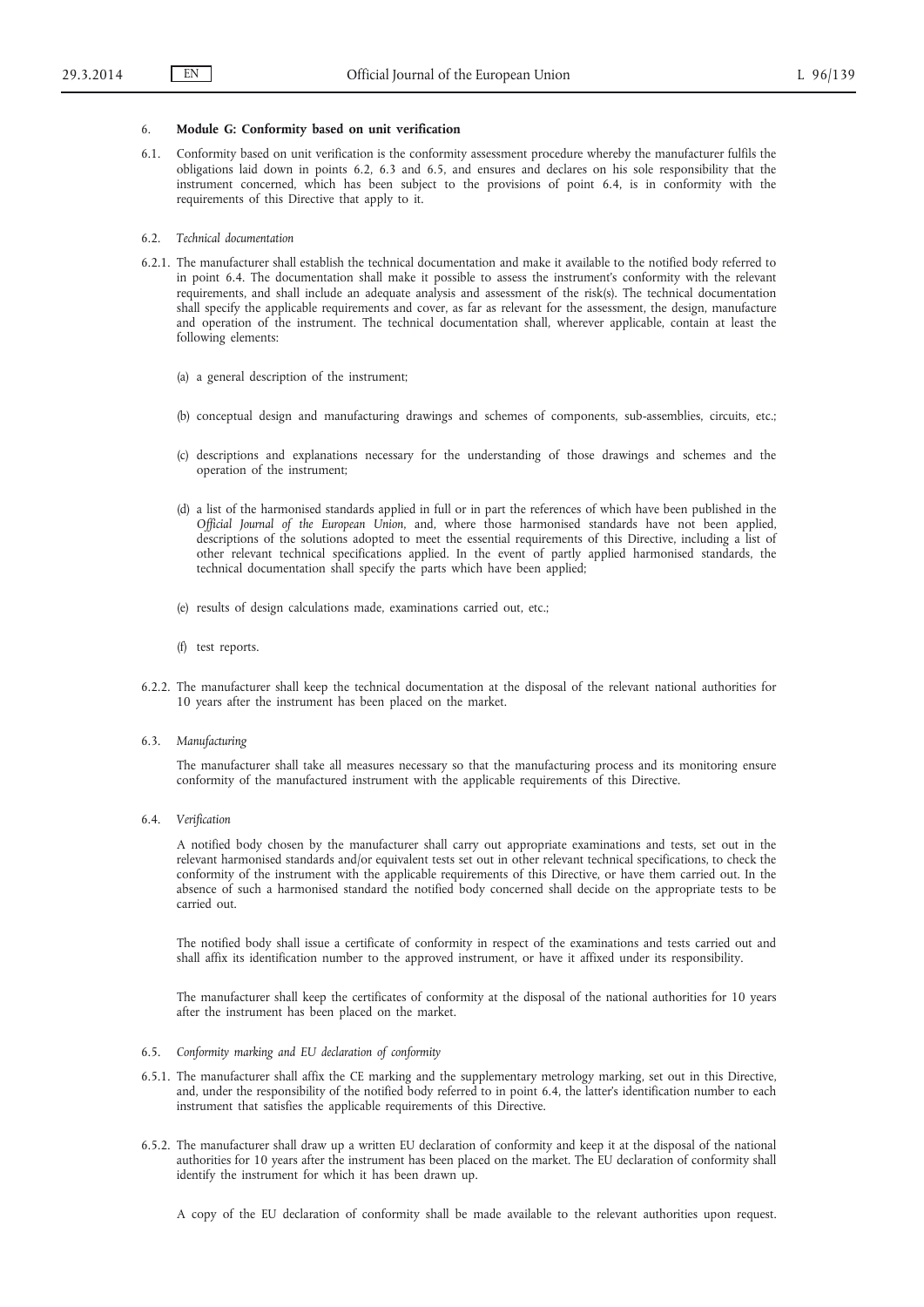## 6. **Module G: Conformity based on unit verification**

6.1. Conformity based on unit verification is the conformity assessment procedure whereby the manufacturer fulfils the obligations laid down in points 6.2, 6.3 and 6.5, and ensures and declares on his sole responsibility that the instrument concerned, which has been subject to the provisions of point 6.4, is in conformity with the requirements of this Directive that apply to it.

6.2. *Technical documentation*

6.2.1. The manufacturer shall establish the technical documentation and make it available to the notified body referred to in point 6.4. The documentation shall make it possible to assess the instrument's conformity with the relevant requirements, and shall include an adequate analysis and assessment of the risk(s). The technical documentation shall specify the applicable requirements and cover, as far as relevant for the assessment, the design, manufacture and operation of the instrument. The technical documentation shall, wherever applicable, contain at least the following elements:

(a) a general description of the instrument;

(b) conceptual design and manufacturing drawings and schemes of components, sub-assemblies, circuits, etc.;

(c) descriptions and explanations necessary for the understanding of those drawings and schemes and the operation of the instrument;

(d) a list of the harmonised standards applied in full or in part the references of which have been published in the *Official Journal of the European Union*, and, where those harmonised standards have not been applied, descriptions of the solutions adopted to meet the essential requirements of this Directive, including a list of other relevant technical specifications applied. In the event of partly applied harmonised standards, the technical documentation shall specify the parts which have been applied;

(e) results of design calculations made, examinations carried out, etc.;

(f) test reports.

6.2.2. The manufacturer shall keep the technical documentation at the disposal of the relevant national authorities for 10 years after the instrument has been placed on the market.

6.3. *Manufacturing*

The manufacturer shall take all measures necessary so that the manufacturing process and its monitoring ensure conformity of the manufactured instrument with the applicable requirements of this Directive.

6.4. *Verification*

A notified body chosen by the manufacturer shall carry out appropriate examinations and tests, set out in the relevant harmonised standards and/or equivalent tests set out in other relevant technical specifications, to check the conformity of the instrument with the applicable requirements of this Directive, or have them carried out. In the absence of such a harmonised standard the notified body concerned shall decide on the appropriate tests to be carried out.

The notified body shall issue a certificate of conformity in respect of the examinations and tests carried out and shall affix its identification number to the approved instrument, or have it affixed under its responsibility.

The manufacturer shall keep the certificates of conformity at the disposal of the national authorities for 10 years after the instrument has been placed on the market.

6.5. *Conformity marking and EU declaration of conformity*

6.5.1. The manufacturer shall affix the CE marking and the supplementary metrology marking, set out in this Directive, and, under the responsibility of the notified body referred to in point 6.4, the latter's identification number to each instrument that satisfies the applicable requirements of this Directive.

6.5.2. The manufacturer shall draw up a written EU declaration of conformity and keep it at the disposal of the national authorities for 10 years after the instrument has been placed on the market. The EU declaration of conformity shall identify the instrument for which it has been drawn up.

A copy of the EU declaration of conformity shall be made available to the relevant authorities upon request.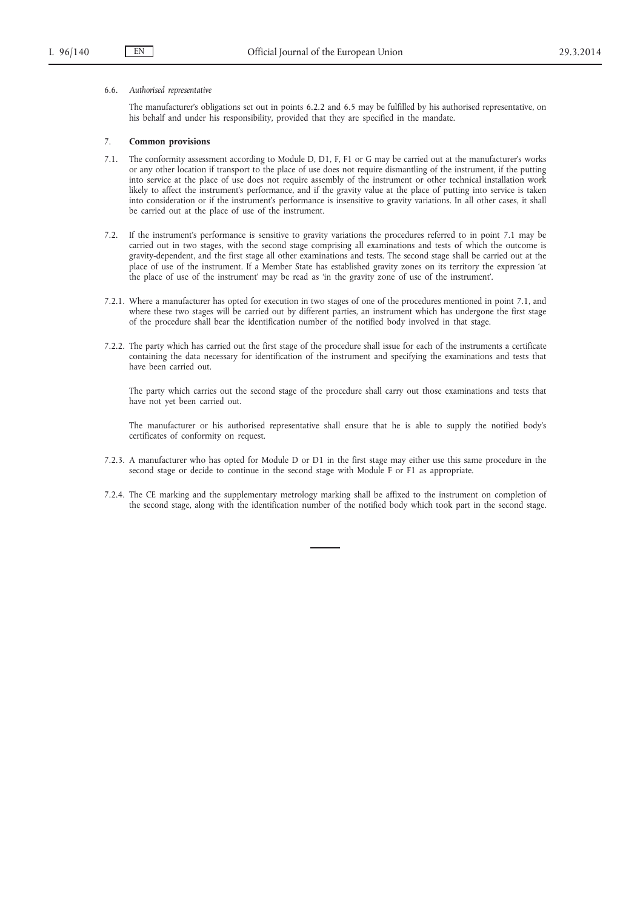6.6. *Authorised representative*

The manufacturer's obligations set out in points 6.2.2 and 6.5 may be fulfilled by his authorised representative, on his behalf and under his responsibility, provided that they are specified in the mandate.

7. **Common provisions**

7.1. The conformity assessment according to Module D, D1, F, F1 or G may be carried out at the manufacturer's works or any other location if transport to the place of use does not require dismantling of the instrument, if the putting into service at the place of use does not require assembly of the instrument or other technical installation work likely to affect the instrument's performance, and if the gravity value at the place of putting into service is taken into consideration or if the instrument's performance is insensitive to gravity variations. In all other cases, it shall be carried out at the place of use of the instrument.

7.2. If the instrument's performance is sensitive to gravity variations the procedures referred to in point 7.1 may be carried out in two stages, with the second stage comprising all examinations and tests of which the outcome is gravity-dependent, and the first stage all other examinations and tests. The second stage shall be carried out at the place of use of the instrument. If a Member State has established gravity zones on its territory the expression 'at the place of use of the instrument' may be read as 'in the gravity zone of use of the instrument'.

7.2.1. Where a manufacturer has opted for execution in two stages of one of the procedures mentioned in point 7.1, and where these two stages will be carried out by different parties, an instrument which has undergone the first stage of the procedure shall bear the identification number of the notified body involved in that stage.

7.2.2. The party which has carried out the first stage of the procedure shall issue for each of the instruments a certificate containing the data necessary for identification of the instrument and specifying the examinations and tests that have been carried out.

The party which carries out the second stage of the procedure shall carry out those examinations and tests that have not yet been carried out.

The manufacturer or his authorised representative shall ensure that he is able to supply the notified body's certificates of conformity on request.

7.2.3. A manufacturer who has opted for Module D or D1 in the first stage may either use this same procedure in the second stage or decide to continue in the second stage with Module F or F1 as appropriate.

7.2.4. The CE marking and the supplementary metrology marking shall be affixed to the instrument on completion of the second stage, along with the identification number of the notified body which took part in the second stage.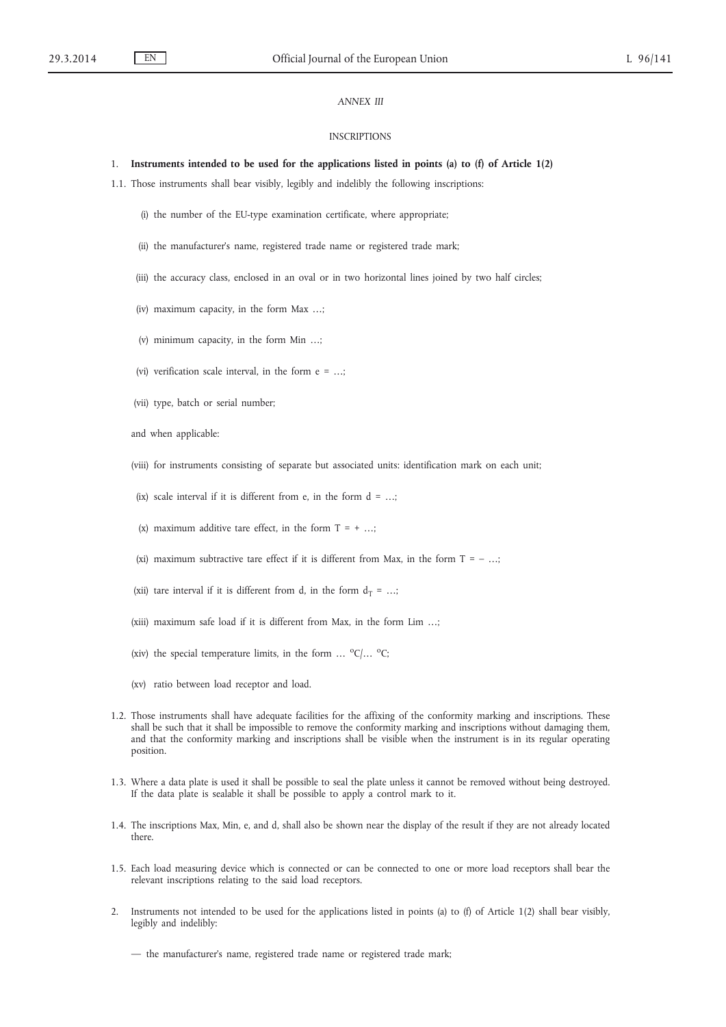*ANNEX III*

INSCRIPTIONS

1. **Instruments intended to be used for the applications listed in points (a) to (f) of Article 1(2)**

1.1. Those instruments shall bear visibly, legibly and indelibly the following inscriptions:

(i) the number of the EU-type examination certificate, where appropriate;

(ii) the manufacturer's name, registered trade name or registered trade mark;

(iii) the accuracy class, enclosed in an oval or in two horizontal lines joined by two half circles;

(iv) maximum capacity, in the form Max …;

(v) minimum capacity, in the form Min …;

(vi) verification scale interval, in the form e = …;

(vii) type, batch or serial number;

and when applicable:

(viii) for instruments consisting of separate but associated units: identification mark on each unit;

(ix) scale interval if it is different from e, in the form d = …;

(x) maximum additive tare effect, in the form T = + …;

(xi) maximum subtractive tare effect if it is different from Max, in the form T = − …;

(xii) tare interval if it is different from d, in the form $d_T$ = …;

(xiii) maximum safe load if it is different from Max, in the form Lim …;

(xiv) the special temperature limits, in the form … °C/… °C;

(xv) ratio between load receptor and load.

1.2. Those instruments shall have adequate facilities for the affixing of the conformity marking and inscriptions. These shall be such that it shall be impossible to remove the conformity marking and inscriptions without damaging them, and that the conformity marking and inscriptions shall be visible when the instrument is in its regular operating position.

1.3. Where a data plate is used it shall be possible to seal the plate unless it cannot be removed without being destroyed. If the data plate is sealable it shall be possible to apply a control mark to it.

1.4. The inscriptions Max, Min, e, and d, shall also be shown near the display of the result if they are not already located there.

1.5. Each load measuring device which is connected or can be connected to one or more load receptors shall bear the relevant inscriptions relating to the said load receptors.

2. Instruments not intended to be used for the applications listed in points (a) to (f) of Article 1(2) shall bear visibly, legibly and indelibly:

— the manufacturer's name, registered trade name or registered trade mark;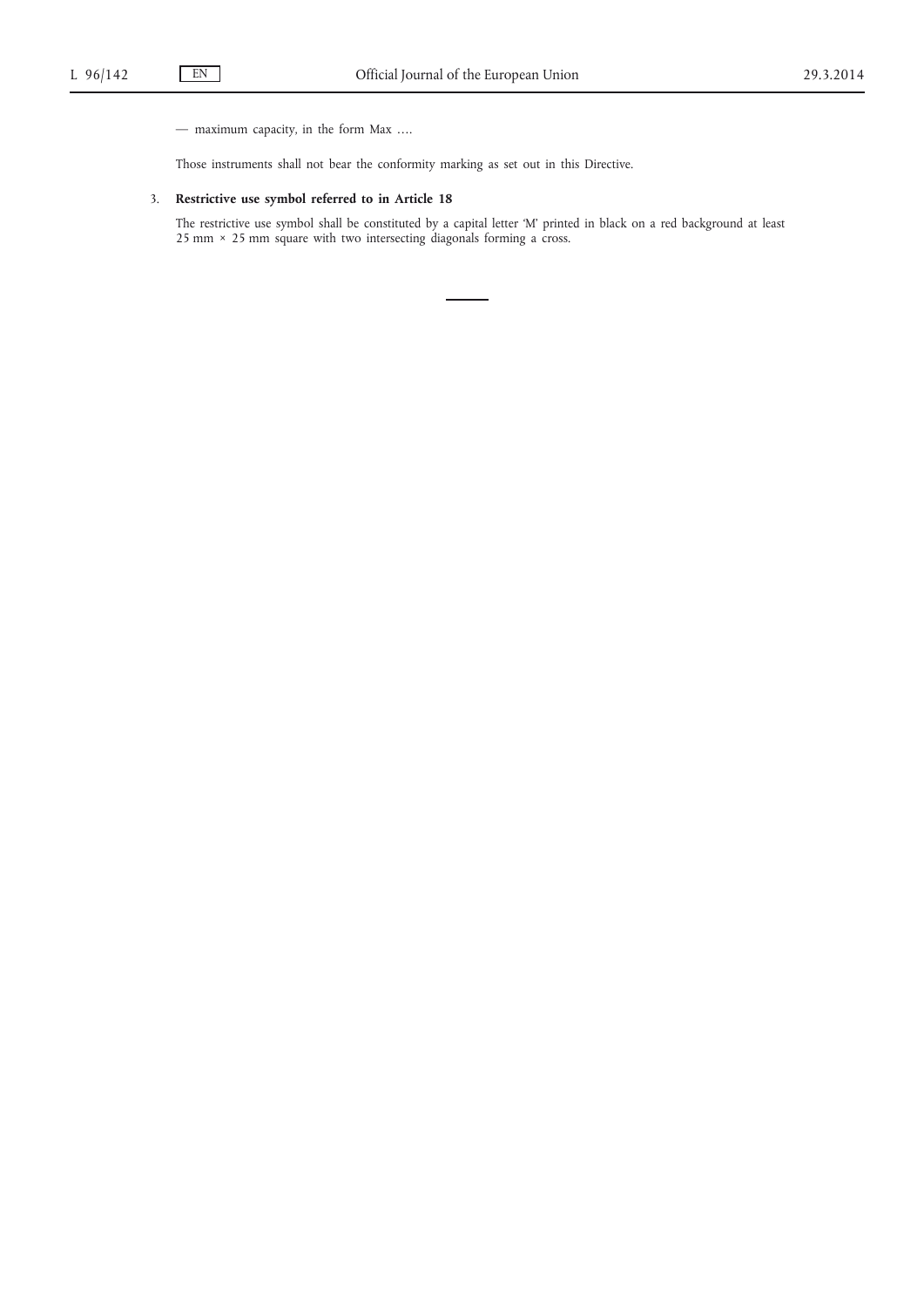— maximum capacity, in the form Max ….

Those instruments shall not bear the conformity marking as set out in this Directive.

3. **Restrictive use symbol referred to in Article 18**

The restrictive use symbol shall be constituted by a capital letter 'M' printed in black on a red background at least 25 mm × 25 mm square with two intersecting diagonals forming a cross.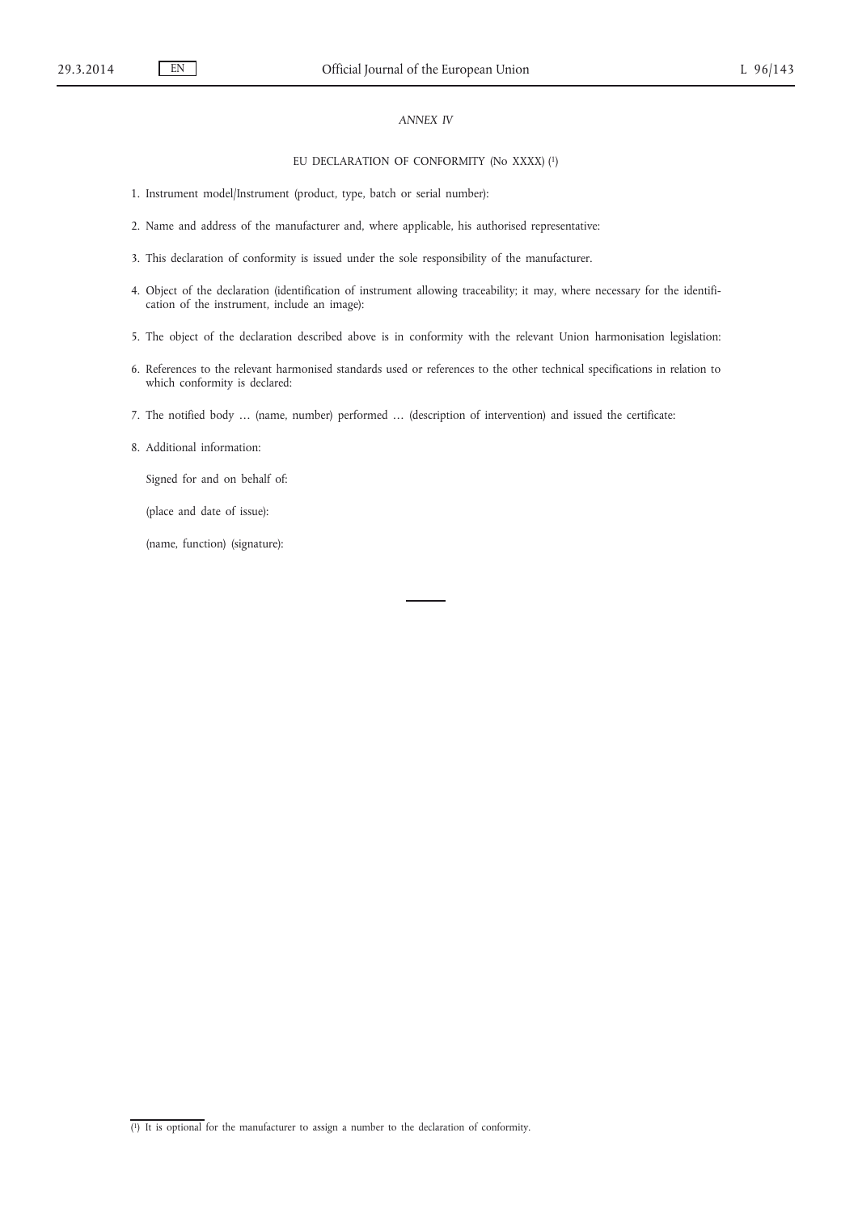*ANNEX IV*

## EU DECLARATION OF CONFORMITY (No XXXX) [1]

1. Instrument model/Instrument (product, type, batch or serial number):

2. Name and address of the manufacturer and, where applicable, his authorised representative:

3. This declaration of conformity is issued under the sole responsibility of the manufacturer.

4. Object of the declaration (identification of instrument allowing traceability; it may, where necessary for the identification of the instrument, include an image):

5. The object of the declaration described above is in conformity with the relevant Union harmonisation legislation:

6. References to the relevant harmonised standards used or references to the other technical specifications in relation to which conformity is declared:

7. The notified body … (name, number) performed … (description of intervention) and issued the certificate:

8. Additional information:

   Signed for and on behalf of:

   (place and date of issue):

   (name, function) (signature):

---

[1] It is optional for the manufacturer to assign a number to the declaration of conformity.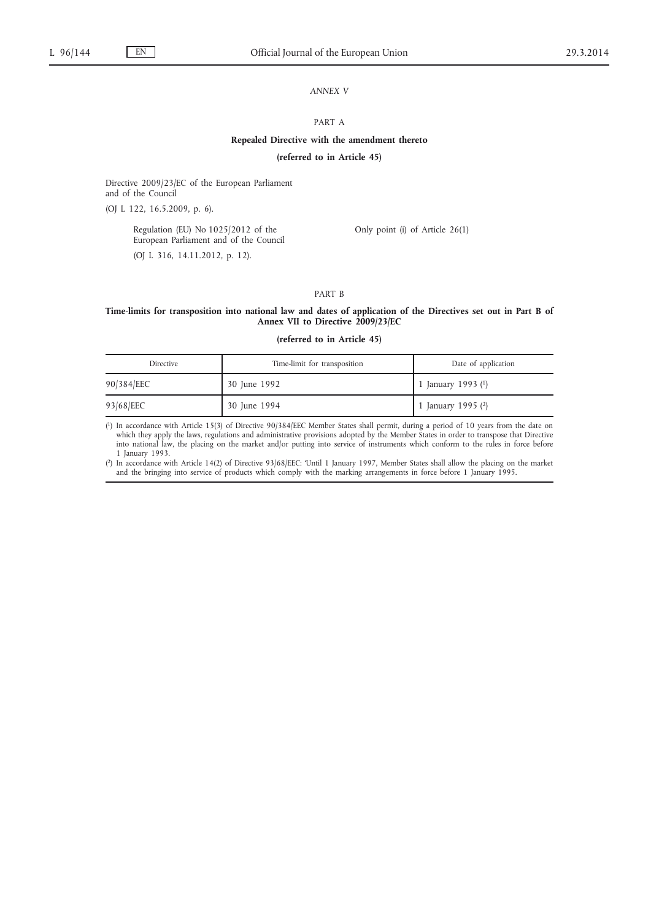*ANNEX V*

PART A

**Repealed Directive with the amendment thereto**

**(referred to in Article 45)**

Directive 2009/23/EC of the European Parliament and of the Council

(OJ L 122, 16.5.2009, p. 6).

| | |
|---|---|
| Regulation (EU) No 1025/2012 of the European Parliament and of the Council (OJ L 316, 14.11.2012, p. 12). | Only point (i) of Article 26(1) |

PART B

**Time-limits for transposition into national law and dates of application of the Directives set out in Part B of Annex VII to Directive 2009/23/EC**

**(referred to in Article 45)**

| Directive | Time-limit for transposition | Date of application |
|---|---|---|
| 90/384/EEC | 30 June 1992 | 1 January 1993 (1) |
| 93/68/EEC | 30 June 1994 | 1 January 1995 (2) |

(1) In accordance with Article 15(3) of Directive 90/384/EEC Member States shall permit, during a period of 10 years from the date on which they apply the laws, regulations and administrative provisions adopted by the Member States in order to transpose that Directive into national law, the placing on the market and/or putting into service of instruments which conform to the rules in force before 1 January 1993.

(2) In accordance with Article 14(2) of Directive 93/68/EEC: 'Until 1 January 1997, Member States shall allow the placing on the market and the bringing into service of products which comply with the marking arrangements in force before 1 January 1995.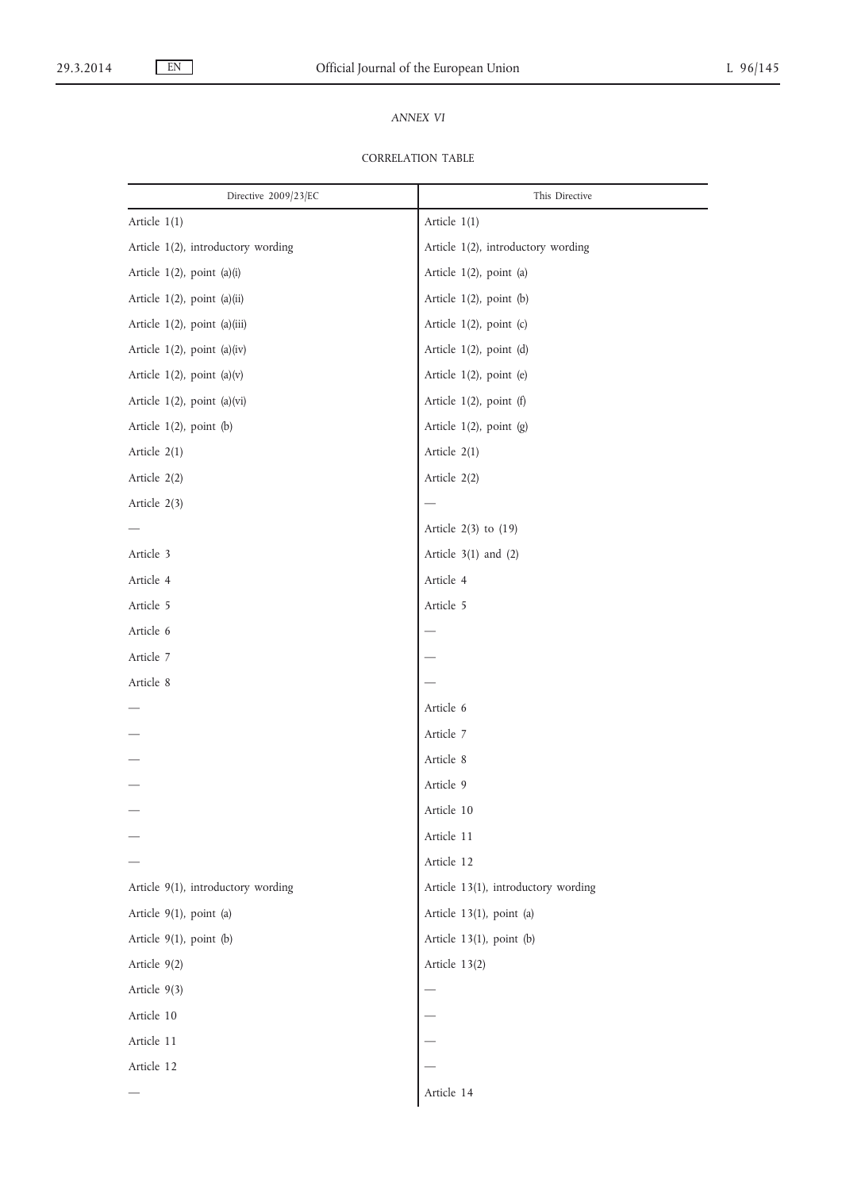*ANNEX VI*

CORRELATION TABLE

| Directive 2009/23/EC | This Directive |
|---|---|
| Article 1(1) | Article 1(1) |
| Article 1(2), introductory wording | Article 1(2), introductory wording |
| Article 1(2), point (a)(i) | Article 1(2), point (a) |
| Article 1(2), point (a)(ii) | Article 1(2), point (b) |
| Article 1(2), point (a)(iii) | Article 1(2), point (c) |
| Article 1(2), point (a)(iv) | Article 1(2), point (d) |
| Article 1(2), point (a)(v) | Article 1(2), point (e) |
| Article 1(2), point (a)(vi) | Article 1(2), point (f) |
| Article 1(2), point (b) | Article 1(2), point (g) |
| Article 2(1) | Article 2(1) |
| Article 2(2) | Article 2(2) |
| Article 2(3) | — |
| — | Article 2(3) to (19) |
| Article 3 | Article 3(1) and (2) |
| Article 4 | Article 4 |
| Article 5 | Article 5 |
| Article 6 | — |
| Article 7 | — |
| Article 8 | — |
| — | Article 6 |
| — | Article 7 |
| — | Article 8 |
| — | Article 9 |
| — | Article 10 |
| — | Article 11 |
| — | Article 12 |
| Article 9(1), introductory wording | Article 13(1), introductory wording |
| Article 9(1), point (a) | Article 13(1), point (a) |
| Article 9(1), point (b) | Article 13(1), point (b) |
| Article 9(2) | Article 13(2) |
| Article 9(3) | — |
| Article 10 | — |
| Article 11 | — |
| Article 12 | — |
| — | Article 14 |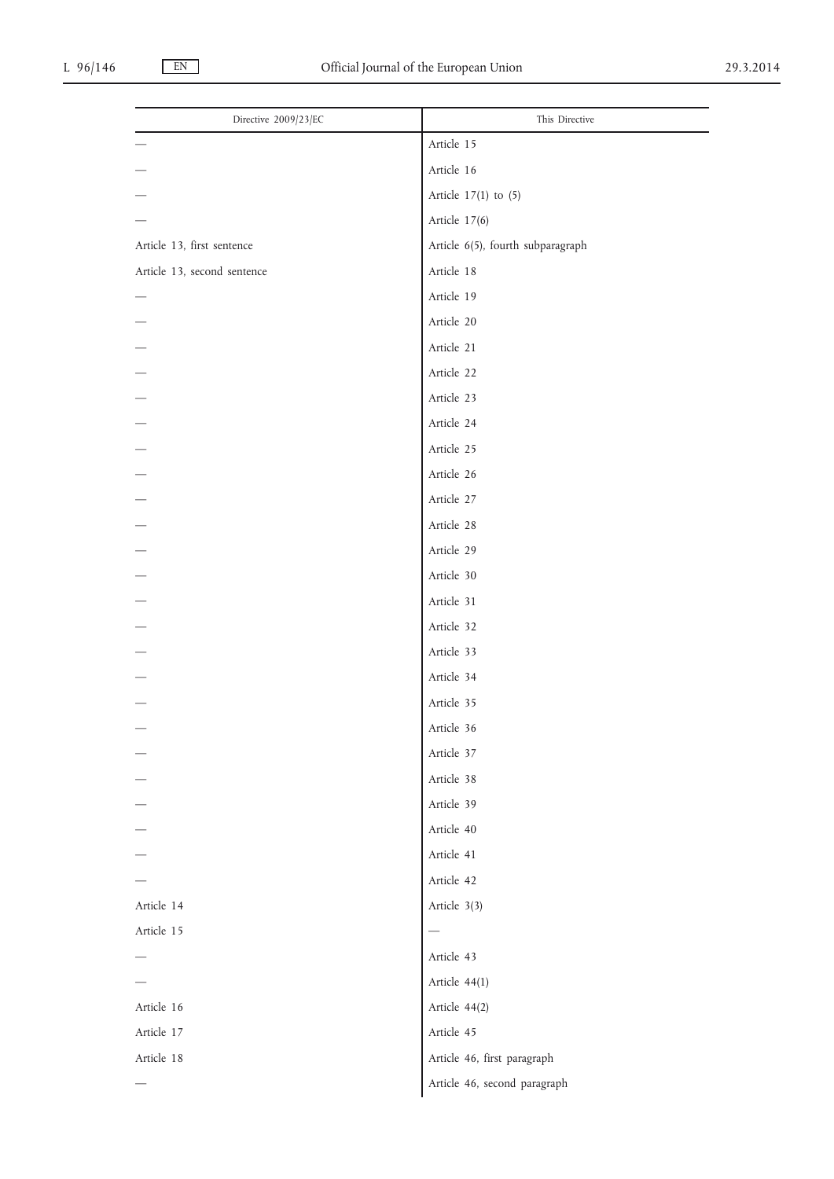| Directive 2009/23/EC | This Directive |
|---|---|
| — | Article 15 |
| — | Article 16 |
| — | Article 17(1) to (5) |
| — | Article 17(6) |
| Article 13, first sentence | Article 6(5), fourth subparagraph |
| Article 13, second sentence | Article 18 |
| — | Article 19 |
| — | Article 20 |
| — | Article 21 |
| — | Article 22 |
| — | Article 23 |
| — | Article 24 |
| — | Article 25 |
| — | Article 26 |
| — | Article 27 |
| — | Article 28 |
| — | Article 29 |
| — | Article 30 |
| — | Article 31 |
| — | Article 32 |
| — | Article 33 |
| — | Article 34 |
| — | Article 35 |
| — | Article 36 |
| — | Article 37 |
| — | Article 38 |
| — | Article 39 |
| — | Article 40 |
| — | Article 41 |
| — | Article 42 |
| Article 14 | Article 3(3) |
| Article 15 | — |
| — | Article 43 |
| — | Article 44(1) |
| Article 16 | Article 44(2) |
| Article 17 | Article 45 |
| Article 18 | Article 46, first paragraph |
| — | Article 46, second paragraph |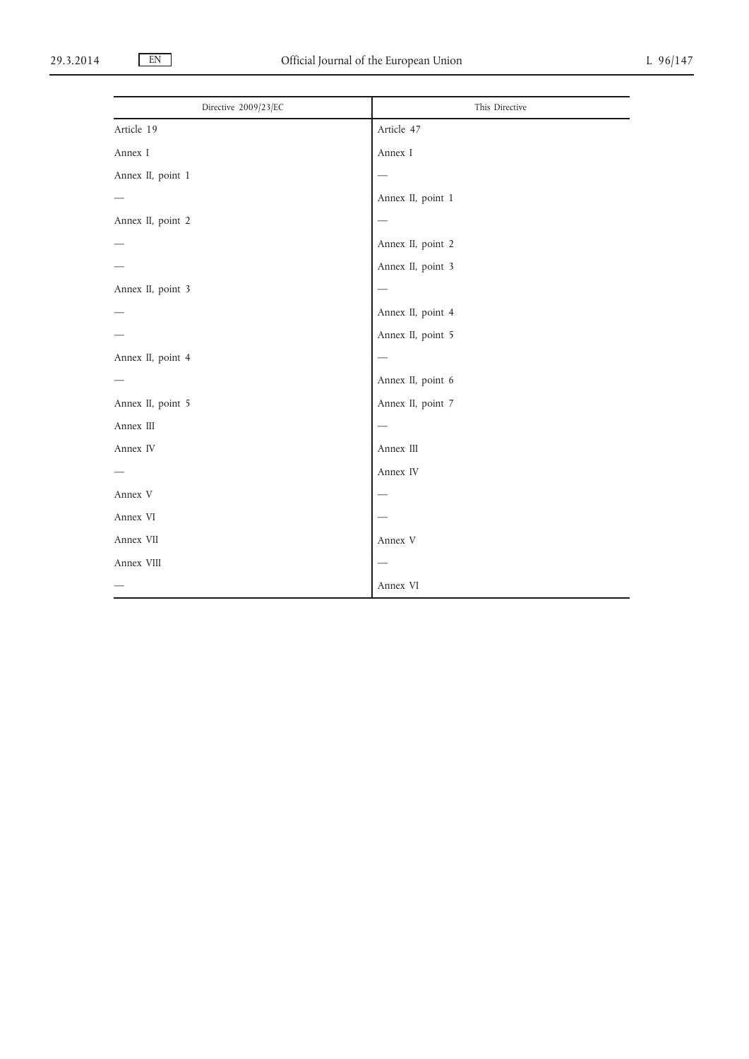| Directive 2009/23/EC | This Directive |
| --- | --- |
| Article 19 | Article 47 |
| Annex I | Annex I |
| Annex II, point 1 | — |
| — | Annex II, point 1 |
| Annex II, point 2 | — |
| — | Annex II, point 2 |
| — | Annex II, point 3 |
| Annex II, point 3 | — |
| — | Annex II, point 4 |
| — | Annex II, point 5 |
| Annex II, point 4 | — |
| — | Annex II, point 6 |
| Annex II, point 5 | Annex II, point 7 |
| Annex III | — |
| Annex IV | Annex III |
| — | Annex IV |
| Annex V | — |
| Annex VI | — |
| Annex VII | Annex V |
| Annex VIII | — |
| — | Annex VI |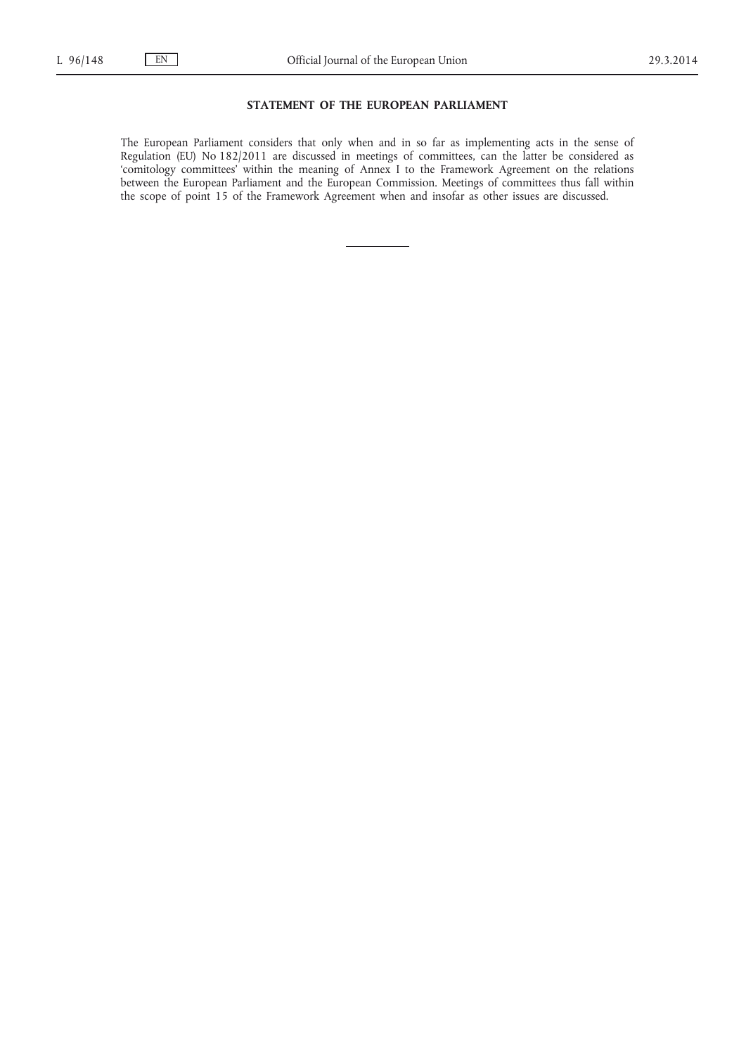## STATEMENT OF THE EUROPEAN PARLIAMENT

The European Parliament considers that only when and in so far as implementing acts in the sense of Regulation (EU) No 182/2011 are discussed in meetings of committees, can the latter be considered as 'comitology committees' within the meaning of Annex I to the Framework Agreement on the relations between the European Parliament and the European Commission. Meetings of committees thus fall within the scope of point 15 of the Framework Agreement when and insofar as other issues are discussed.